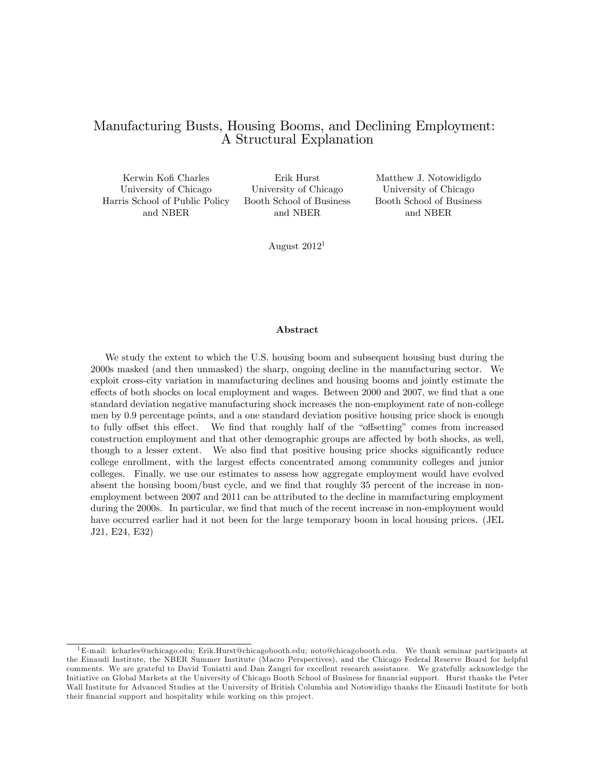# Manufacturing Busts, Housing Booms, and Declining Employment: A Structural Explanation

Kerwin Kofi Charles
University of Chicago
Harris School of Public Policy
and NBER

Erik Hurst
University of Chicago
Booth School of Business
and NBER

Matthew J. Notowidigdo
University of Chicago
Booth School of Business
and NBER

August 2012[1]

## Abstract

We study the extent to which the U.S. housing boom and subsequent housing bust during the 2000s masked (and then unmasked) the sharp, ongoing decline in the manufacturing sector. We exploit cross-city variation in manufacturing declines and housing booms and jointly estimate the effects of both shocks on local employment and wages. Between 2000 and 2007, we find that a one standard deviation negative manufacturing shock increases the non-employment rate of non-college men by 0.9 percentage points, and a one standard deviation positive housing price shock is enough to fully offset this effect. We find that roughly half of the "offsetting" comes from increased construction employment and that other demographic groups are affected by both shocks, as well, though to a lesser extent. We also find that positive housing price shocks significantly reduce college enrollment, with the largest effects concentrated among community colleges and junior colleges. Finally, we use our estimates to assess how aggregate employment would have evolved absent the housing boom/bust cycle, and we find that roughly 35 percent of the increase in non-employment between 2007 and 2011 can be attributed to the decline in manufacturing employment during the 2000s. In particular, we find that much of the recent increase in non-employment would have occurred earlier had it not been for the large temporary boom in local housing prices. (JEL J21, E24, E32)

[1] E-mail: kcharles@uchicago.edu; Erik.Hurst@chicagobooth.edu; noto@chicagobooth.edu. We thank seminar participants at the Einaudi Institute, the NBER Summer Institute (Macro Perspectives), and the Chicago Federal Reserve Board for helpful comments. We are grateful to David Toniatti and Dan Zangri for excellent research assistance. We gratefully acknowledge the Initiative on Global Markets at the University of Chicago Booth School of Business for financial support. Hurst thanks the Peter Wall Institute for Advanced Studies at the University of British Columbia and Notowidigo thanks the Einaudi Institute for both their financial support and hospitality while working on this project.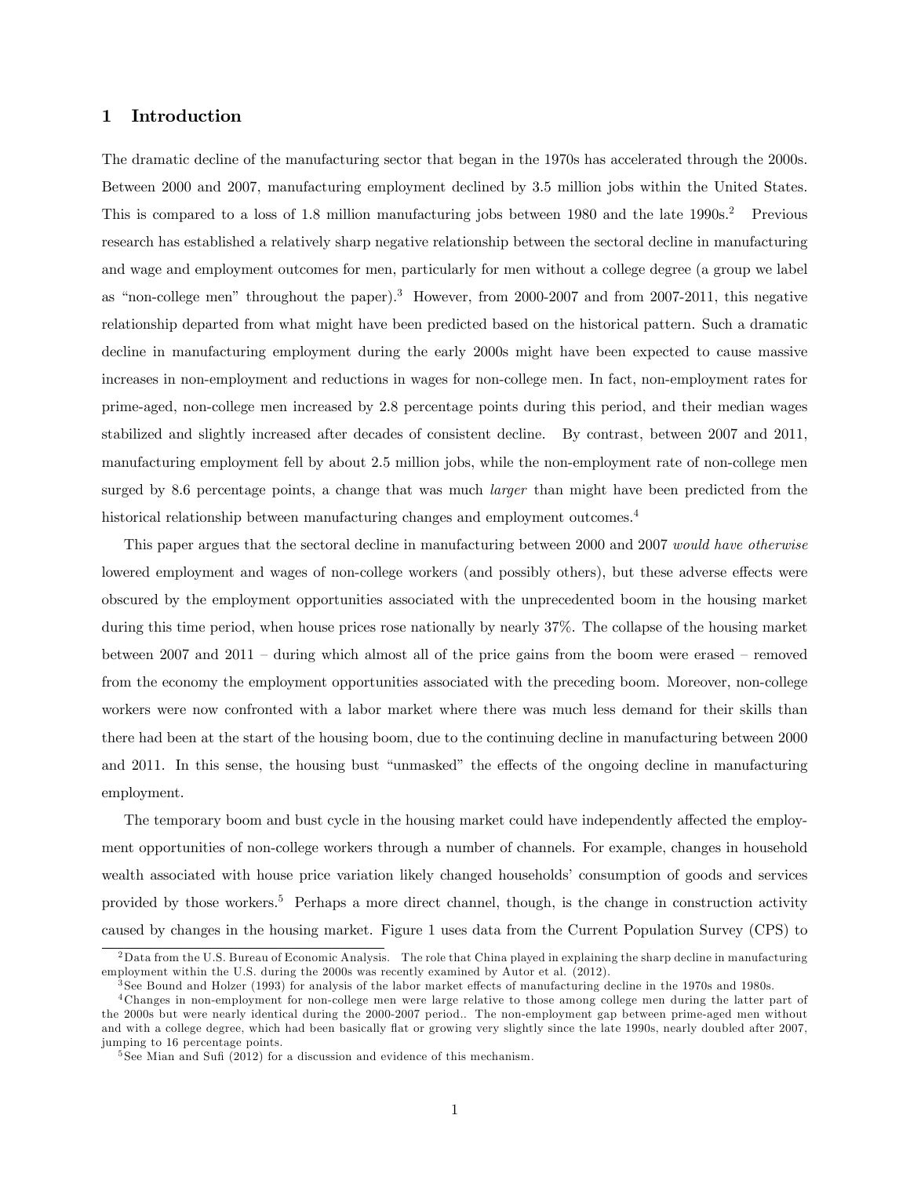# 1 Introduction

The dramatic decline of the manufacturing sector that began in the 1970s has accelerated through the 2000s. Between 2000 and 2007, manufacturing employment declined by 3.5 million jobs within the United States. This is compared to a loss of 1.8 million manufacturing jobs between 1980 and the late 1990s.[2] Previous research has established a relatively sharp negative relationship between the sectoral decline in manufacturing and wage and employment outcomes for men, particularly for men without a college degree (a group we label as "non-college men" throughout the paper).[3] However, from 2000-2007 and from 2007-2011, this negative relationship departed from what might have been predicted based on the historical pattern. Such a dramatic decline in manufacturing employment during the early 2000s might have been expected to cause massive increases in non-employment and reductions in wages for non-college men. In fact, non-employment rates for prime-aged, non-college men increased by 2.8 percentage points during this period, and their median wages stabilized and slightly increased after decades of consistent decline. By contrast, between 2007 and 2011, manufacturing employment fell by about 2.5 million jobs, while the non-employment rate of non-college men surged by 8.6 percentage points, a change that was much *larger* than might have been predicted from the historical relationship between manufacturing changes and employment outcomes.[4]

This paper argues that the sectoral decline in manufacturing between 2000 and 2007 *would have otherwise* lowered employment and wages of non-college workers (and possibly others), but these adverse effects were obscured by the employment opportunities associated with the unprecedented boom in the housing market during this time period, when house prices rose nationally by nearly 37%. The collapse of the housing market between 2007 and 2011 – during which almost all of the price gains from the boom were erased – removed from the economy the employment opportunities associated with the preceding boom. Moreover, non-college workers were now confronted with a labor market where there was much less demand for their skills than there had been at the start of the housing boom, due to the continuing decline in manufacturing between 2000 and 2011. In this sense, the housing bust "unmasked" the effects of the ongoing decline in manufacturing employment.

The temporary boom and bust cycle in the housing market could have independently affected the employment opportunities of non-college workers through a number of channels. For example, changes in household wealth associated with house price variation likely changed households' consumption of goods and services provided by those workers.[5] Perhaps a more direct channel, though, is the change in construction activity caused by changes in the housing market. Figure 1 uses data from the Current Population Survey (CPS) to

[2] Data from the U.S. Bureau of Economic Analysis. The role that China played in explaining the sharp decline in manufacturing employment within the U.S. during the 2000s was recently examined by Autor et al. (2012).

[3] See Bound and Holzer (1993) for analysis of the labor market effects of manufacturing decline in the 1970s and 1980s.

[4] Changes in non-employment for non-college men were large relative to those among college men during the latter part of the 2000s but were nearly identical during the 2000-2007 period.. The non-employment gap between prime-aged men without and with a college degree, which had been basically flat or growing very slightly since the late 1990s, nearly doubled after 2007, jumping to 16 percentage points.

[5] See Mian and Sufi (2012) for a discussion and evidence of this mechanism.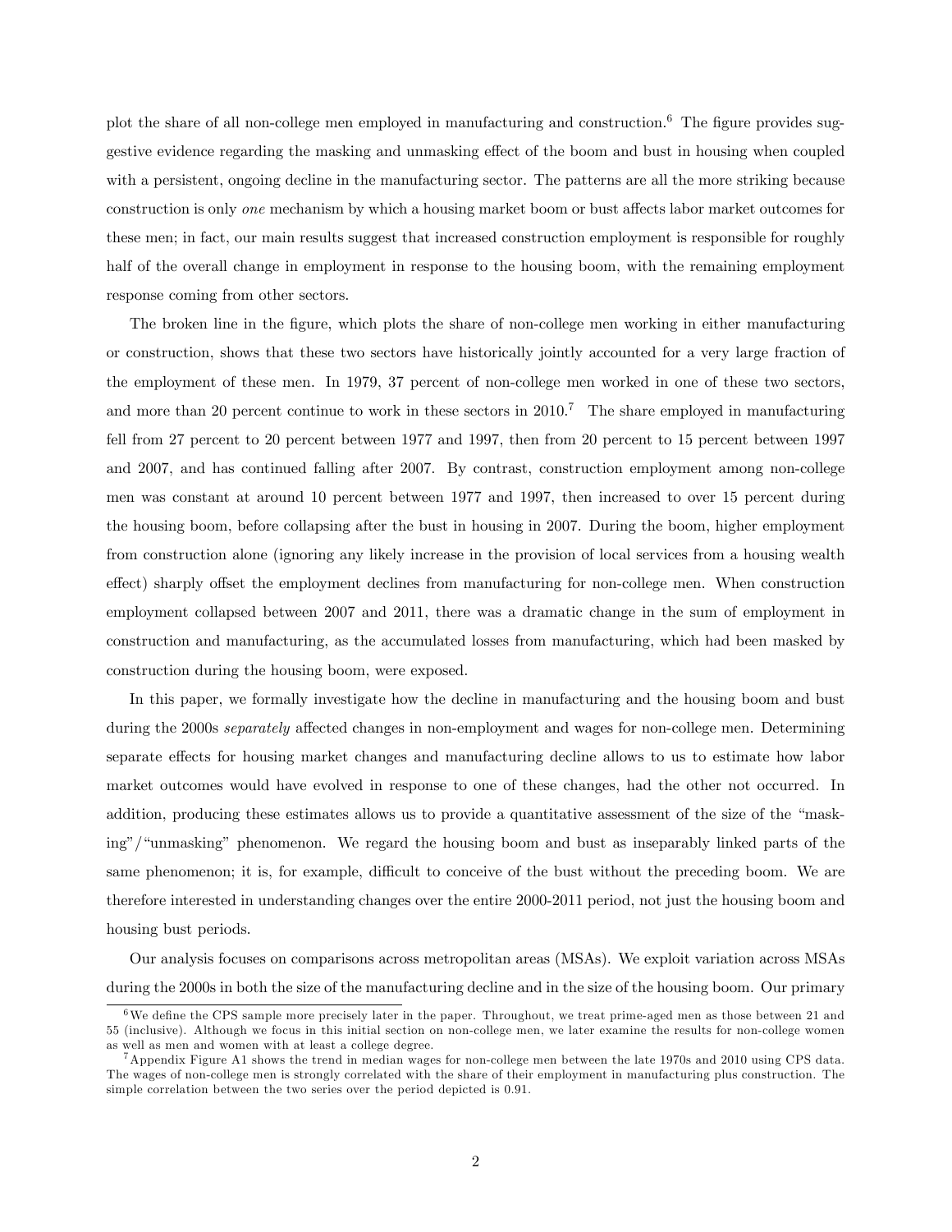plot the share of all non-college men employed in manufacturing and construction.[6] The figure provides suggestive evidence regarding the masking and unmasking effect of the boom and bust in housing when coupled with a persistent, ongoing decline in the manufacturing sector. The patterns are all the more striking because construction is only *one* mechanism by which a housing market boom or bust affects labor market outcomes for these men; in fact, our main results suggest that increased construction employment is responsible for roughly half of the overall change in employment in response to the housing boom, with the remaining employment response coming from other sectors.

The broken line in the figure, which plots the share of non-college men working in either manufacturing or construction, shows that these two sectors have historically jointly accounted for a very large fraction of the employment of these men. In 1979, 37 percent of non-college men worked in one of these two sectors, and more than 20 percent continue to work in these sectors in 2010.[7] The share employed in manufacturing fell from 27 percent to 20 percent between 1977 and 1997, then from 20 percent to 15 percent between 1997 and 2007, and has continued falling after 2007. By contrast, construction employment among non-college men was constant at around 10 percent between 1977 and 1997, then increased to over 15 percent during the housing boom, before collapsing after the bust in housing in 2007. During the boom, higher employment from construction alone (ignoring any likely increase in the provision of local services from a housing wealth effect) sharply offset the employment declines from manufacturing for non-college men. When construction employment collapsed between 2007 and 2011, there was a dramatic change in the sum of employment in construction and manufacturing, as the accumulated losses from manufacturing, which had been masked by construction during the housing boom, were exposed.

In this paper, we formally investigate how the decline in manufacturing and the housing boom and bust during the 2000s *separately* affected changes in non-employment and wages for non-college men. Determining separate effects for housing market changes and manufacturing decline allows to us to estimate how labor market outcomes would have evolved in response to one of these changes, had the other not occurred. In addition, producing these estimates allows us to provide a quantitative assessment of the size of the "masking"/"unmasking" phenomenon. We regard the housing boom and bust as inseparably linked parts of the same phenomenon; it is, for example, difficult to conceive of the bust without the preceding boom. We are therefore interested in understanding changes over the entire 2000-2011 period, not just the housing boom and housing bust periods.

Our analysis focuses on comparisons across metropolitan areas (MSAs). We exploit variation across MSAs during the 2000s in both the size of the manufacturing decline and in the size of the housing boom. Our primary

[6] We define the CPS sample more precisely later in the paper. Throughout, we treat prime-aged men as those between 21 and 55 (inclusive). Although we focus in this initial section on non-college men, we later examine the results for non-college women as well as men and women with at least a college degree.

[7] Appendix Figure A1 shows the trend in median wages for non-college men between the late 1970s and 2010 using CPS data. The wages of non-college men is strongly correlated with the share of their employment in manufacturing plus construction. The simple correlation between the two series over the period depicted is 0.91.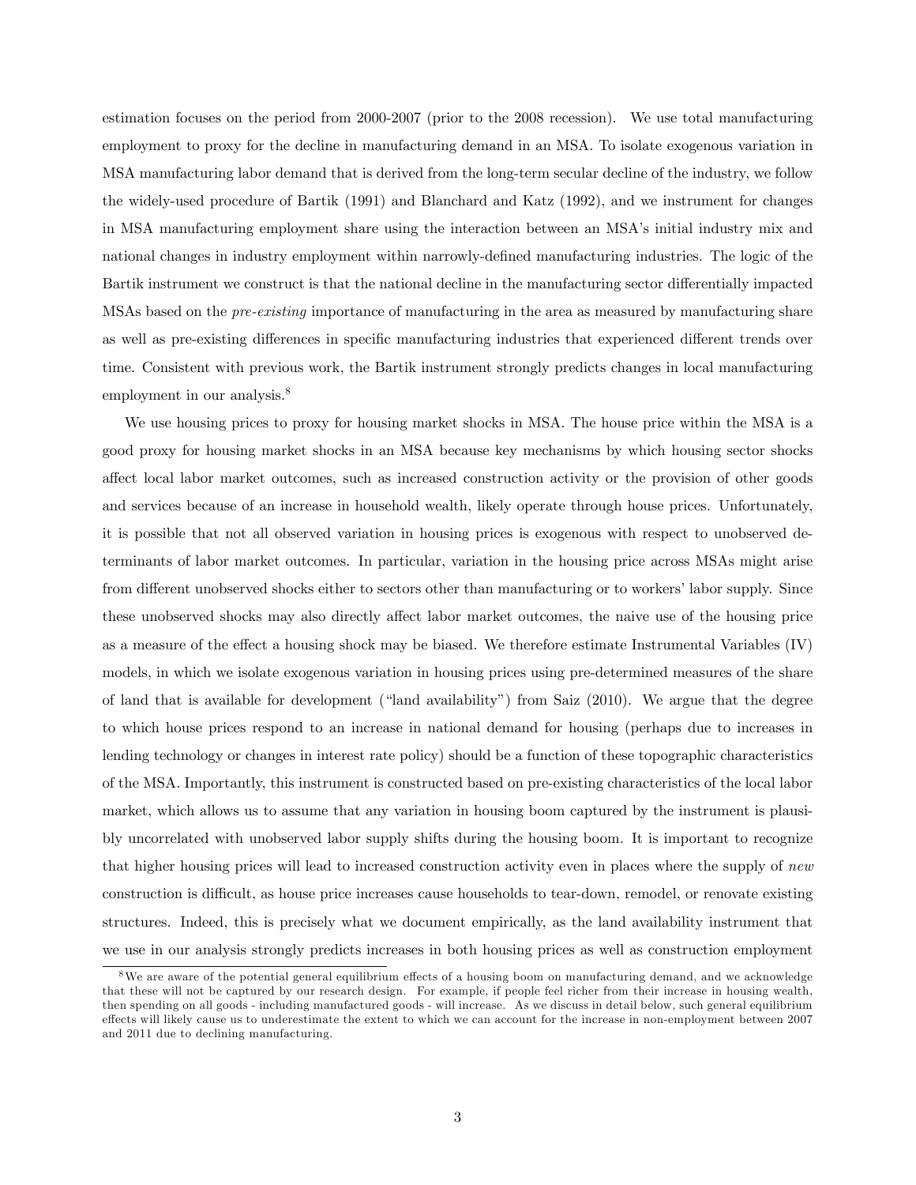estimation focuses on the period from 2000-2007 (prior to the 2008 recession). We use total manufacturing employment to proxy for the decline in manufacturing demand in an MSA. To isolate exogenous variation in MSA manufacturing labor demand that is derived from the long-term secular decline of the industry, we follow the widely-used procedure of Bartik (1991) and Blanchard and Katz (1992), and we instrument for changes in MSA manufacturing employment share using the interaction between an MSA's initial industry mix and national changes in industry employment within narrowly-defined manufacturing industries. The logic of the Bartik instrument we construct is that the national decline in the manufacturing sector differentially impacted MSAs based on the *pre-existing* importance of manufacturing in the area as measured by manufacturing share as well as pre-existing differences in specific manufacturing industries that experienced different trends over time. Consistent with previous work, the Bartik instrument strongly predicts changes in local manufacturing employment in our analysis.[8]

We use housing prices to proxy for housing market shocks in MSA. The house price within the MSA is a good proxy for housing market shocks in an MSA because key mechanisms by which housing sector shocks affect local labor market outcomes, such as increased construction activity or the provision of other goods and services because of an increase in household wealth, likely operate through house prices. Unfortunately, it is possible that not all observed variation in housing prices is exogenous with respect to unobserved determinants of labor market outcomes. In particular, variation in the housing price across MSAs might arise from different unobserved shocks either to sectors other than manufacturing or to workers' labor supply. Since these unobserved shocks may also directly affect labor market outcomes, the naive use of the housing price as a measure of the effect a housing shock may be biased. We therefore estimate Instrumental Variables (IV) models, in which we isolate exogenous variation in housing prices using pre-determined measures of the share of land that is available for development ("land availability") from Saiz (2010). We argue that the degree to which house prices respond to an increase in national demand for housing (perhaps due to increases in lending technology or changes in interest rate policy) should be a function of these topographic characteristics of the MSA. Importantly, this instrument is constructed based on pre-existing characteristics of the local labor market, which allows us to assume that any variation in housing boom captured by the instrument is plausibly uncorrelated with unobserved labor supply shifts during the housing boom. It is important to recognize that higher housing prices will lead to increased construction activity even in places where the supply of *new* construction is difficult, as house price increases cause households to tear-down, remodel, or renovate existing structures. Indeed, this is precisely what we document empirically, as the land availability instrument that we use in our analysis strongly predicts increases in both housing prices as well as construction employment

[8] We are aware of the potential general equilibrium effects of a housing boom on manufacturing demand, and we acknowledge that these will not be captured by our research design. For example, if people feel richer from their increase in housing wealth, then spending on all goods - including manufactured goods - will increase. As we discuss in detail below, such general equilibrium effects will likely cause us to underestimate the extent to which we can account for the increase in non-employment between 2007 and 2011 due to declining manufacturing.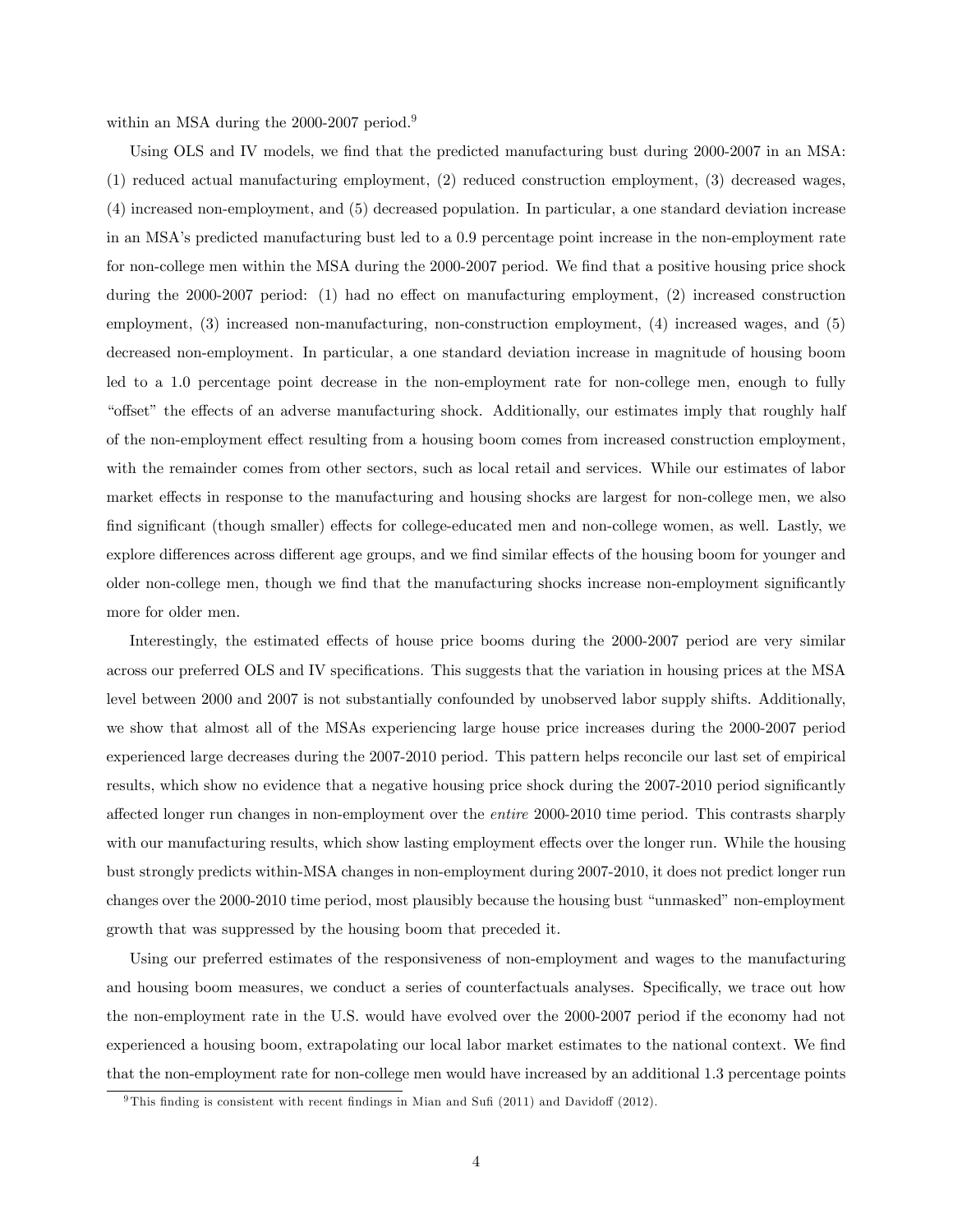within an MSA during the 2000-2007 period.[9]

Using OLS and IV models, we find that the predicted manufacturing bust during 2000-2007 in an MSA: (1) reduced actual manufacturing employment, (2) reduced construction employment, (3) decreased wages, (4) increased non-employment, and (5) decreased population. In particular, a one standard deviation increase in an MSA's predicted manufacturing bust led to a 0.9 percentage point increase in the non-employment rate for non-college men within the MSA during the 2000-2007 period. We find that a positive housing price shock during the 2000-2007 period: (1) had no effect on manufacturing employment, (2) increased construction employment, (3) increased non-manufacturing, non-construction employment, (4) increased wages, and (5) decreased non-employment. In particular, a one standard deviation increase in magnitude of housing boom led to a 1.0 percentage point decrease in the non-employment rate for non-college men, enough to fully "offset" the effects of an adverse manufacturing shock. Additionally, our estimates imply that roughly half of the non-employment effect resulting from a housing boom comes from increased construction employment, with the remainder comes from other sectors, such as local retail and services. While our estimates of labor market effects in response to the manufacturing and housing shocks are largest for non-college men, we also find significant (though smaller) effects for college-educated men and non-college women, as well. Lastly, we explore differences across different age groups, and we find similar effects of the housing boom for younger and older non-college men, though we find that the manufacturing shocks increase non-employment significantly more for older men.

Interestingly, the estimated effects of house price booms during the 2000-2007 period are very similar across our preferred OLS and IV specifications. This suggests that the variation in housing prices at the MSA level between 2000 and 2007 is not substantially confounded by unobserved labor supply shifts. Additionally, we show that almost all of the MSAs experiencing large house price increases during the 2000-2007 period experienced large decreases during the 2007-2010 period. This pattern helps reconcile our last set of empirical results, which show no evidence that a negative housing price shock during the 2007-2010 period significantly affected longer run changes in non-employment over the *entire* 2000-2010 time period. This contrasts sharply with our manufacturing results, which show lasting employment effects over the longer run. While the housing bust strongly predicts within-MSA changes in non-employment during 2007-2010, it does not predict longer run changes over the 2000-2010 time period, most plausibly because the housing bust "unmasked" non-employment growth that was suppressed by the housing boom that preceded it.

Using our preferred estimates of the responsiveness of non-employment and wages to the manufacturing and housing boom measures, we conduct a series of counterfactuals analyses. Specifically, we trace out how the non-employment rate in the U.S. would have evolved over the 2000-2007 period if the economy had not experienced a housing boom, extrapolating our local labor market estimates to the national context. We find that the non-employment rate for non-college men would have increased by an additional 1.3 percentage points

[9] This finding is consistent with recent findings in Mian and Sufi (2011) and Davidoff (2012).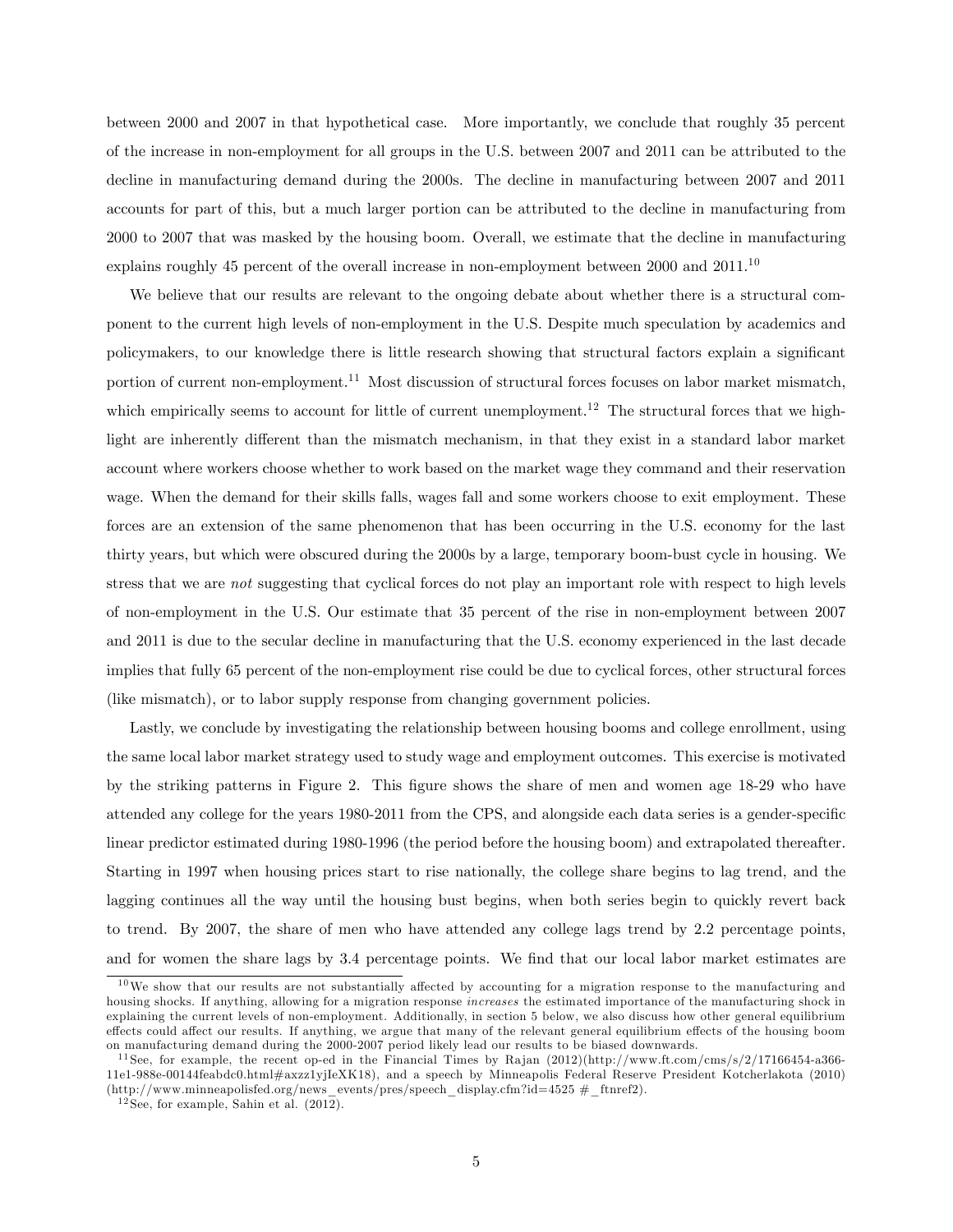between 2000 and 2007 in that hypothetical case. More importantly, we conclude that roughly 35 percent of the increase in non-employment for all groups in the U.S. between 2007 and 2011 can be attributed to the decline in manufacturing demand during the 2000s. The decline in manufacturing between 2007 and 2011 accounts for part of this, but a much larger portion can be attributed to the decline in manufacturing from 2000 to 2007 that was masked by the housing boom. Overall, we estimate that the decline in manufacturing explains roughly 45 percent of the overall increase in non-employment between 2000 and 2011.[10]

We believe that our results are relevant to the ongoing debate about whether there is a structural component to the current high levels of non-employment in the U.S. Despite much speculation by academics and policymakers, to our knowledge there is little research showing that structural factors explain a significant portion of current non-employment.[11] Most discussion of structural forces focuses on labor market mismatch, which empirically seems to account for little of current unemployment.[12] The structural forces that we highlight are inherently different than the mismatch mechanism, in that they exist in a standard labor market account where workers choose whether to work based on the market wage they command and their reservation wage. When the demand for their skills falls, wages fall and some workers choose to exit employment. These forces are an extension of the same phenomenon that has been occurring in the U.S. economy for the last thirty years, but which were obscured during the 2000s by a large, temporary boom-bust cycle in housing. We stress that we are *not* suggesting that cyclical forces do not play an important role with respect to high levels of non-employment in the U.S. Our estimate that 35 percent of the rise in non-employment between 2007 and 2011 is due to the secular decline in manufacturing that the U.S. economy experienced in the last decade implies that fully 65 percent of the non-employment rise could be due to cyclical forces, other structural forces (like mismatch), or to labor supply response from changing government policies.

Lastly, we conclude by investigating the relationship between housing booms and college enrollment, using the same local labor market strategy used to study wage and employment outcomes. This exercise is motivated by the striking patterns in Figure 2. This figure shows the share of men and women age 18-29 who have attended any college for the years 1980-2011 from the CPS, and alongside each data series is a gender-specific linear predictor estimated during 1980-1996 (the period before the housing boom) and extrapolated thereafter. Starting in 1997 when housing prices start to rise nationally, the college share begins to lag trend, and the lagging continues all the way until the housing bust begins, when both series begin to quickly revert back to trend. By 2007, the share of men who have attended any college lags trend by 2.2 percentage points, and for women the share lags by 3.4 percentage points. We find that our local labor market estimates are

---

[10] We show that our results are not substantially affected by accounting for a migration response to the manufacturing and housing shocks. If anything, allowing for a migration response *increases* the estimated importance of the manufacturing shock in explaining the current levels of non-employment. Additionally, in section 5 below, we also discuss how other general equilibrium effects could affect our results. If anything, we argue that many of the relevant general equilibrium effects of the housing boom on manufacturing demand during the 2000-2007 period likely lead our results to be biased downwards.

[11] See, for example, the recent op-ed in the Financial Times by Rajan (2012)(http://www.ft.com/cms/s/2/17166454-a366-11e1-988e-00144feabdc0.html#axzz1yjIeXK18), and a speech by Minneapolis Federal Reserve President Kotcherlakota (2010) (http://www.minneapolisfed.org/news_events/pres/speech_display.cfm?id=4525 #_ftnref2).

[12] See, for example, Sahin et al. (2012).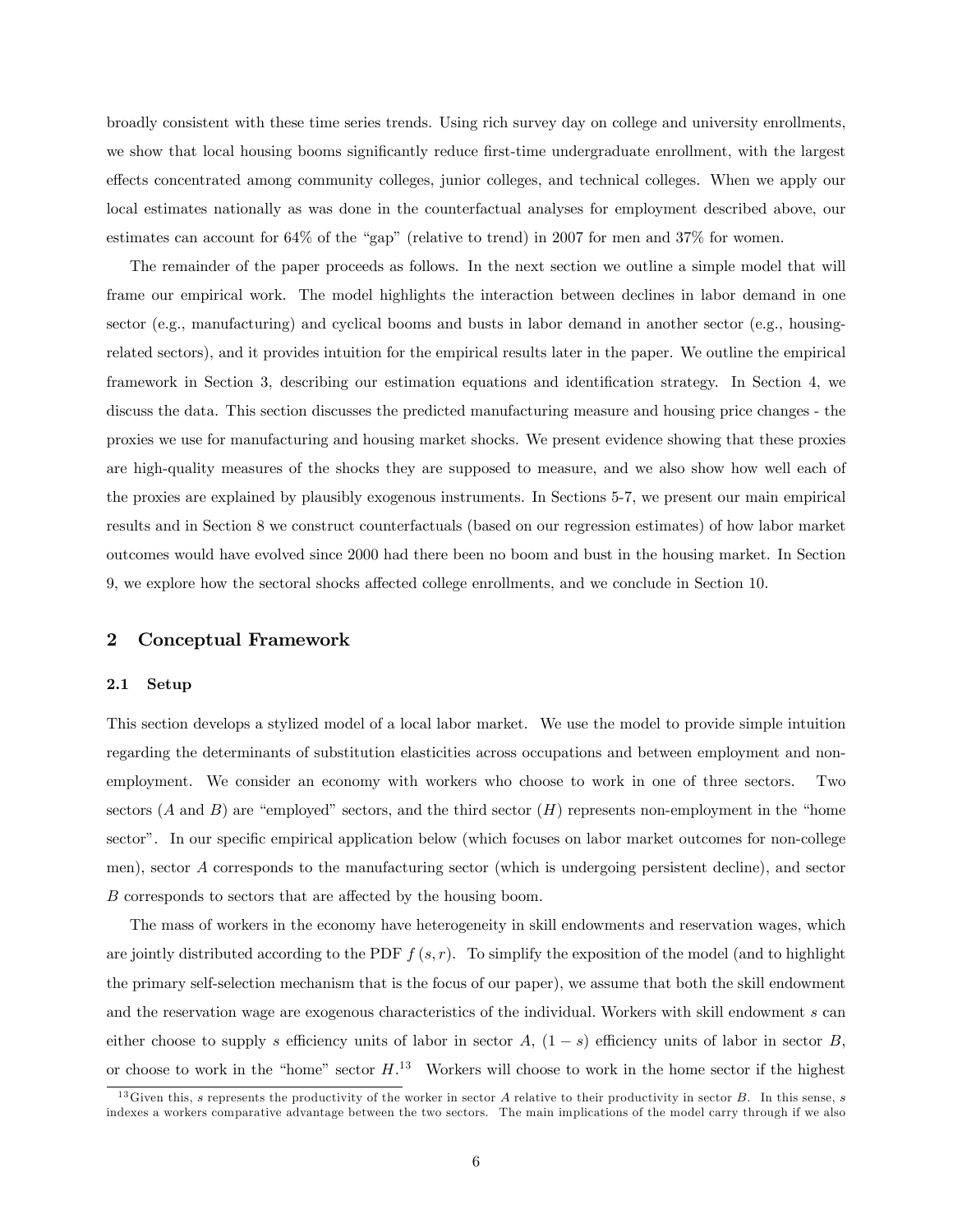broadly consistent with these time series trends. Using rich survey day on college and university enrollments, we show that local housing booms significantly reduce first-time undergraduate enrollment, with the largest effects concentrated among community colleges, junior colleges, and technical colleges. When we apply our local estimates nationally as was done in the counterfactual analyses for employment described above, our estimates can account for 64% of the "gap" (relative to trend) in 2007 for men and 37% for women.

The remainder of the paper proceeds as follows. In the next section we outline a simple model that will frame our empirical work. The model highlights the interaction between declines in labor demand in one sector (e.g., manufacturing) and cyclical booms and busts in labor demand in another sector (e.g., housing-related sectors), and it provides intuition for the empirical results later in the paper. We outline the empirical framework in Section 3, describing our estimation equations and identification strategy. In Section 4, we discuss the data. This section discusses the predicted manufacturing measure and housing price changes - the proxies we use for manufacturing and housing market shocks. We present evidence showing that these proxies are high-quality measures of the shocks they are supposed to measure, and we also show how well each of the proxies are explained by plausibly exogenous instruments. In Sections 5-7, we present our main empirical results and in Section 8 we construct counterfactuals (based on our regression estimates) of how labor market outcomes would have evolved since 2000 had there been no boom and bust in the housing market. In Section 9, we explore how the sectoral shocks affected college enrollments, and we conclude in Section 10.

## 2 Conceptual Framework

### 2.1 Setup

This section develops a stylized model of a local labor market. We use the model to provide simple intuition regarding the determinants of substitution elasticities across occupations and between employment and non-employment. We consider an economy with workers who choose to work in one of three sectors. Two sectors ($A$ and $B$) are "employed" sectors, and the third sector ($H$) represents non-employment in the "home sector". In our specific empirical application below (which focuses on labor market outcomes for non-college men), sector $A$ corresponds to the manufacturing sector (which is undergoing persistent decline), and sector $B$ corresponds to sectors that are affected by the housing boom.

The mass of workers in the economy have heterogeneity in skill endowments and reservation wages, which are jointly distributed according to the PDF $f(s, r)$. To simplify the exposition of the model (and to highlight the primary self-selection mechanism that is the focus of our paper), we assume that both the skill endowment and the reservation wage are exogenous characteristics of the individual. Workers with skill endowment $s$ can either choose to supply $s$ efficiency units of labor in sector $A$, $(1 - s)$ efficiency units of labor in sector $B$, or choose to work in the "home" sector $H$.[13] Workers will choose to work in the home sector if the highest

[13] Given this, $s$ represents the productivity of the worker in sector $A$ relative to their productivity in sector $B$. In this sense, $s$ indexes a workers comparative advantage between the two sectors. The main implications of the model carry through if we also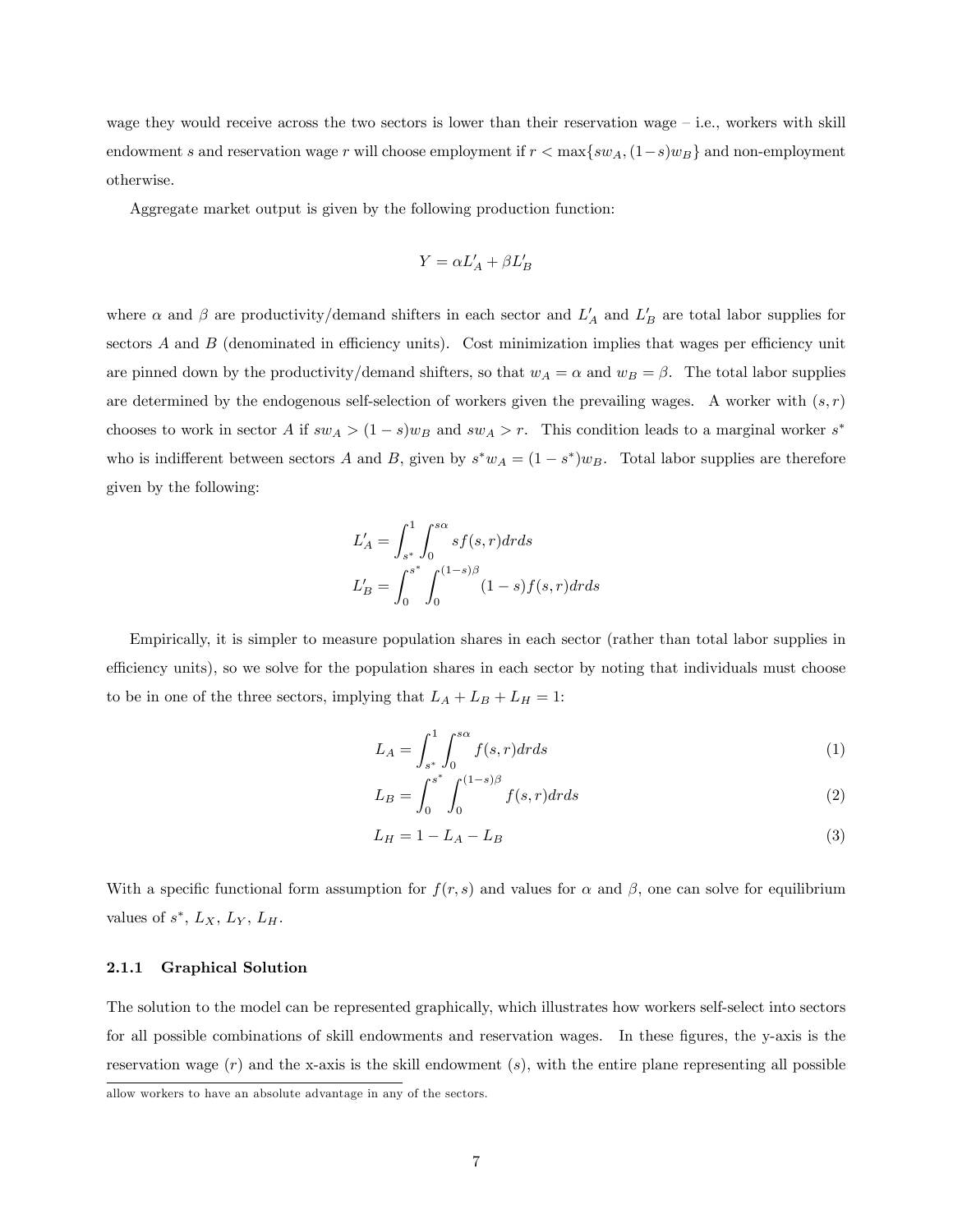wage they would receive across the two sectors is lower than their reservation wage – i.e., workers with skill endowment $s$ and reservation wage $r$ will choose employment if $r < \max\{sw_A, (1-s)w_B\}$ and non-employment otherwise.

Aggregate market output is given by the following production function:

$$Y = \alpha L_A' + \beta L_B'$$

where $\alpha$ and $\beta$ are productivity/demand shifters in each sector and $L_A'$ and $L_B'$ are total labor supplies for sectors $A$ and $B$ (denominated in efficiency units). Cost minimization implies that wages per efficiency unit are pinned down by the productivity/demand shifters, so that $w_A = \alpha$ and $w_B = \beta$. The total labor supplies are determined by the endogenous self-selection of workers given the prevailing wages. A worker with $(s, r)$ chooses to work in sector $A$ if $sw_A > (1-s)w_B$ and $sw_A > r$. This condition leads to a marginal worker $s^*$ who is indifferent between sectors $A$ and $B$, given by $s^* w_A = (1-s^*)w_B$. Total labor supplies are therefore given by the following:

$$L_A' = \int_{s^*}^{1} \int_{0}^{s\alpha} s f(s,r) dr ds$$

$$L_B' = \int_{0}^{s^*} \int_{0}^{(1-s)\beta} (1-s) f(s,r) dr ds$$

Empirically, it is simpler to measure population shares in each sector (rather than total labor supplies in efficiency units), so we solve for the population shares in each sector by noting that individuals must choose to be in one of the three sectors, implying that $L_A + L_B + L_H = 1$:

$$L_A = \int_{s^*}^{1} \int_{0}^{s\alpha} f(s,r) dr ds \tag{1}$$

$$L_B = \int_{0}^{s^*} \int_{0}^{(1-s)\beta} f(s,r) dr ds \tag{2}$$

$$L_H = 1 - L_A - L_B \tag{3}$$

With a specific functional form assumption for $f(r, s)$ and values for $\alpha$ and $\beta$, one can solve for equilibrium values of $s^*$, $L_X$, $L_Y$, $L_H$.

#### 2.1.1 Graphical Solution

The solution to the model can be represented graphically, which illustrates how workers self-select into sectors for all possible combinations of skill endowments and reservation wages. In these figures, the y-axis is the reservation wage ($r$) and the x-axis is the skill endowment ($s$), with the entire plane representing all possible

allow workers to have an absolute advantage in any of the sectors.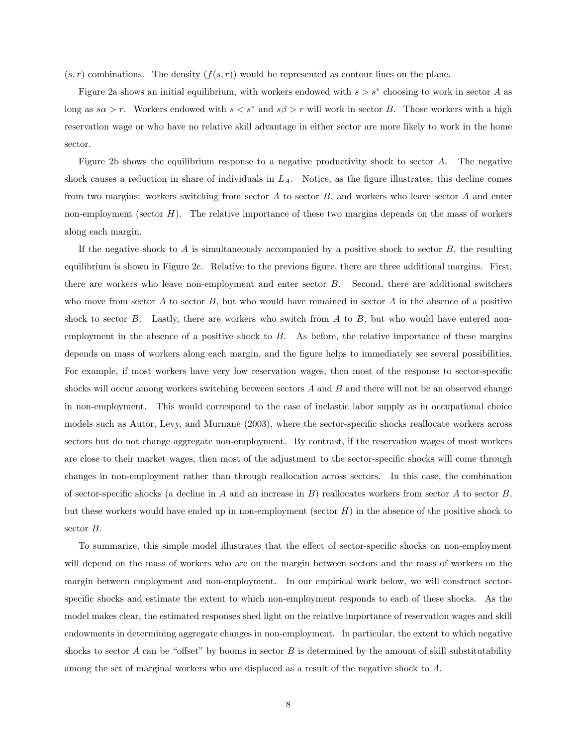$(s, r)$ combinations. The density $(f(s, r))$ would be represented as contour lines on the plane.

Figure 2a shows an initial equilibrium, with workers endowed with $s > s^*$ choosing to work in sector $A$ as long as $s\alpha > r$. Workers endowed with $s < s^*$ and $s\beta > r$ will work in sector $B$. Those workers with a high reservation wage or who have no relative skill advantage in either sector are more likely to work in the home sector.

Figure 2b shows the equilibrium response to a negative productivity shock to sector $A$. The negative shock causes a reduction in share of individuals in $L_A$. Notice, as the figure illustrates, this decline comes from two margins: workers switching from sector $A$ to sector $B$, and workers who leave sector $A$ and enter non-employment (sector $H$). The relative importance of these two margins depends on the mass of workers along each margin.

If the negative shock to $A$ is simultaneously accompanied by a positive shock to sector $B$, the resulting equilibrium is shown in Figure 2c. Relative to the previous figure, there are three additional margins. First, there are workers who leave non-employment and enter sector $B$. Second, there are additional switchers who move from sector $A$ to sector $B$, but who would have remained in sector $A$ in the absence of a positive shock to sector $B$. Lastly, there are workers who switch from $A$ to $B$, but who would have entered non-employment in the absence of a positive shock to $B$. As before, the relative importance of these margins depends on mass of workers along each margin, and the figure helps to immediately see several possibilities. For example, if most workers have very low reservation wages, then most of the response to sector-specific shocks will occur among workers switching between sectors $A$ and $B$ and there will not be an observed change in non-employment. This would correspond to the case of inelastic labor supply as in occupational choice models such as Autor, Levy, and Murnane (2003), where the sector-specific shocks reallocate workers across sectors but do not change aggregate non-employment. By contrast, if the reservation wages of most workers are close to their market wages, then most of the adjustment to the sector-specific shocks will come through changes in non-employment rather than through reallocation across sectors. In this case, the combination of sector-specific shocks (a decline in $A$ and an increase in $B$) reallocates workers from sector $A$ to sector $B$, but these workers would have ended up in non-employment (sector $H$) in the absence of the positive shock to sector $B$.

To summarize, this simple model illustrates that the effect of sector-specific shocks on non-employment will depend on the mass of workers who are on the margin between sectors and the mass of workers on the margin between employment and non-employment. In our empirical work below, we will construct sector-specific shocks and estimate the extent to which non-employment responds to each of these shocks. As the model makes clear, the estimated responses shed light on the relative importance of reservation wages and skill endowments in determining aggregate changes in non-employment. In particular, the extent to which negative shocks to sector $A$ can be "offset" by booms in sector $B$ is determined by the amount of skill substitutability among the set of marginal workers who are displaced as a result of the negative shock to $A$.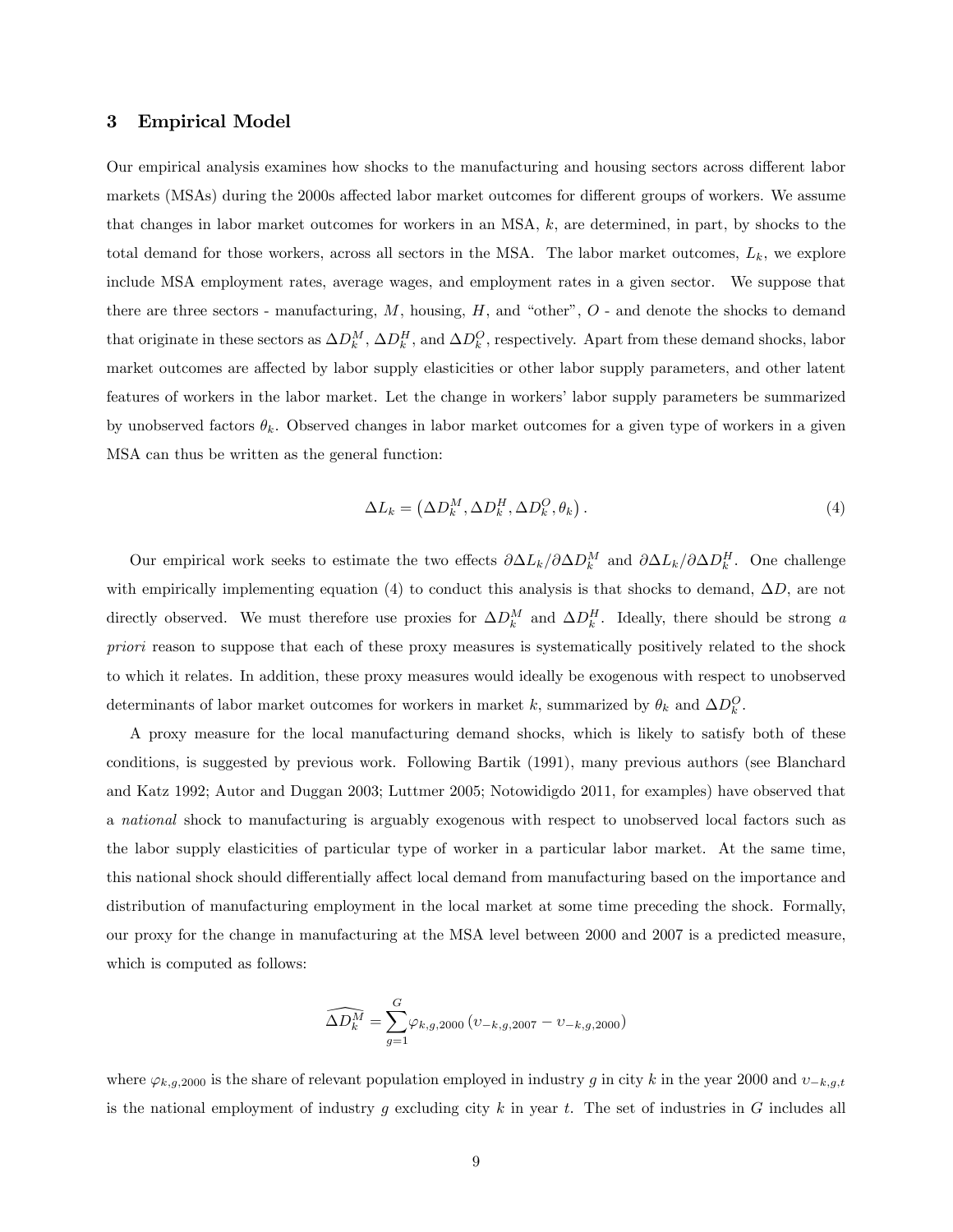## 3 Empirical Model

Our empirical analysis examines how shocks to the manufacturing and housing sectors across different labor markets (MSAs) during the 2000s affected labor market outcomes for different groups of workers. We assume that changes in labor market outcomes for workers in an MSA, $k$, are determined, in part, by shocks to the total demand for those workers, across all sectors in the MSA. The labor market outcomes, $L_k$, we explore include MSA employment rates, average wages, and employment rates in a given sector. We suppose that there are three sectors - manufacturing, $M$, housing, $H$, and "other", $O$ - and denote the shocks to demand that originate in these sectors as $\Delta D_k^M$, $\Delta D_k^H$, and $\Delta D_k^O$, respectively. Apart from these demand shocks, labor market outcomes are affected by labor supply elasticities or other labor supply parameters, and other latent features of workers in the labor market. Let the change in workers' labor supply parameters be summarized by unobserved factors $\theta_k$. Observed changes in labor market outcomes for a given type of workers in a given MSA can thus be written as the general function:

$$\Delta L_k = \left(\Delta D_k^M, \Delta D_k^H, \Delta D_k^O, \theta_k\right). \tag{4}$$

Our empirical work seeks to estimate the two effects $\partial \Delta L_k / \partial \Delta D_k^M$ and $\partial \Delta L_k / \partial \Delta D_k^H$. One challenge with empirically implementing equation (4) to conduct this analysis is that shocks to demand, $\Delta D$, are not directly observed. We must therefore use proxies for $\Delta D_k^M$ and $\Delta D_k^H$. Ideally, there should be strong *a priori* reason to suppose that each of these proxy measures is systematically positively related to the shock to which it relates. In addition, these proxy measures would ideally be exogenous with respect to unobserved determinants of labor market outcomes for workers in market $k$, summarized by $\theta_k$ and $\Delta D_k^O$.

A proxy measure for the local manufacturing demand shocks, which is likely to satisfy both of these conditions, is suggested by previous work. Following Bartik (1991), many previous authors (see Blanchard and Katz 1992; Autor and Duggan 2003; Luttmer 2005; Notowidigdo 2011, for examples) have observed that a *national* shock to manufacturing is arguably exogenous with respect to unobserved local factors such as the labor supply elasticities of particular type of worker in a particular labor market. At the same time, this national shock should differentially affect local demand from manufacturing based on the importance and distribution of manufacturing employment in the local market at some time preceding the shock. Formally, our proxy for the change in manufacturing at the MSA level between 2000 and 2007 is a predicted measure, which is computed as follows:

$$\widehat{\Delta D_k^M} = \sum_{g=1}^{G} \varphi_{k,g,2000} \left(\upsilon_{-k,g,2007} - \upsilon_{-k,g,2000}\right)$$

where $\varphi_{k,g,2000}$ is the share of relevant population employed in industry $g$ in city $k$ in the year 2000 and $\upsilon_{-k,g,t}$ is the national employment of industry $g$ excluding city $k$ in year $t$. The set of industries in $G$ includes all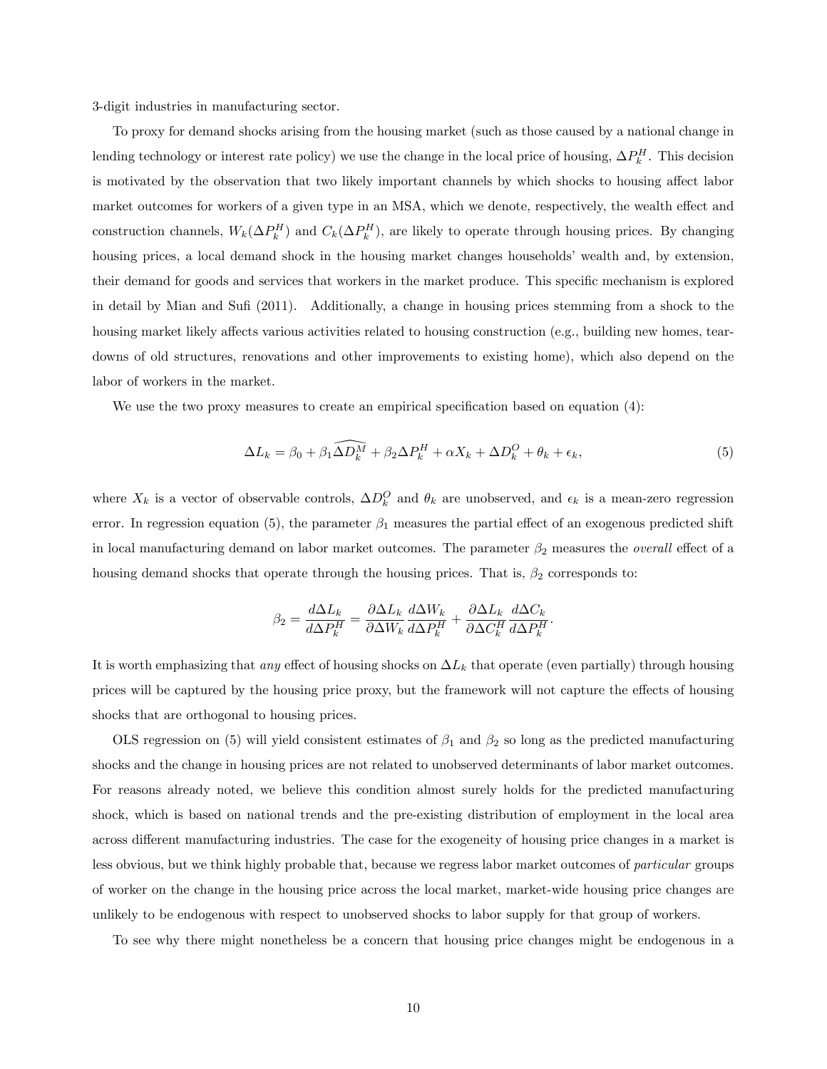3-digit industries in manufacturing sector.

To proxy for demand shocks arising from the housing market (such as those caused by a national change in lending technology or interest rate policy) we use the change in the local price of housing, $\Delta P_k^H$. This decision is motivated by the observation that two likely important channels by which shocks to housing affect labor market outcomes for workers of a given type in an MSA, which we denote, respectively, the wealth effect and construction channels, $W_k(\Delta P_k^H)$ and $C_k(\Delta P_k^H)$, are likely to operate through housing prices. By changing housing prices, a local demand shock in the housing market changes households' wealth and, by extension, their demand for goods and services that workers in the market produce. This specific mechanism is explored in detail by Mian and Sufi (2011). Additionally, a change in housing prices stemming from a shock to the housing market likely affects various activities related to housing construction (e.g., building new homes, tear-downs of old structures, renovations and other improvements to existing home), which also depend on the labor of workers in the market.

We use the two proxy measures to create an empirical specification based on equation (4):

$$\Delta L_k = \beta_0 + \beta_1 \widehat{\Delta D_k^M} + \beta_2 \Delta P_k^H + \alpha X_k + \Delta D_k^O + \theta_k + \epsilon_k, \tag{5}$$

where $X_k$ is a vector of observable controls, $\Delta D_k^O$ and $\theta_k$ are unobserved, and $\epsilon_k$ is a mean-zero regression error. In regression equation (5), the parameter $\beta_1$ measures the partial effect of an exogenous predicted shift in local manufacturing demand on labor market outcomes. The parameter $\beta_2$ measures the *overall* effect of a housing demand shocks that operate through the housing prices. That is, $\beta_2$ corresponds to:

$$\beta_2 = \frac{d\Delta L_k}{d\Delta P_k^H} = \frac{\partial \Delta L_k}{\partial \Delta W_k}\frac{d\Delta W_k}{d\Delta P_k^H} + \frac{\partial \Delta L_k}{\partial \Delta C_k^H}\frac{d\Delta C_k}{d\Delta P_k^H}.$$

It is worth emphasizing that *any* effect of housing shocks on $\Delta L_k$ that operate (even partially) through housing prices will be captured by the housing price proxy, but the framework will not capture the effects of housing shocks that are orthogonal to housing prices.

OLS regression on (5) will yield consistent estimates of $\beta_1$ and $\beta_2$ so long as the predicted manufacturing shocks and the change in housing prices are not related to unobserved determinants of labor market outcomes. For reasons already noted, we believe this condition almost surely holds for the predicted manufacturing shock, which is based on national trends and the pre-existing distribution of employment in the local area across different manufacturing industries. The case for the exogeneity of housing price changes in a market is less obvious, but we think highly probable that, because we regress labor market outcomes of *particular* groups of worker on the change in the housing price across the local market, market-wide housing price changes are unlikely to be endogenous with respect to unobserved shocks to labor supply for that group of workers.

To see why there might nonetheless be a concern that housing price changes might be endogenous in a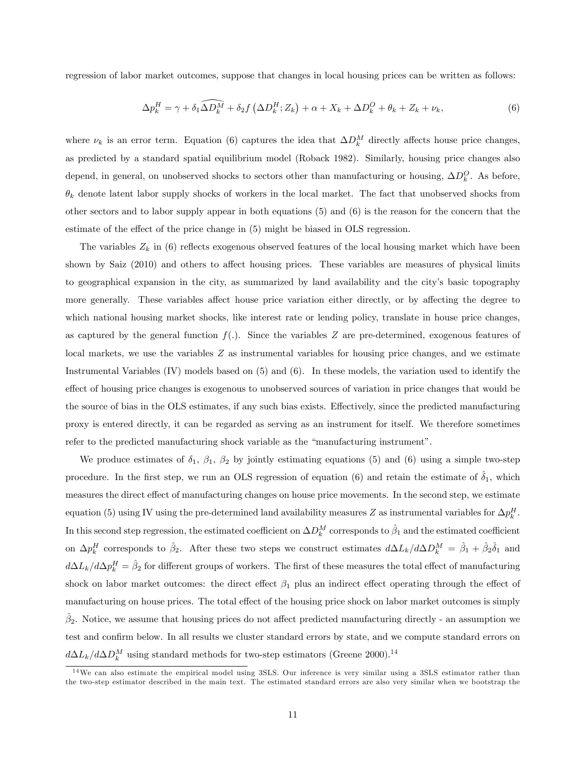regression of labor market outcomes, suppose that changes in local housing prices can be written as follows:

$$\Delta p_k^H = \gamma + \delta_1 \widehat{\Delta D_k^M} + \delta_2 f\left(\Delta D_k^H; Z_k\right) + \alpha + X_k + \Delta D_k^O + \theta_k + Z_k + \nu_k, \tag{6}$$

where $\nu_k$ is an error term. Equation (6) captures the idea that $\Delta D_k^M$ directly affects house price changes, as predicted by a standard spatial equilibrium model (Roback 1982). Similarly, housing price changes also depend, in general, on unobserved shocks to sectors other than manufacturing or housing, $\Delta D_k^O$. As before, $\theta_k$ denote latent labor supply shocks of workers in the local market. The fact that unobserved shocks from other sectors and to labor supply appear in both equations (5) and (6) is the reason for the concern that the estimate of the effect of the price change in (5) might be biased in OLS regression.

The variables $Z_k$ in (6) reflects exogenous observed features of the local housing market which have been shown by Saiz (2010) and others to affect housing prices. These variables are measures of physical limits to geographical expansion in the city, as summarized by land availability and the city's basic topography more generally. These variables affect house price variation either directly, or by affecting the degree to which national housing market shocks, like interest rate or lending policy, translate in house price changes, as captured by the general function $f(.)$. Since the variables $Z$ are pre-determined, exogenous features of local markets, we use the variables $Z$ as instrumental variables for housing price changes, and we estimate Instrumental Variables (IV) models based on (5) and (6). In these models, the variation used to identify the effect of housing price changes is exogenous to unobserved sources of variation in price changes that would be the source of bias in the OLS estimates, if any such bias exists. Effectively, since the predicted manufacturing proxy is entered directly, it can be regarded as serving as an instrument for itself. We therefore sometimes refer to the predicted manufacturing shock variable as the "manufacturing instrument".

We produce estimates of $\delta_1$, $\beta_1$, $\beta_2$ by jointly estimating equations (5) and (6) using a simple two-step procedure. In the first step, we run an OLS regression of equation (6) and retain the estimate of $\hat{\delta}_1$, which measures the direct effect of manufacturing changes on house price movements. In the second step, we estimate equation (5) using IV using the pre-determined land availability measures $Z$ as instrumental variables for $\Delta p_k^H$. In this second step regression, the estimated coefficient on $\Delta D_k^M$ corresponds to $\hat{\beta}_1$ and the estimated coefficient on $\Delta p_k^H$ corresponds to $\hat{\beta}_2$. After these two steps we construct estimates $d\Delta L_k / d\Delta D_k^M = \hat{\beta}_1 + \hat{\beta}_2 \hat{\delta}_1$ and $d\Delta L_k / d\Delta p_k^H = \hat{\beta}_2$ for different groups of workers. The first of these measures the total effect of manufacturing shock on labor market outcomes: the direct effect $\beta_1$ plus an indirect effect operating through the effect of manufacturing on house prices. The total effect of the housing price shock on labor market outcomes is simply $\hat{\beta}_2$. Notice, we assume that housing prices do not affect predicted manufacturing directly - an assumption we test and confirm below. In all results we cluster standard errors by state, and we compute standard errors on $d\Delta L_k / d\Delta D_k^M$ using standard methods for two-step estimators (Greene 2000).[14]

[14] We can also estimate the empirical model using 3SLS. Our inference is very similar using a 3SLS estimator rather than the two-step estimator described in the main text. The estimated standard errors are also very similar when we bootstrap the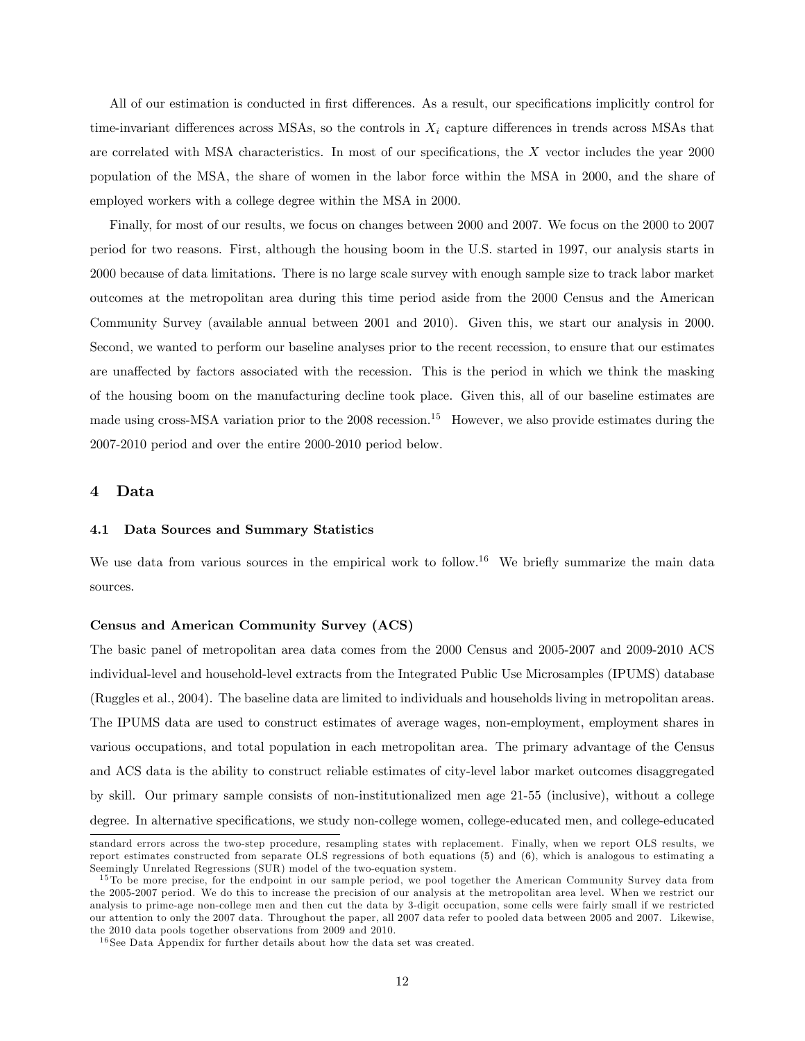All of our estimation is conducted in first differences. As a result, our specifications implicitly control for time-invariant differences across MSAs, so the controls in $X_i$ capture differences in trends across MSAs that are correlated with MSA characteristics. In most of our specifications, the $X$ vector includes the year 2000 population of the MSA, the share of women in the labor force within the MSA in 2000, and the share of employed workers with a college degree within the MSA in 2000.

Finally, for most of our results, we focus on changes between 2000 and 2007. We focus on the 2000 to 2007 period for two reasons. First, although the housing boom in the U.S. started in 1997, our analysis starts in 2000 because of data limitations. There is no large scale survey with enough sample size to track labor market outcomes at the metropolitan area during this time period aside from the 2000 Census and the American Community Survey (available annual between 2001 and 2010). Given this, we start our analysis in 2000. Second, we wanted to perform our baseline analyses prior to the recent recession, to ensure that our estimates are unaffected by factors associated with the recession. This is the period in which we think the masking of the housing boom on the manufacturing decline took place. Given this, all of our baseline estimates are made using cross-MSA variation prior to the 2008 recession.[15] However, we also provide estimates during the 2007-2010 period and over the entire 2000-2010 period below.

# 4 Data

## 4.1 Data Sources and Summary Statistics

We use data from various sources in the empirical work to follow.[16] We briefly summarize the main data sources.

**Census and American Community Survey (ACS)**

The basic panel of metropolitan area data comes from the 2000 Census and 2005-2007 and 2009-2010 ACS individual-level and household-level extracts from the Integrated Public Use Microsamples (IPUMS) database (Ruggles et al., 2004). The baseline data are limited to individuals and households living in metropolitan areas. The IPUMS data are used to construct estimates of average wages, non-employment, employment shares in various occupations, and total population in each metropolitan area. The primary advantage of the Census and ACS data is the ability to construct reliable estimates of city-level labor market outcomes disaggregated by skill. Our primary sample consists of non-institutionalized men age 21-55 (inclusive), without a college degree. In alternative specifications, we study non-college women, college-educated men, and college-educated

standard errors across the two-step procedure, resampling states with replacement. Finally, when we report OLS results, we report estimates constructed from separate OLS regressions of both equations (5) and (6), which is analogous to estimating a Seemingly Unrelated Regressions (SUR) model of the two-equation system.

[15] To be more precise, for the endpoint in our sample period, we pool together the American Community Survey data from the 2005-2007 period. We do this to increase the precision of our analysis at the metropolitan area level. When we restrict our analysis to prime-age non-college men and then cut the data by 3-digit occupation, some cells were fairly small if we restricted our attention to only the 2007 data. Throughout the paper, all 2007 data refer to pooled data between 2005 and 2007. Likewise, the 2010 data pools together observations from 2009 and 2010.

[16] See Data Appendix for further details about how the data set was created.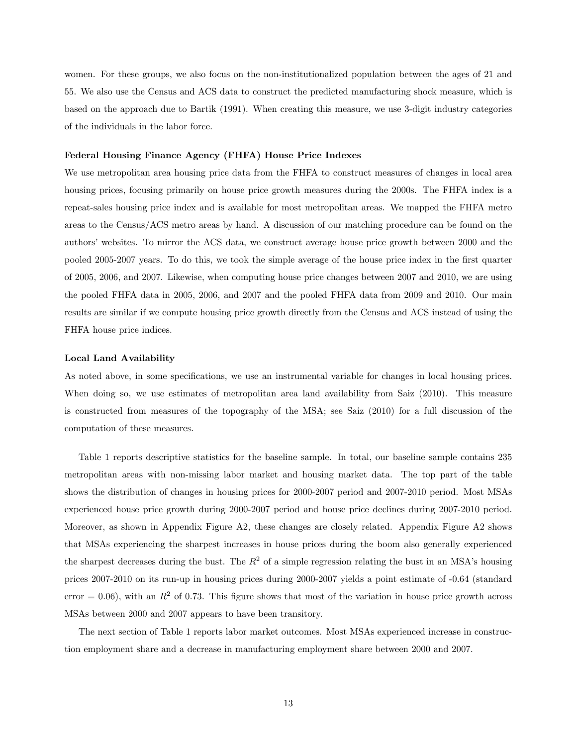women. For these groups, we also focus on the non-institutionalized population between the ages of 21 and 55. We also use the Census and ACS data to construct the predicted manufacturing shock measure, which is based on the approach due to Bartik (1991). When creating this measure, we use 3-digit industry categories of the individuals in the labor force.

**Federal Housing Finance Agency (FHFA) House Price Indexes**

We use metropolitan area housing price data from the FHFA to construct measures of changes in local area housing prices, focusing primarily on house price growth measures during the 2000s. The FHFA index is a repeat-sales housing price index and is available for most metropolitan areas. We mapped the FHFA metro areas to the Census/ACS metro areas by hand. A discussion of our matching procedure can be found on the authors' websites. To mirror the ACS data, we construct average house price growth between 2000 and the pooled 2005-2007 years. To do this, we took the simple average of the house price index in the first quarter of 2005, 2006, and 2007. Likewise, when computing house price changes between 2007 and 2010, we are using the pooled FHFA data in 2005, 2006, and 2007 and the pooled FHFA data from 2009 and 2010. Our main results are similar if we compute housing price growth directly from the Census and ACS instead of using the FHFA house price indices.

**Local Land Availability**

As noted above, in some specifications, we use an instrumental variable for changes in local housing prices. When doing so, we use estimates of metropolitan area land availability from Saiz (2010). This measure is constructed from measures of the topography of the MSA; see Saiz (2010) for a full discussion of the computation of these measures.

Table 1 reports descriptive statistics for the baseline sample. In total, our baseline sample contains 235 metropolitan areas with non-missing labor market and housing market data. The top part of the table shows the distribution of changes in housing prices for 2000-2007 period and 2007-2010 period. Most MSAs experienced house price growth during 2000-2007 period and house price declines during 2007-2010 period. Moreover, as shown in Appendix Figure A2, these changes are closely related. Appendix Figure A2 shows that MSAs experiencing the sharpest increases in house prices during the boom also generally experienced the sharpest decreases during the bust. The $R^2$ of a simple regression relating the bust in an MSA's housing prices 2007-2010 on its run-up in housing prices during 2000-2007 yields a point estimate of -0.64 (standard error = 0.06), with an $R^2$ of 0.73. This figure shows that most of the variation in house price growth across MSAs between 2000 and 2007 appears to have been transitory.

The next section of Table 1 reports labor market outcomes. Most MSAs experienced increase in construction employment share and a decrease in manufacturing employment share between 2000 and 2007.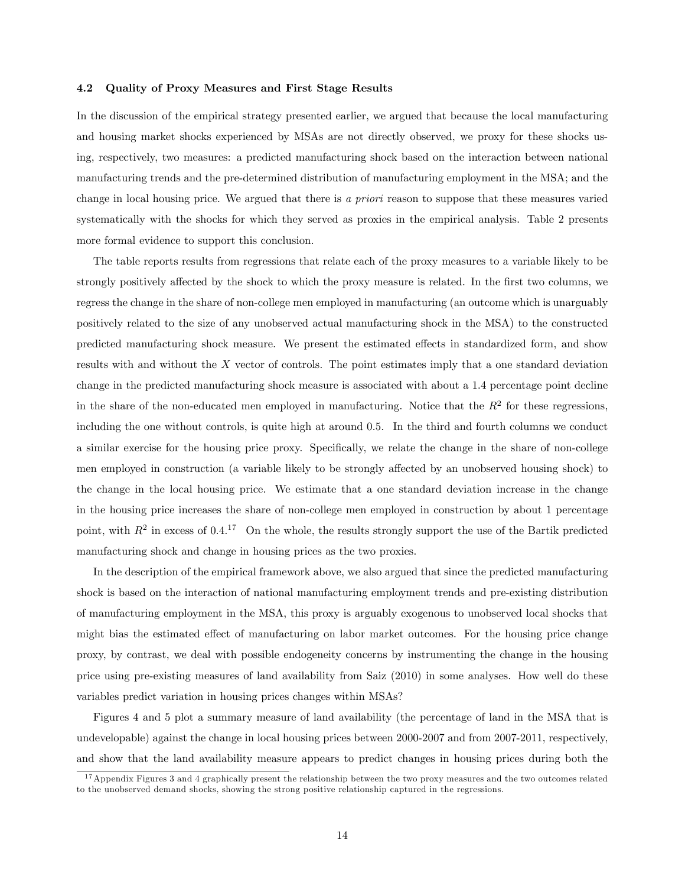### 4.2 Quality of Proxy Measures and First Stage Results

In the discussion of the empirical strategy presented earlier, we argued that because the local manufacturing and housing market shocks experienced by MSAs are not directly observed, we proxy for these shocks using, respectively, two measures: a predicted manufacturing shock based on the interaction between national manufacturing trends and the pre-determined distribution of manufacturing employment in the MSA; and the change in local housing price. We argued that there is *a priori* reason to suppose that these measures varied systematically with the shocks for which they served as proxies in the empirical analysis. Table 2 presents more formal evidence to support this conclusion.

The table reports results from regressions that relate each of the proxy measures to a variable likely to be strongly positively affected by the shock to which the proxy measure is related. In the first two columns, we regress the change in the share of non-college men employed in manufacturing (an outcome which is unarguably positively related to the size of any unobserved actual manufacturing shock in the MSA) to the constructed predicted manufacturing shock measure. We present the estimated effects in standardized form, and show results with and without the $X$ vector of controls. The point estimates imply that a one standard deviation change in the predicted manufacturing shock measure is associated with about a 1.4 percentage point decline in the share of the non-educated men employed in manufacturing. Notice that the $R^2$ for these regressions, including the one without controls, is quite high at around 0.5. In the third and fourth columns we conduct a similar exercise for the housing price proxy. Specifically, we relate the change in the share of non-college men employed in construction (a variable likely to be strongly affected by an unobserved housing shock) to the change in the local housing price. We estimate that a one standard deviation increase in the change in the housing price increases the share of non-college men employed in construction by about 1 percentage point, with $R^2$ in excess of 0.4.[17] On the whole, the results strongly support the use of the Bartik predicted manufacturing shock and change in housing prices as the two proxies.

In the description of the empirical framework above, we also argued that since the predicted manufacturing shock is based on the interaction of national manufacturing employment trends and pre-existing distribution of manufacturing employment in the MSA, this proxy is arguably exogenous to unobserved local shocks that might bias the estimated effect of manufacturing on labor market outcomes. For the housing price change proxy, by contrast, we deal with possible endogeneity concerns by instrumenting the change in the housing price using pre-existing measures of land availability from Saiz (2010) in some analyses. How well do these variables predict variation in housing prices changes within MSAs?

Figures 4 and 5 plot a summary measure of land availability (the percentage of land in the MSA that is undevelopable) against the change in local housing prices between 2000-2007 and from 2007-2011, respectively, and show that the land availability measure appears to predict changes in housing prices during both the

[17] Appendix Figures 3 and 4 graphically present the relationship between the two proxy measures and the two outcomes related to the unobserved demand shocks, showing the strong positive relationship captured in the regressions.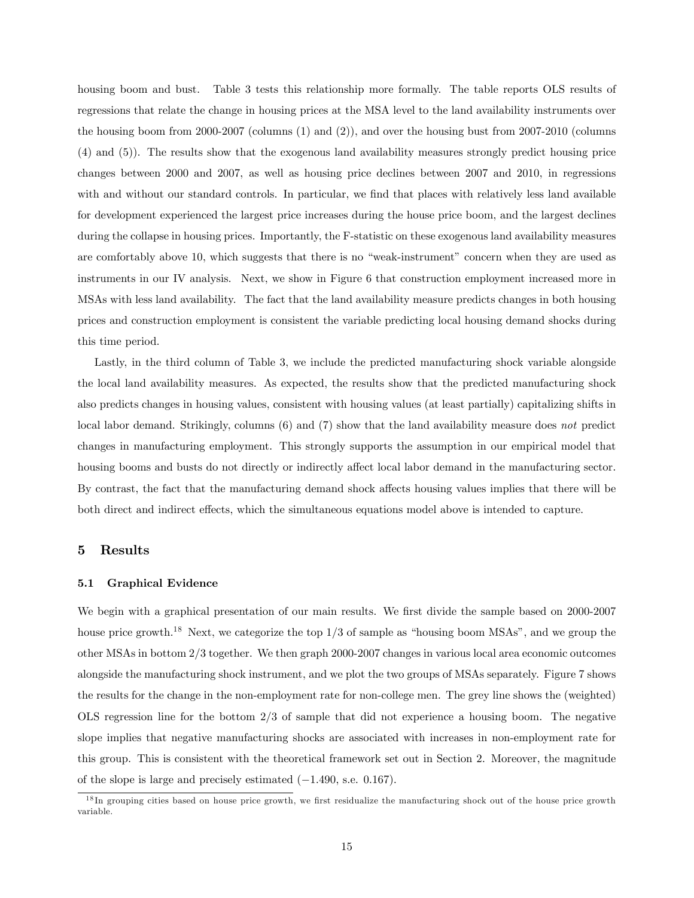housing boom and bust. Table 3 tests this relationship more formally. The table reports OLS results of regressions that relate the change in housing prices at the MSA level to the land availability instruments over the housing boom from 2000-2007 (columns (1) and (2)), and over the housing bust from 2007-2010 (columns (4) and (5)). The results show that the exogenous land availability measures strongly predict housing price changes between 2000 and 2007, as well as housing price declines between 2007 and 2010, in regressions with and without our standard controls. In particular, we find that places with relatively less land available for development experienced the largest price increases during the house price boom, and the largest declines during the collapse in housing prices. Importantly, the F-statistic on these exogenous land availability measures are comfortably above 10, which suggests that there is no "weak-instrument" concern when they are used as instruments in our IV analysis. Next, we show in Figure 6 that construction employment increased more in MSAs with less land availability. The fact that the land availability measure predicts changes in both housing prices and construction employment is consistent the variable predicting local housing demand shocks during this time period.

Lastly, in the third column of Table 3, we include the predicted manufacturing shock variable alongside the local land availability measures. As expected, the results show that the predicted manufacturing shock also predicts changes in housing values, consistent with housing values (at least partially) capitalizing shifts in local labor demand. Strikingly, columns (6) and (7) show that the land availability measure does *not* predict changes in manufacturing employment. This strongly supports the assumption in our empirical model that housing booms and busts do not directly or indirectly affect local labor demand in the manufacturing sector. By contrast, the fact that the manufacturing demand shock affects housing values implies that there will be both direct and indirect effects, which the simultaneous equations model above is intended to capture.

## 5 Results

### 5.1 Graphical Evidence

We begin with a graphical presentation of our main results. We first divide the sample based on 2000-2007 house price growth.[18] Next, we categorize the top 1/3 of sample as "housing boom MSAs", and we group the other MSAs in bottom 2/3 together. We then graph 2000-2007 changes in various local area economic outcomes alongside the manufacturing shock instrument, and we plot the two groups of MSAs separately. Figure 7 shows the results for the change in the non-employment rate for non-college men. The grey line shows the (weighted) OLS regression line for the bottom 2/3 of sample that did not experience a housing boom. The negative slope implies that negative manufacturing shocks are associated with increases in non-employment rate for this group. This is consistent with the theoretical framework set out in Section 2. Moreover, the magnitude of the slope is large and precisely estimated ($-1.490$, s.e. 0.167).

[18] In grouping cities based on house price growth, we first residualize the manufacturing shock out of the house price growth variable.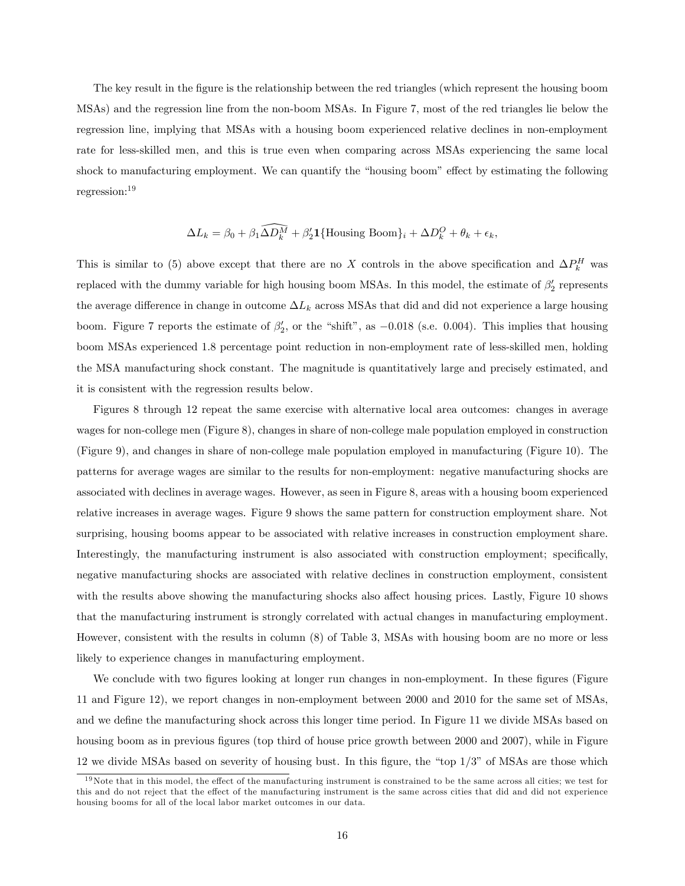The key result in the figure is the relationship between the red triangles (which represent the housing boom MSAs) and the regression line from the non-boom MSAs. In Figure 7, most of the red triangles lie below the regression line, implying that MSAs with a housing boom experienced relative declines in non-employment rate for less-skilled men, and this is true even when comparing across MSAs experiencing the same local shock to manufacturing employment. We can quantify the "housing boom" effect by estimating the following regression:[19]

$$\Delta L_k = \beta_0 + \beta_1 \widehat{\Delta D_k^M} + \beta_2' \mathbf{1}\{\text{Housing Boom}\}_i + \Delta D_k^O + \theta_k + \epsilon_k,$$

This is similar to (5) above except that there are no $X$ controls in the above specification and $\Delta P_k^H$ was replaced with the dummy variable for high housing boom MSAs. In this model, the estimate of $\beta_2'$ represents the average difference in change in outcome $\Delta L_k$ across MSAs that did and did not experience a large housing boom. Figure 7 reports the estimate of $\beta_2'$, or the "shift", as $-0.018$ (s.e. 0.004). This implies that housing boom MSAs experienced 1.8 percentage point reduction in non-employment rate of less-skilled men, holding the MSA manufacturing shock constant. The magnitude is quantitatively large and precisely estimated, and it is consistent with the regression results below.

Figures 8 through 12 repeat the same exercise with alternative local area outcomes: changes in average wages for non-college men (Figure 8), changes in share of non-college male population employed in construction (Figure 9), and changes in share of non-college male population employed in manufacturing (Figure 10). The patterns for average wages are similar to the results for non-employment: negative manufacturing shocks are associated with declines in average wages. However, as seen in Figure 8, areas with a housing boom experienced relative increases in average wages. Figure 9 shows the same pattern for construction employment share. Not surprising, housing booms appear to be associated with relative increases in construction employment share. Interestingly, the manufacturing instrument is also associated with construction employment; specifically, negative manufacturing shocks are associated with relative declines in construction employment, consistent with the results above showing the manufacturing shocks also affect housing prices. Lastly, Figure 10 shows that the manufacturing instrument is strongly correlated with actual changes in manufacturing employment. However, consistent with the results in column (8) of Table 3, MSAs with housing boom are no more or less likely to experience changes in manufacturing employment.

We conclude with two figures looking at longer run changes in non-employment. In these figures (Figure 11 and Figure 12), we report changes in non-employment between 2000 and 2010 for the same set of MSAs, and we define the manufacturing shock across this longer time period. In Figure 11 we divide MSAs based on housing boom as in previous figures (top third of house price growth between 2000 and 2007), while in Figure 12 we divide MSAs based on severity of housing bust. In this figure, the "top 1/3" of MSAs are those which

[19] Note that in this model, the effect of the manufacturing instrument is constrained to be the same across all cities; we test for this and do not reject that the effect of the manufacturing instrument is the same across cities that did and did not experience housing booms for all of the local labor market outcomes in our data.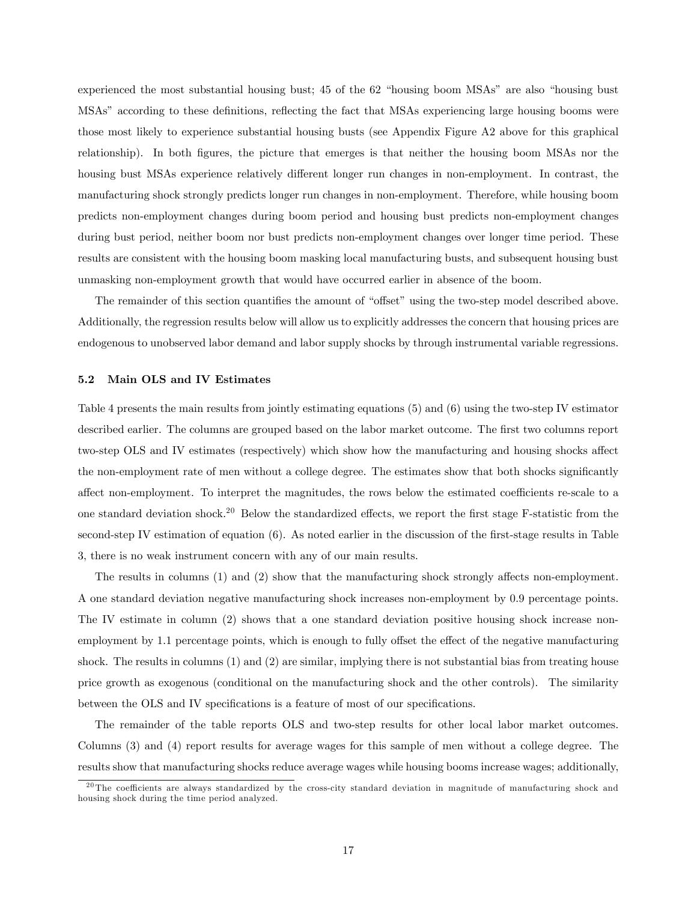experienced the most substantial housing bust; 45 of the 62 "housing boom MSAs" are also "housing bust MSAs" according to these definitions, reflecting the fact that MSAs experiencing large housing booms were those most likely to experience substantial housing busts (see Appendix Figure A2 above for this graphical relationship). In both figures, the picture that emerges is that neither the housing boom MSAs nor the housing bust MSAs experience relatively different longer run changes in non-employment. In contrast, the manufacturing shock strongly predicts longer run changes in non-employment. Therefore, while housing boom predicts non-employment changes during boom period and housing bust predicts non-employment changes during bust period, neither boom nor bust predicts non-employment changes over longer time period. These results are consistent with the housing boom masking local manufacturing busts, and subsequent housing bust unmasking non-employment growth that would have occurred earlier in absence of the boom.

The remainder of this section quantifies the amount of "offset" using the two-step model described above. Additionally, the regression results below will allow us to explicitly addresses the concern that housing prices are endogenous to unobserved labor demand and labor supply shocks by through instrumental variable regressions.

### 5.2 Main OLS and IV Estimates

Table 4 presents the main results from jointly estimating equations (5) and (6) using the two-step IV estimator described earlier. The columns are grouped based on the labor market outcome. The first two columns report two-step OLS and IV estimates (respectively) which show how the manufacturing and housing shocks affect the non-employment rate of men without a college degree. The estimates show that both shocks significantly affect non-employment. To interpret the magnitudes, the rows below the estimated coefficients re-scale to a one standard deviation shock.[20] Below the standardized effects, we report the first stage F-statistic from the second-step IV estimation of equation (6). As noted earlier in the discussion of the first-stage results in Table 3, there is no weak instrument concern with any of our main results.

The results in columns (1) and (2) show that the manufacturing shock strongly affects non-employment. A one standard deviation negative manufacturing shock increases non-employment by 0.9 percentage points. The IV estimate in column (2) shows that a one standard deviation positive housing shock increase non-employment by 1.1 percentage points, which is enough to fully offset the effect of the negative manufacturing shock. The results in columns (1) and (2) are similar, implying there is not substantial bias from treating house price growth as exogenous (conditional on the manufacturing shock and the other controls). The similarity between the OLS and IV specifications is a feature of most of our specifications.

The remainder of the table reports OLS and two-step results for other local labor market outcomes. Columns (3) and (4) report results for average wages for this sample of men without a college degree. The results show that manufacturing shocks reduce average wages while housing booms increase wages; additionally,

[20] The coefficients are always standardized by the cross-city standard deviation in magnitude of manufacturing shock and housing shock during the time period analyzed.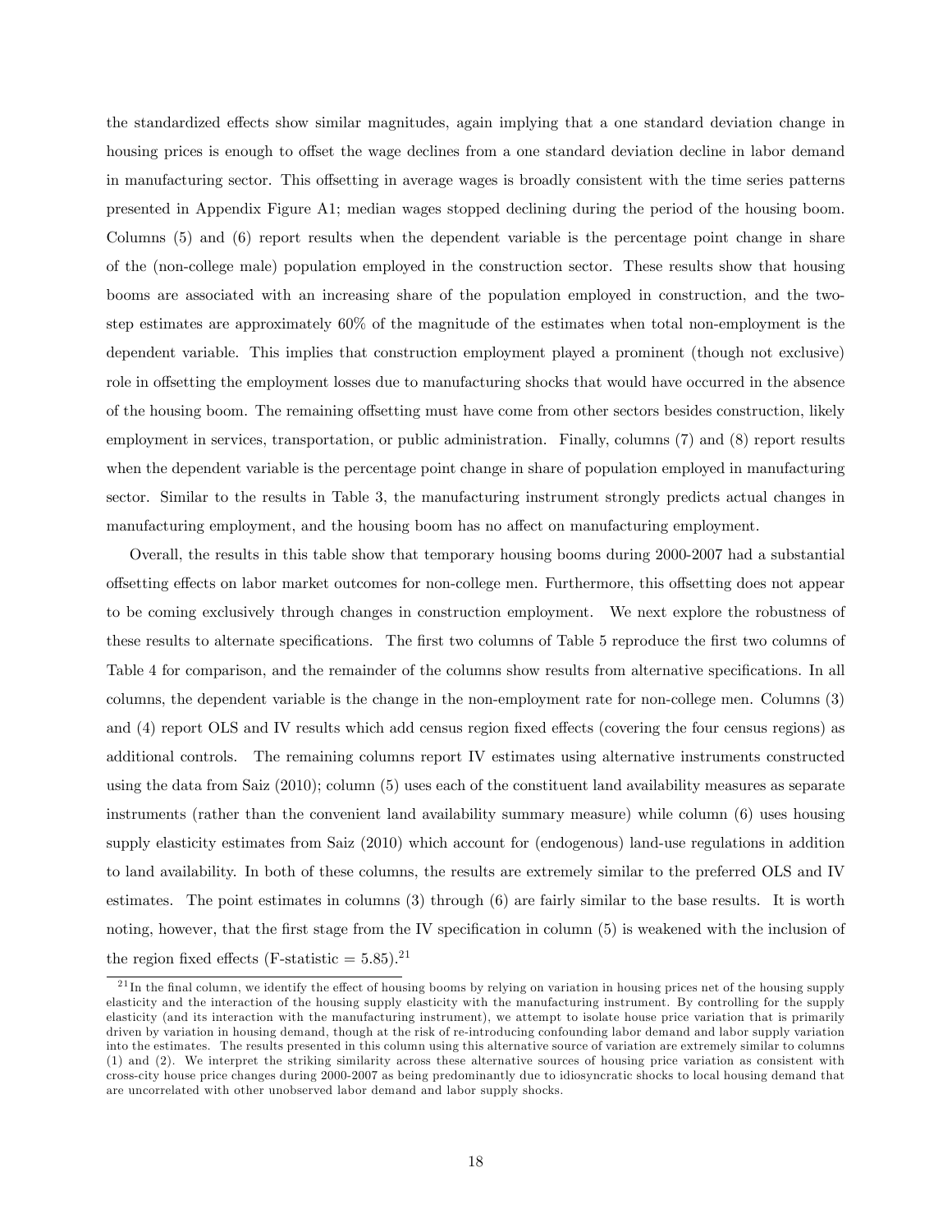the standardized effects show similar magnitudes, again implying that a one standard deviation change in housing prices is enough to offset the wage declines from a one standard deviation decline in labor demand in manufacturing sector. This offsetting in average wages is broadly consistent with the time series patterns presented in Appendix Figure A1; median wages stopped declining during the period of the housing boom. Columns (5) and (6) report results when the dependent variable is the percentage point change in share of the (non-college male) population employed in the construction sector. These results show that housing booms are associated with an increasing share of the population employed in construction, and the two-step estimates are approximately 60% of the magnitude of the estimates when total non-employment is the dependent variable. This implies that construction employment played a prominent (though not exclusive) role in offsetting the employment losses due to manufacturing shocks that would have occurred in the absence of the housing boom. The remaining offsetting must have come from other sectors besides construction, likely employment in services, transportation, or public administration. Finally, columns (7) and (8) report results when the dependent variable is the percentage point change in share of population employed in manufacturing sector. Similar to the results in Table 3, the manufacturing instrument strongly predicts actual changes in manufacturing employment, and the housing boom has no affect on manufacturing employment.

Overall, the results in this table show that temporary housing booms during 2000-2007 had a substantial offsetting effects on labor market outcomes for non-college men. Furthermore, this offsetting does not appear to be coming exclusively through changes in construction employment. We next explore the robustness of these results to alternate specifications. The first two columns of Table 5 reproduce the first two columns of Table 4 for comparison, and the remainder of the columns show results from alternative specifications. In all columns, the dependent variable is the change in the non-employment rate for non-college men. Columns (3) and (4) report OLS and IV results which add census region fixed effects (covering the four census regions) as additional controls. The remaining columns report IV estimates using alternative instruments constructed using the data from Saiz (2010); column (5) uses each of the constituent land availability measures as separate instruments (rather than the convenient land availability summary measure) while column (6) uses housing supply elasticity estimates from Saiz (2010) which account for (endogenous) land-use regulations in addition to land availability. In both of these columns, the results are extremely similar to the preferred OLS and IV estimates. The point estimates in columns (3) through (6) are fairly similar to the base results. It is worth noting, however, that the first stage from the IV specification in column (5) is weakened with the inclusion of the region fixed effects (F-statistic = 5.85).[21]

[21] In the final column, we identify the effect of housing booms by relying on variation in housing prices net of the housing supply elasticity and the interaction of the housing supply elasticity with the manufacturing instrument. By controlling for the supply elasticity (and its interaction with the manufacturing instrument), we attempt to isolate house price variation that is primarily driven by variation in housing demand, though at the risk of re-introducing confounding labor demand and labor supply variation into the estimates. The results presented in this column using this alternative source of variation are extremely similar to columns (1) and (2). We interpret the striking similarity across these alternative sources of housing price variation as consistent with cross-city house price changes during 2000-2007 as being predominantly due to idiosyncratic shocks to local housing demand that are uncorrelated with other unobserved labor demand and labor supply shocks.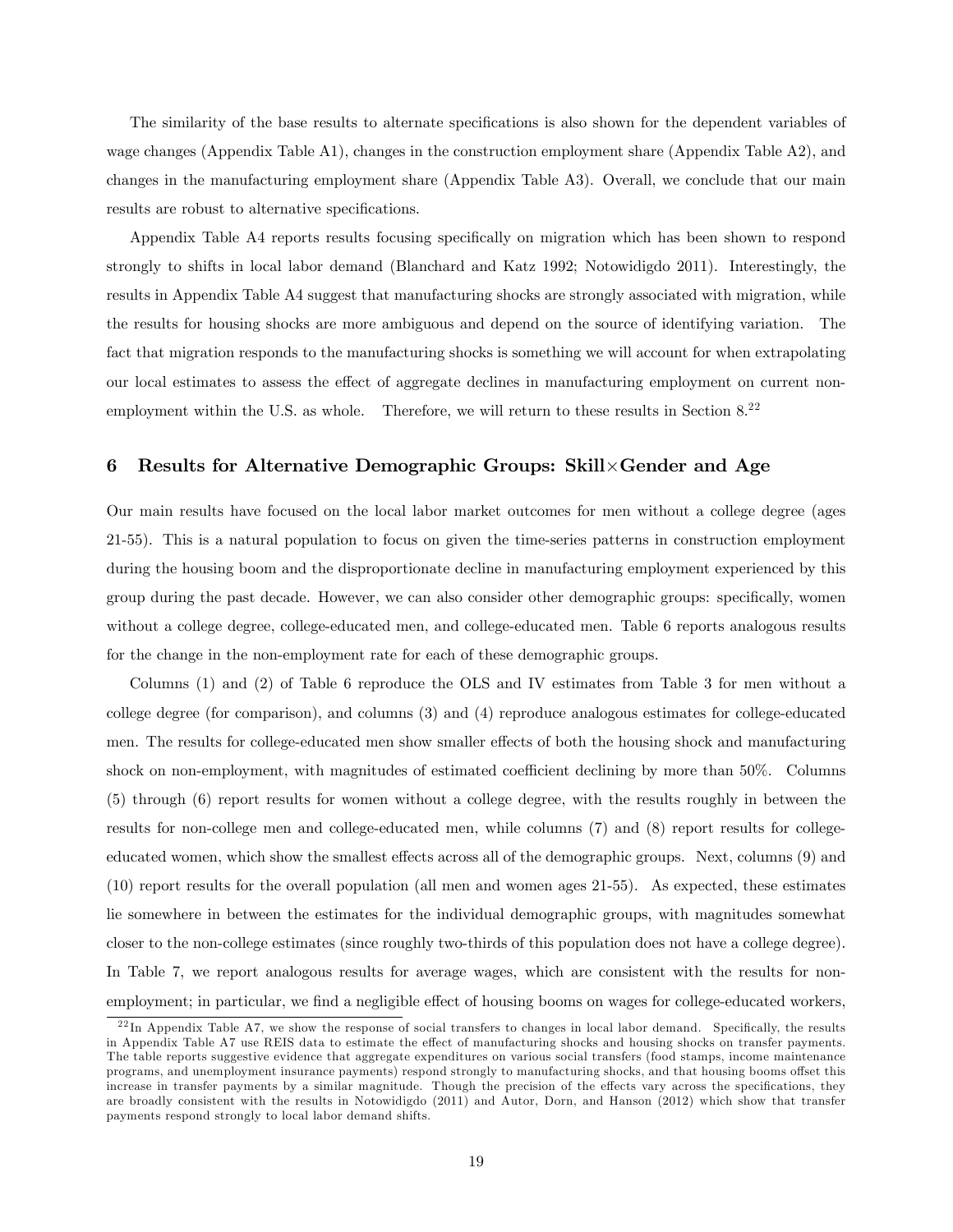The similarity of the base results to alternate specifications is also shown for the dependent variables of wage changes (Appendix Table A1), changes in the construction employment share (Appendix Table A2), and changes in the manufacturing employment share (Appendix Table A3). Overall, we conclude that our main results are robust to alternative specifications.

Appendix Table A4 reports results focusing specifically on migration which has been shown to respond strongly to shifts in local labor demand (Blanchard and Katz 1992; Notowidigdo 2011). Interestingly, the results in Appendix Table A4 suggest that manufacturing shocks are strongly associated with migration, while the results for housing shocks are more ambiguous and depend on the source of identifying variation. The fact that migration responds to the manufacturing shocks is something we will account for when extrapolating our local estimates to assess the effect of aggregate declines in manufacturing employment on current non-employment within the U.S. as whole. Therefore, we will return to these results in Section 8.[22]

## 6 Results for Alternative Demographic Groups: Skill×Gender and Age

Our main results have focused on the local labor market outcomes for men without a college degree (ages 21-55). This is a natural population to focus on given the time-series patterns in construction employment during the housing boom and the disproportionate decline in manufacturing employment experienced by this group during the past decade. However, we can also consider other demographic groups: specifically, women without a college degree, college-educated men, and college-educated men. Table 6 reports analogous results for the change in the non-employment rate for each of these demographic groups.

Columns (1) and (2) of Table 6 reproduce the OLS and IV estimates from Table 3 for men without a college degree (for comparison), and columns (3) and (4) reproduce analogous estimates for college-educated men. The results for college-educated men show smaller effects of both the housing shock and manufacturing shock on non-employment, with magnitudes of estimated coefficient declining by more than 50%. Columns (5) through (6) report results for women without a college degree, with the results roughly in between the results for non-college men and college-educated men, while columns (7) and (8) report results for college-educated women, which show the smallest effects across all of the demographic groups. Next, columns (9) and (10) report results for the overall population (all men and women ages 21-55). As expected, these estimates lie somewhere in between the estimates for the individual demographic groups, with magnitudes somewhat closer to the non-college estimates (since roughly two-thirds of this population does not have a college degree). In Table 7, we report analogous results for average wages, which are consistent with the results for non-employment; in particular, we find a negligible effect of housing booms on wages for college-educated workers,

[22] In Appendix Table A7, we show the response of social transfers to changes in local labor demand. Specifically, the results in Appendix Table A7 use REIS data to estimate the effect of manufacturing shocks and housing shocks on transfer payments. The table reports suggestive evidence that aggregate expenditures on various social transfers (food stamps, income maintenance programs, and unemployment insurance payments) respond strongly to manufacturing shocks, and that housing booms offset this increase in transfer payments by a similar magnitude. Though the precision of the effects vary across the specifications, they are broadly consistent with the results in Notowidigdo (2011) and Autor, Dorn, and Hanson (2012) which show that transfer payments respond strongly to local labor demand shifts.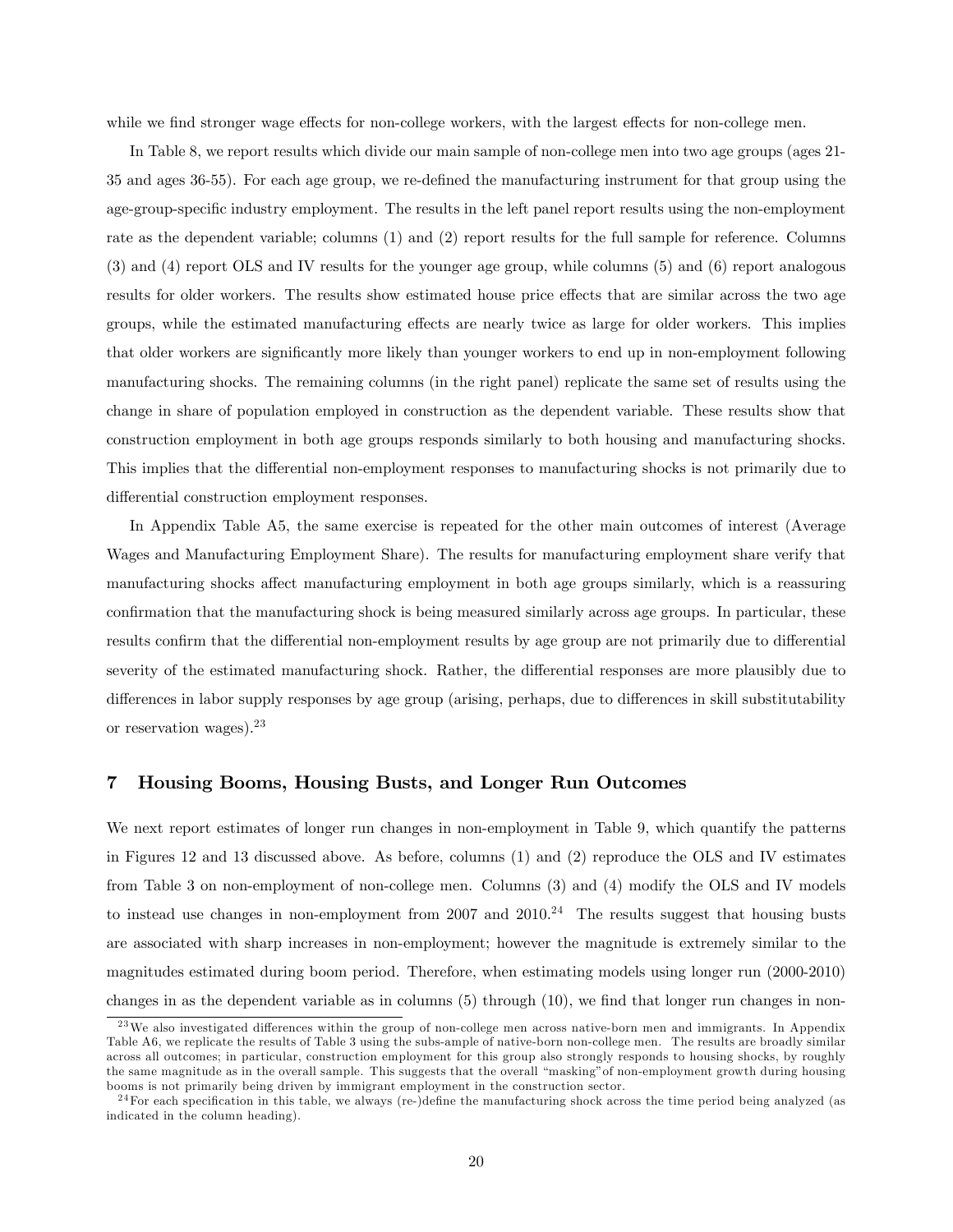while we find stronger wage effects for non-college workers, with the largest effects for non-college men.

In Table 8, we report results which divide our main sample of non-college men into two age groups (ages 21-35 and ages 36-55). For each age group, we re-defined the manufacturing instrument for that group using the age-group-specific industry employment. The results in the left panel report results using the non-employment rate as the dependent variable; columns (1) and (2) report results for the full sample for reference. Columns (3) and (4) report OLS and IV results for the younger age group, while columns (5) and (6) report analogous results for older workers. The results show estimated house price effects that are similar across the two age groups, while the estimated manufacturing effects are nearly twice as large for older workers. This implies that older workers are significantly more likely than younger workers to end up in non-employment following manufacturing shocks. The remaining columns (in the right panel) replicate the same set of results using the change in share of population employed in construction as the dependent variable. These results show that construction employment in both age groups responds similarly to both housing and manufacturing shocks. This implies that the differential non-employment responses to manufacturing shocks is not primarily due to differential construction employment responses.

In Appendix Table A5, the same exercise is repeated for the other main outcomes of interest (Average Wages and Manufacturing Employment Share). The results for manufacturing employment share verify that manufacturing shocks affect manufacturing employment in both age groups similarly, which is a reassuring confirmation that the manufacturing shock is being measured similarly across age groups. In particular, these results confirm that the differential non-employment results by age group are not primarily due to differential severity of the estimated manufacturing shock. Rather, the differential responses are more plausibly due to differences in labor supply responses by age group (arising, perhaps, due to differences in skill substitutability or reservation wages).[23]

## 7 Housing Booms, Housing Busts, and Longer Run Outcomes

We next report estimates of longer run changes in non-employment in Table 9, which quantify the patterns in Figures 12 and 13 discussed above. As before, columns (1) and (2) reproduce the OLS and IV estimates from Table 3 on non-employment of non-college men. Columns (3) and (4) modify the OLS and IV models to instead use changes in non-employment from 2007 and 2010.[24] The results suggest that housing busts are associated with sharp increases in non-employment; however the magnitude is extremely similar to the magnitudes estimated during boom period. Therefore, when estimating models using longer run (2000-2010) changes in as the dependent variable as in columns (5) through (10), we find that longer run changes in non-

[23] We also investigated differences within the group of non-college men across native-born men and immigrants. In Appendix Table A6, we replicate the results of Table 3 using the subs-ample of native-born non-college men. The results are broadly similar across all outcomes; in particular, construction employment for this group also strongly responds to housing shocks, by roughly the same magnitude as in the overall sample. This suggests that the overall "masking" of non-employment growth during housing booms is not primarily being driven by immigrant employment in the construction sector.

[24] For each specification in this table, we always (re-)define the manufacturing shock across the time period being analyzed (as indicated in the column heading).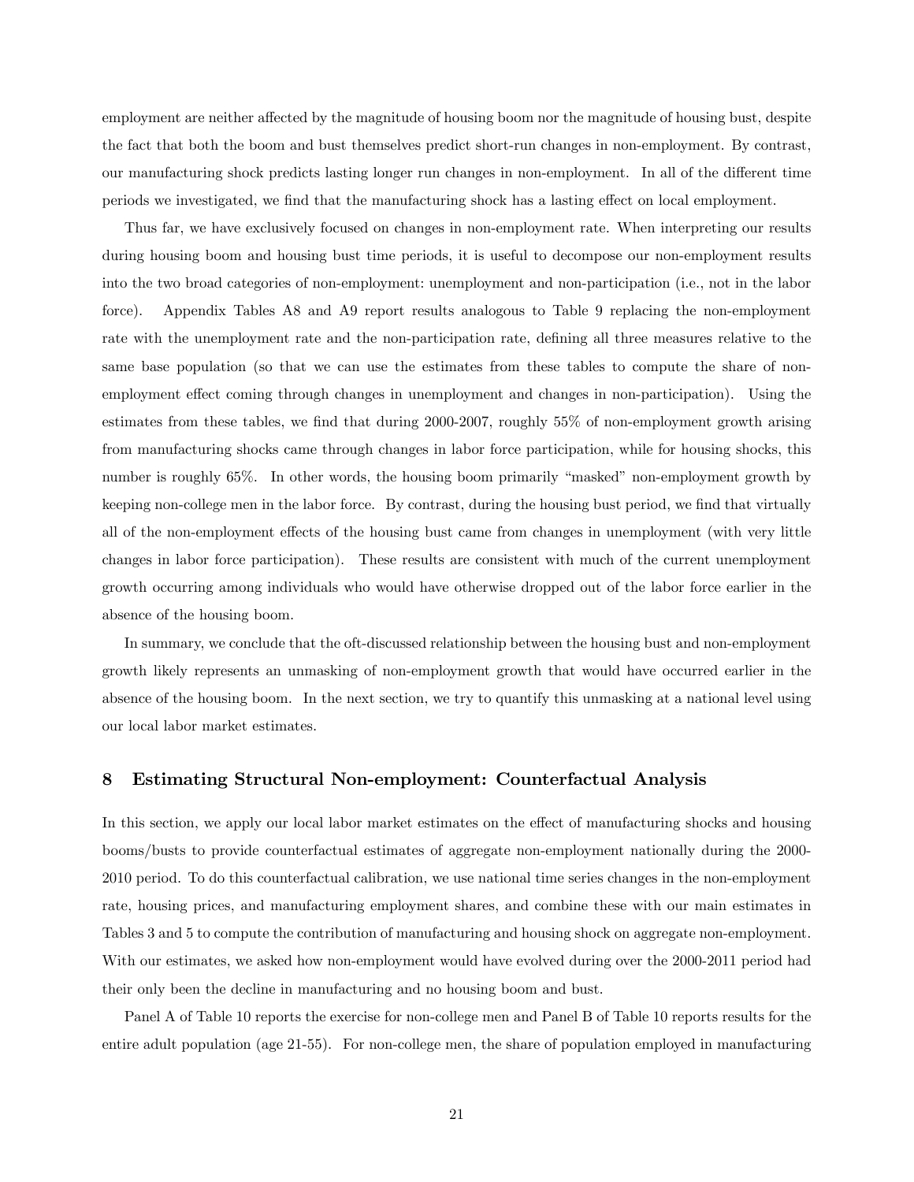employment are neither affected by the magnitude of housing boom nor the magnitude of housing bust, despite the fact that both the boom and bust themselves predict short-run changes in non-employment. By contrast, our manufacturing shock predicts lasting longer run changes in non-employment. In all of the different time periods we investigated, we find that the manufacturing shock has a lasting effect on local employment.

Thus far, we have exclusively focused on changes in non-employment rate. When interpreting our results during housing boom and housing bust time periods, it is useful to decompose our non-employment results into the two broad categories of non-employment: unemployment and non-participation (i.e., not in the labor force). Appendix Tables A8 and A9 report results analogous to Table 9 replacing the non-employment rate with the unemployment rate and the non-participation rate, defining all three measures relative to the same base population (so that we can use the estimates from these tables to compute the share of non-employment effect coming through changes in unemployment and changes in non-participation). Using the estimates from these tables, we find that during 2000-2007, roughly 55% of non-employment growth arising from manufacturing shocks came through changes in labor force participation, while for housing shocks, this number is roughly 65%. In other words, the housing boom primarily "masked" non-employment growth by keeping non-college men in the labor force. By contrast, during the housing bust period, we find that virtually all of the non-employment effects of the housing bust came from changes in unemployment (with very little changes in labor force participation). These results are consistent with much of the current unemployment growth occurring among individuals who would have otherwise dropped out of the labor force earlier in the absence of the housing boom.

In summary, we conclude that the oft-discussed relationship between the housing bust and non-employment growth likely represents an unmasking of non-employment growth that would have occurred earlier in the absence of the housing boom. In the next section, we try to quantify this unmasking at a national level using our local labor market estimates.

## 8 Estimating Structural Non-employment: Counterfactual Analysis

In this section, we apply our local labor market estimates on the effect of manufacturing shocks and housing booms/busts to provide counterfactual estimates of aggregate non-employment nationally during the 2000-2010 period. To do this counterfactual calibration, we use national time series changes in the non-employment rate, housing prices, and manufacturing employment shares, and combine these with our main estimates in Tables 3 and 5 to compute the contribution of manufacturing and housing shock on aggregate non-employment. With our estimates, we asked how non-employment would have evolved during over the 2000-2011 period had their only been the decline in manufacturing and no housing boom and bust.

Panel A of Table 10 reports the exercise for non-college men and Panel B of Table 10 reports results for the entire adult population (age 21-55). For non-college men, the share of population employed in manufacturing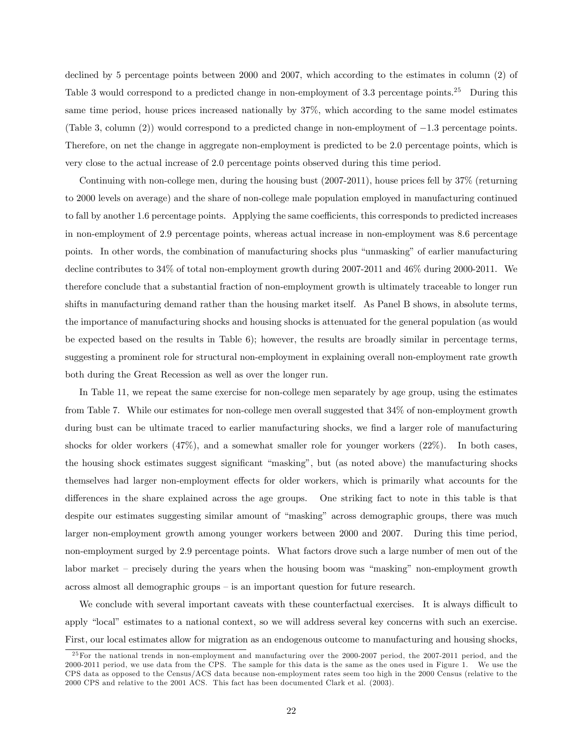declined by 5 percentage points between 2000 and 2007, which according to the estimates in column (2) of Table 3 would correspond to a predicted change in non-employment of 3.3 percentage points.[25] During this same time period, house prices increased nationally by 37%, which according to the same model estimates (Table 3, column (2)) would correspond to a predicted change in non-employment of −1.3 percentage points. Therefore, on net the change in aggregate non-employment is predicted to be 2.0 percentage points, which is very close to the actual increase of 2.0 percentage points observed during this time period.

Continuing with non-college men, during the housing bust (2007-2011), house prices fell by 37% (returning to 2000 levels on average) and the share of non-college male population employed in manufacturing continued to fall by another 1.6 percentage points. Applying the same coefficients, this corresponds to predicted increases in non-employment of 2.9 percentage points, whereas actual increase in non-employment was 8.6 percentage points. In other words, the combination of manufacturing shocks plus "unmasking" of earlier manufacturing decline contributes to 34% of total non-employment growth during 2007-2011 and 46% during 2000-2011. We therefore conclude that a substantial fraction of non-employment growth is ultimately traceable to longer run shifts in manufacturing demand rather than the housing market itself. As Panel B shows, in absolute terms, the importance of manufacturing shocks and housing shocks is attenuated for the general population (as would be expected based on the results in Table 6); however, the results are broadly similar in percentage terms, suggesting a prominent role for structural non-employment in explaining overall non-employment rate growth both during the Great Recession as well as over the longer run.

In Table 11, we repeat the same exercise for non-college men separately by age group, using the estimates from Table 7. While our estimates for non-college men overall suggested that 34% of non-employment growth during bust can be ultimate traced to earlier manufacturing shocks, we find a larger role of manufacturing shocks for older workers (47%), and a somewhat smaller role for younger workers (22%). In both cases, the housing shock estimates suggest significant "masking", but (as noted above) the manufacturing shocks themselves had larger non-employment effects for older workers, which is primarily what accounts for the differences in the share explained across the age groups. One striking fact to note in this table is that despite our estimates suggesting similar amount of "masking" across demographic groups, there was much larger non-employment growth among younger workers between 2000 and 2007. During this time period, non-employment surged by 2.9 percentage points. What factors drove such a large number of men out of the labor market – precisely during the years when the housing boom was "masking" non-employment growth across almost all demographic groups – is an important question for future research.

We conclude with several important caveats with these counterfactual exercises. It is always difficult to apply "local" estimates to a national context, so we will address several key concerns with such an exercise. First, our local estimates allow for migration as an endogenous outcome to manufacturing and housing shocks,

[25] For the national trends in non-employment and manufacturing over the 2000-2007 period, the 2007-2011 period, and the 2000-2011 period, we use data from the CPS. The sample for this data is the same as the ones used in Figure 1. We use the CPS data as opposed to the Census/ACS data because non-employment rates seem too high in the 2000 Census (relative to the 2000 CPS and relative to the 2001 ACS. This fact has been documented Clark et al. (2003).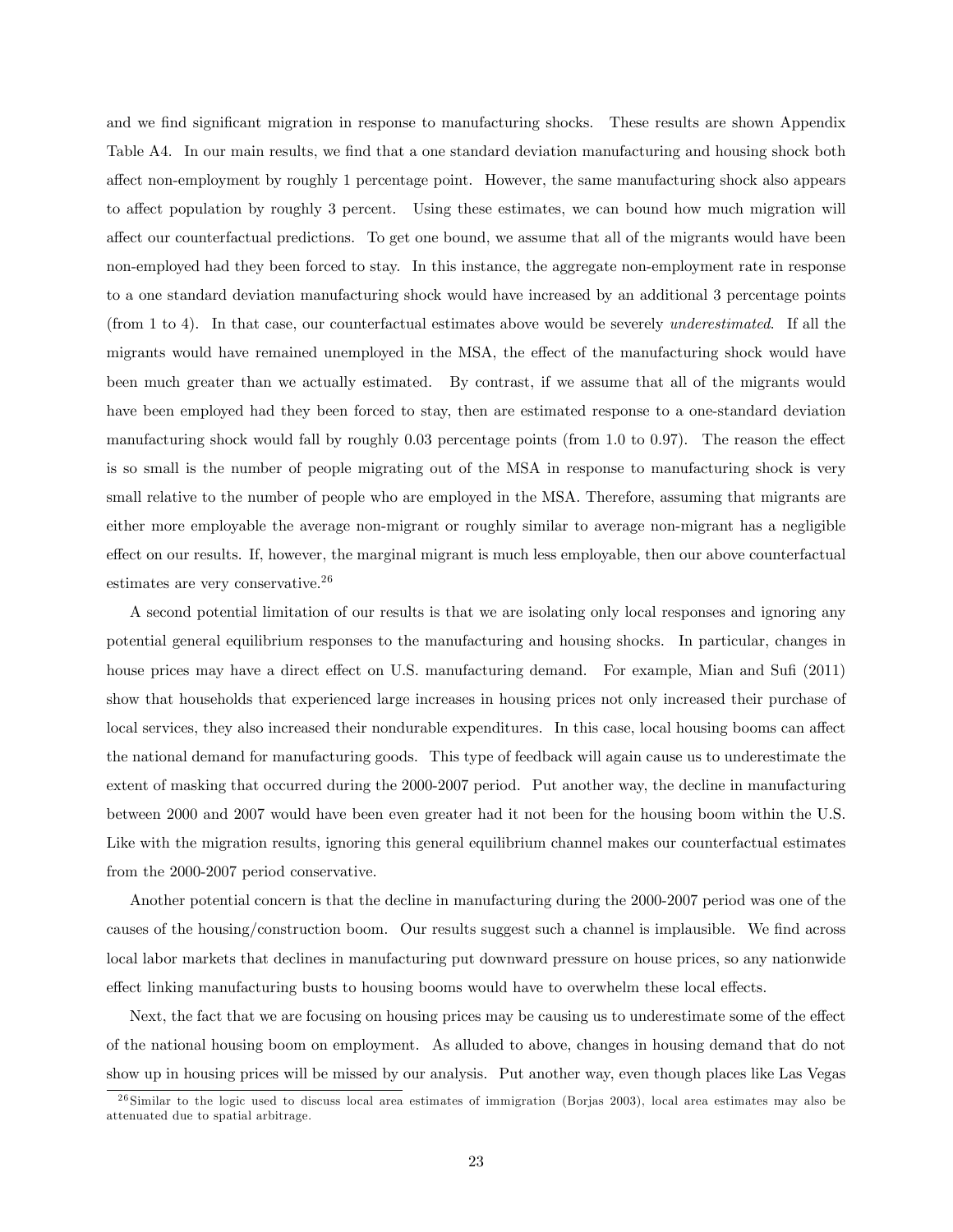and we find significant migration in response to manufacturing shocks. These results are shown Appendix Table A4. In our main results, we find that a one standard deviation manufacturing and housing shock both affect non-employment by roughly 1 percentage point. However, the same manufacturing shock also appears to affect population by roughly 3 percent. Using these estimates, we can bound how much migration will affect our counterfactual predictions. To get one bound, we assume that all of the migrants would have been non-employed had they been forced to stay. In this instance, the aggregate non-employment rate in response to a one standard deviation manufacturing shock would have increased by an additional 3 percentage points (from 1 to 4). In that case, our counterfactual estimates above would be severely *underestimated*. If all the migrants would have remained unemployed in the MSA, the effect of the manufacturing shock would have been much greater than we actually estimated. By contrast, if we assume that all of the migrants would have been employed had they been forced to stay, then are estimated response to a one-standard deviation manufacturing shock would fall by roughly 0.03 percentage points (from 1.0 to 0.97). The reason the effect is so small is the number of people migrating out of the MSA in response to manufacturing shock is very small relative to the number of people who are employed in the MSA. Therefore, assuming that migrants are either more employable the average non-migrant or roughly similar to average non-migrant has a negligible effect on our results. If, however, the marginal migrant is much less employable, then our above counterfactual estimates are very conservative.[26]

A second potential limitation of our results is that we are isolating only local responses and ignoring any potential general equilibrium responses to the manufacturing and housing shocks. In particular, changes in house prices may have a direct effect on U.S. manufacturing demand. For example, Mian and Sufi (2011) show that households that experienced large increases in housing prices not only increased their purchase of local services, they also increased their nondurable expenditures. In this case, local housing booms can affect the national demand for manufacturing goods. This type of feedback will again cause us to underestimate the extent of masking that occurred during the 2000-2007 period. Put another way, the decline in manufacturing between 2000 and 2007 would have been even greater had it not been for the housing boom within the U.S. Like with the migration results, ignoring this general equilibrium channel makes our counterfactual estimates from the 2000-2007 period conservative.

Another potential concern is that the decline in manufacturing during the 2000-2007 period was one of the causes of the housing/construction boom. Our results suggest such a channel is implausible. We find across local labor markets that declines in manufacturing put downward pressure on house prices, so any nationwide effect linking manufacturing busts to housing booms would have to overwhelm these local effects.

Next, the fact that we are focusing on housing prices may be causing us to underestimate some of the effect of the national housing boom on employment. As alluded to above, changes in housing demand that do not show up in housing prices will be missed by our analysis. Put another way, even though places like Las Vegas

[26] Similar to the logic used to discuss local area estimates of immigration (Borjas 2003), local area estimates may also be attenuated due to spatial arbitrage.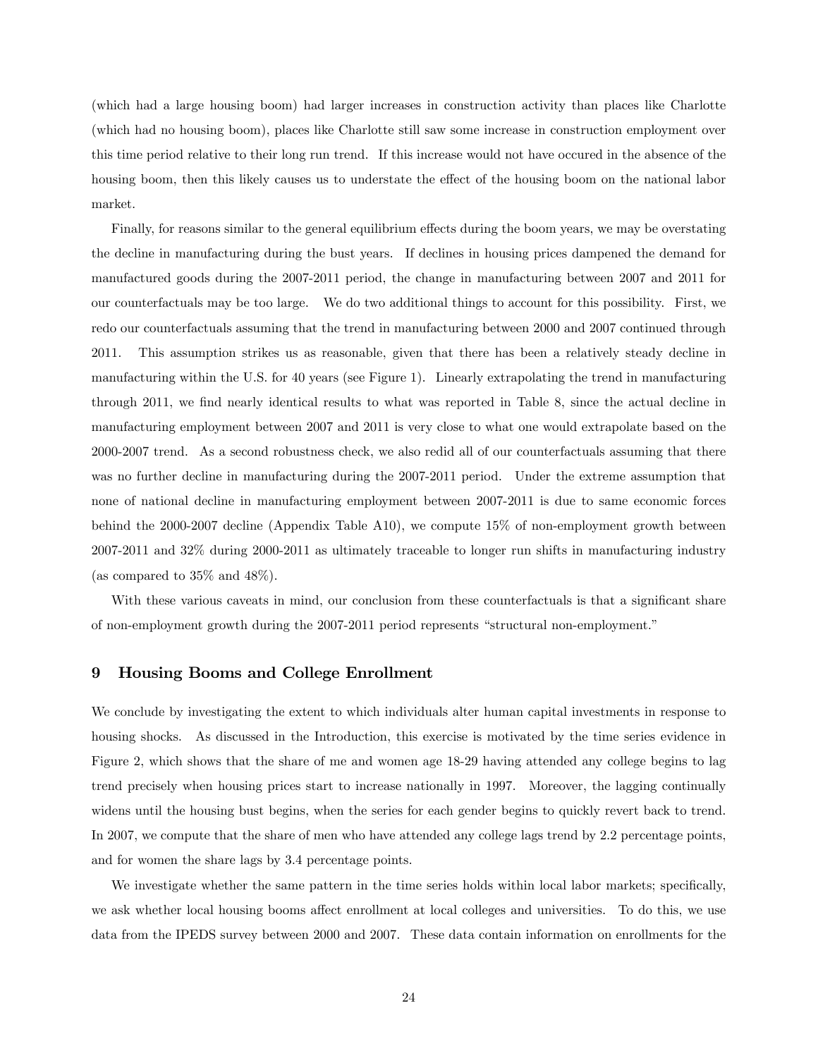(which had a large housing boom) had larger increases in construction activity than places like Charlotte (which had no housing boom), places like Charlotte still saw some increase in construction employment over this time period relative to their long run trend. If this increase would not have occured in the absence of the housing boom, then this likely causes us to understate the effect of the housing boom on the national labor market.

Finally, for reasons similar to the general equilibrium effects during the boom years, we may be overstating the decline in manufacturing during the bust years. If declines in housing prices dampened the demand for manufactured goods during the 2007-2011 period, the change in manufacturing between 2007 and 2011 for our counterfactuals may be too large. We do two additional things to account for this possibility. First, we redo our counterfactuals assuming that the trend in manufacturing between 2000 and 2007 continued through 2011. This assumption strikes us as reasonable, given that there has been a relatively steady decline in manufacturing within the U.S. for 40 years (see Figure 1). Linearly extrapolating the trend in manufacturing through 2011, we find nearly identical results to what was reported in Table 8, since the actual decline in manufacturing employment between 2007 and 2011 is very close to what one would extrapolate based on the 2000-2007 trend. As a second robustness check, we also redid all of our counterfactuals assuming that there was no further decline in manufacturing during the 2007-2011 period. Under the extreme assumption that none of national decline in manufacturing employment between 2007-2011 is due to same economic forces behind the 2000-2007 decline (Appendix Table A10), we compute 15% of non-employment growth between 2007-2011 and 32% during 2000-2011 as ultimately traceable to longer run shifts in manufacturing industry (as compared to 35% and 48%).

With these various caveats in mind, our conclusion from these counterfactuals is that a significant share of non-employment growth during the 2007-2011 period represents "structural non-employment."

## 9 Housing Booms and College Enrollment

We conclude by investigating the extent to which individuals alter human capital investments in response to housing shocks. As discussed in the Introduction, this exercise is motivated by the time series evidence in Figure 2, which shows that the share of me and women age 18-29 having attended any college begins to lag trend precisely when housing prices start to increase nationally in 1997. Moreover, the lagging continually widens until the housing bust begins, when the series for each gender begins to quickly revert back to trend. In 2007, we compute that the share of men who have attended any college lags trend by 2.2 percentage points, and for women the share lags by 3.4 percentage points.

We investigate whether the same pattern in the time series holds within local labor markets; specifically, we ask whether local housing booms affect enrollment at local colleges and universities. To do this, we use data from the IPEDS survey between 2000 and 2007. These data contain information on enrollments for the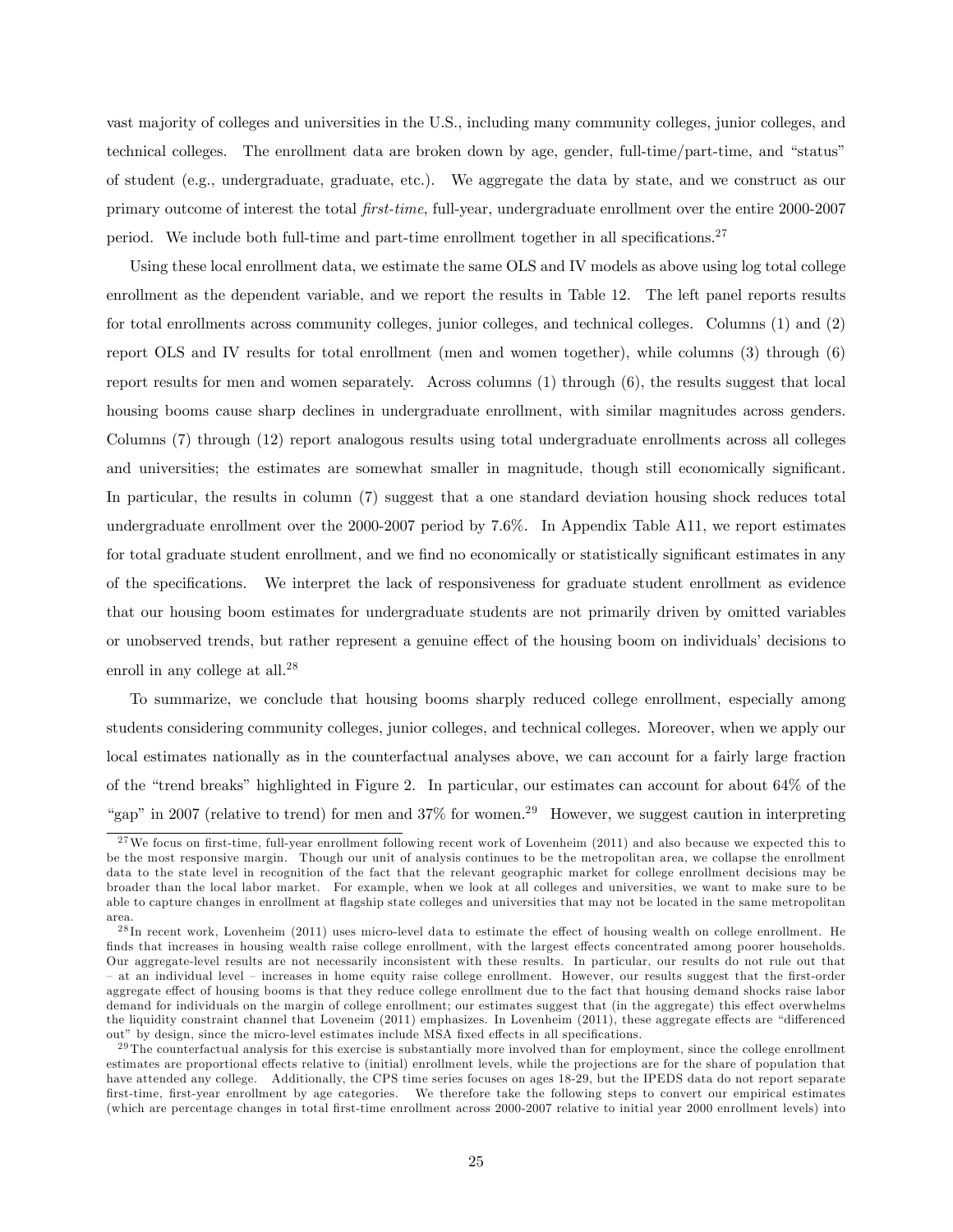vast majority of colleges and universities in the U.S., including many community colleges, junior colleges, and technical colleges. The enrollment data are broken down by age, gender, full-time/part-time, and "status" of student (e.g., undergraduate, graduate, etc.). We aggregate the data by state, and we construct as our primary outcome of interest the total *first-time*, full-year, undergraduate enrollment over the entire 2000-2007 period. We include both full-time and part-time enrollment together in all specifications.[27]

Using these local enrollment data, we estimate the same OLS and IV models as above using log total college enrollment as the dependent variable, and we report the results in Table 12. The left panel reports results for total enrollments across community colleges, junior colleges, and technical colleges. Columns (1) and (2) report OLS and IV results for total enrollment (men and women together), while columns (3) through (6) report results for men and women separately. Across columns (1) through (6), the results suggest that local housing booms cause sharp declines in undergraduate enrollment, with similar magnitudes across genders. Columns (7) through (12) report analogous results using total undergraduate enrollments across all colleges and universities; the estimates are somewhat smaller in magnitude, though still economically significant. In particular, the results in column (7) suggest that a one standard deviation housing shock reduces total undergraduate enrollment over the 2000-2007 period by 7.6%. In Appendix Table A11, we report estimates for total graduate student enrollment, and we find no economically or statistically significant estimates in any of the specifications. We interpret the lack of responsiveness for graduate student enrollment as evidence that our housing boom estimates for undergraduate students are not primarily driven by omitted variables or unobserved trends, but rather represent a genuine effect of the housing boom on individuals' decisions to enroll in any college at all.[28]

To summarize, we conclude that housing booms sharply reduced college enrollment, especially among students considering community colleges, junior colleges, and technical colleges. Moreover, when we apply our local estimates nationally as in the counterfactual analyses above, we can account for a fairly large fraction of the "trend breaks" highlighted in Figure 2. In particular, our estimates can account for about 64% of the "gap" in 2007 (relative to trend) for men and 37% for women.[29] However, we suggest caution in interpreting

[27] We focus on first-time, full-year enrollment following recent work of Lovenheim (2011) and also because we expected this to be the most responsive margin. Though our unit of analysis continues to be the metropolitan area, we collapse the enrollment data to the state level in recognition of the fact that the relevant geographic market for college enrollment decisions may be broader than the local labor market. For example, when we look at all colleges and universities, we want to make sure to be able to capture changes in enrollment at flagship state colleges and universities that may not be located in the same metropolitan area.

[28] In recent work, Lovenheim (2011) uses micro-level data to estimate the effect of housing wealth on college enrollment. He finds that increases in housing wealth raise college enrollment, with the largest effects concentrated among poorer households. Our aggregate-level results are not necessarily inconsistent with these results. In particular, our results do not rule out that – at an individual level – increases in home equity raise college enrollment. However, our results suggest that the first-order aggregate effect of housing booms is that they reduce college enrollment due to the fact that housing demand shocks raise labor demand for individuals on the margin of college enrollment; our estimates suggest that (in the aggregate) this effect overwhelms the liquidity constraint channel that Loveneim (2011) emphasizes. In Lovenheim (2011), these aggregate effects are "differenced out" by design, since the micro-level estimates include MSA fixed effects in all specifications.

[29] The counterfactual analysis for this exercise is substantially more involved than for employment, since the college enrollment estimates are proportional effects relative to (initial) enrollment levels, while the projections are for the share of population that have attended any college. Additionally, the CPS time series focuses on ages 18-29, but the IPEDS data do not report separate first-time, first-year enrollment by age categories. We therefore take the following steps to convert our empirical estimates (which are percentage changes in total first-time enrollment across 2000-2007 relative to initial year 2000 enrollment levels) into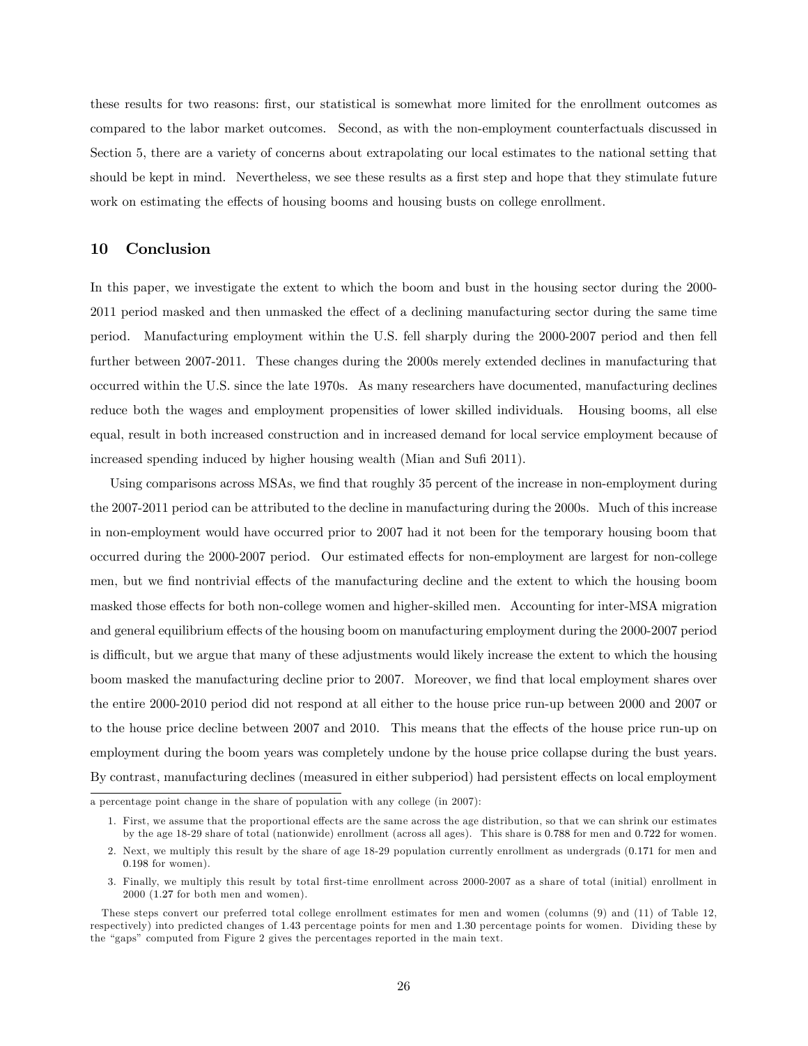these results for two reasons: first, our statistical is somewhat more limited for the enrollment outcomes as compared to the labor market outcomes. Second, as with the non-employment counterfactuals discussed in Section 5, there are a variety of concerns about extrapolating our local estimates to the national setting that should be kept in mind. Nevertheless, we see these results as a first step and hope that they stimulate future work on estimating the effects of housing booms and housing busts on college enrollment.

## 10 Conclusion

In this paper, we investigate the extent to which the boom and bust in the housing sector during the 2000-2011 period masked and then unmasked the effect of a declining manufacturing sector during the same time period. Manufacturing employment within the U.S. fell sharply during the 2000-2007 period and then fell further between 2007-2011. These changes during the 2000s merely extended declines in manufacturing that occurred within the U.S. since the late 1970s. As many researchers have documented, manufacturing declines reduce both the wages and employment propensities of lower skilled individuals. Housing booms, all else equal, result in both increased construction and in increased demand for local service employment because of increased spending induced by higher housing wealth (Mian and Sufi 2011).

Using comparisons across MSAs, we find that roughly 35 percent of the increase in non-employment during the 2007-2011 period can be attributed to the decline in manufacturing during the 2000s. Much of this increase in non-employment would have occurred prior to 2007 had it not been for the temporary housing boom that occurred during the 2000-2007 period. Our estimated effects for non-employment are largest for non-college men, but we find nontrivial effects of the manufacturing decline and the extent to which the housing boom masked those effects for both non-college women and higher-skilled men. Accounting for inter-MSA migration and general equilibrium effects of the housing boom on manufacturing employment during the 2000-2007 period is difficult, but we argue that many of these adjustments would likely increase the extent to which the housing boom masked the manufacturing decline prior to 2007. Moreover, we find that local employment shares over the entire 2000-2010 period did not respond at all either to the house price run-up between 2000 and 2007 or to the house price decline between 2007 and 2010. This means that the effects of the house price run-up on employment during the boom years was completely undone by the house price collapse during the bust years. By contrast, manufacturing declines (measured in either subperiod) had persistent effects on local employment

---

a percentage point change in the share of population with any college (in 2007):

1. First, we assume that the proportional effects are the same across the age distribution, so that we can shrink our estimates by the age 18-29 share of total (nationwide) enrollment (across all ages). This share is 0.788 for men and 0.722 for women.
2. Next, we multiply this result by the share of age 18-29 population currently enrollment as undergrads (0.171 for men and 0.198 for women).
3. Finally, we multiply this result by total first-time enrollment across 2000-2007 as a share of total (initial) enrollment in 2000 (1.27 for both men and women).

These steps convert our preferred total college enrollment estimates for men and women (columns (9) and (11) of Table 12, respectively) into predicted changes of 1.43 percentage points for men and 1.30 percentage points for women. Dividing these by the "gaps" computed from Figure 2 gives the percentages reported in the main text.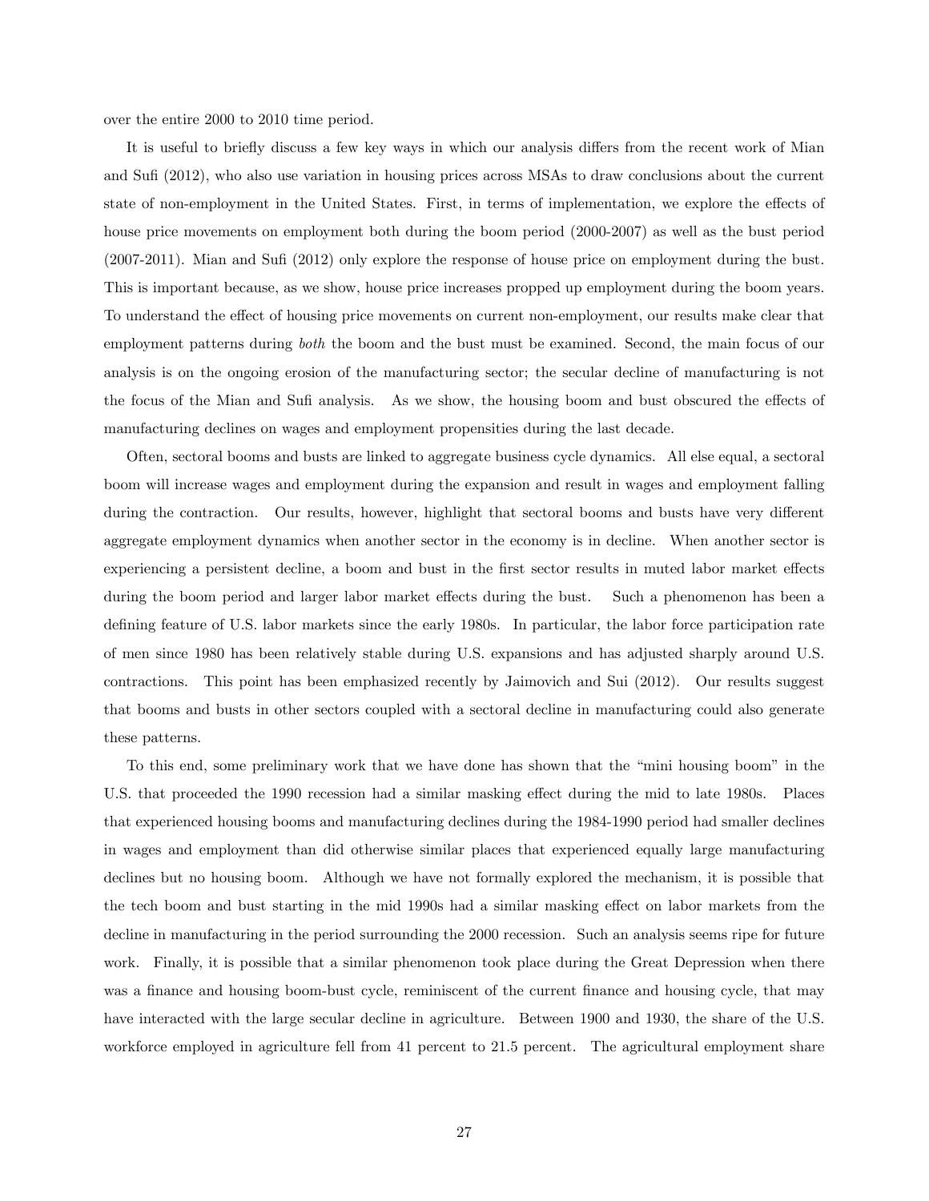over the entire 2000 to 2010 time period.

It is useful to briefly discuss a few key ways in which our analysis differs from the recent work of Mian and Sufi (2012), who also use variation in housing prices across MSAs to draw conclusions about the current state of non-employment in the United States. First, in terms of implementation, we explore the effects of house price movements on employment both during the boom period (2000-2007) as well as the bust period (2007-2011). Mian and Sufi (2012) only explore the response of house price on employment during the bust. This is important because, as we show, house price increases propped up employment during the boom years. To understand the effect of housing price movements on current non-employment, our results make clear that employment patterns during *both* the boom and the bust must be examined. Second, the main focus of our analysis is on the ongoing erosion of the manufacturing sector; the secular decline of manufacturing is not the focus of the Mian and Sufi analysis. As we show, the housing boom and bust obscured the effects of manufacturing declines on wages and employment propensities during the last decade.

Often, sectoral booms and busts are linked to aggregate business cycle dynamics. All else equal, a sectoral boom will increase wages and employment during the expansion and result in wages and employment falling during the contraction. Our results, however, highlight that sectoral booms and busts have very different aggregate employment dynamics when another sector in the economy is in decline. When another sector is experiencing a persistent decline, a boom and bust in the first sector results in muted labor market effects during the boom period and larger labor market effects during the bust. Such a phenomenon has been a defining feature of U.S. labor markets since the early 1980s. In particular, the labor force participation rate of men since 1980 has been relatively stable during U.S. expansions and has adjusted sharply around U.S. contractions. This point has been emphasized recently by Jaimovich and Sui (2012). Our results suggest that booms and busts in other sectors coupled with a sectoral decline in manufacturing could also generate these patterns.

To this end, some preliminary work that we have done has shown that the "mini housing boom" in the U.S. that proceeded the 1990 recession had a similar masking effect during the mid to late 1980s. Places that experienced housing booms and manufacturing declines during the 1984-1990 period had smaller declines in wages and employment than did otherwise similar places that experienced equally large manufacturing declines but no housing boom. Although we have not formally explored the mechanism, it is possible that the tech boom and bust starting in the mid 1990s had a similar masking effect on labor markets from the decline in manufacturing in the period surrounding the 2000 recession. Such an analysis seems ripe for future work. Finally, it is possible that a similar phenomenon took place during the Great Depression when there was a finance and housing boom-bust cycle, reminiscent of the current finance and housing cycle, that may have interacted with the large secular decline in agriculture. Between 1900 and 1930, the share of the U.S. workforce employed in agriculture fell from 41 percent to 21.5 percent. The agricultural employment share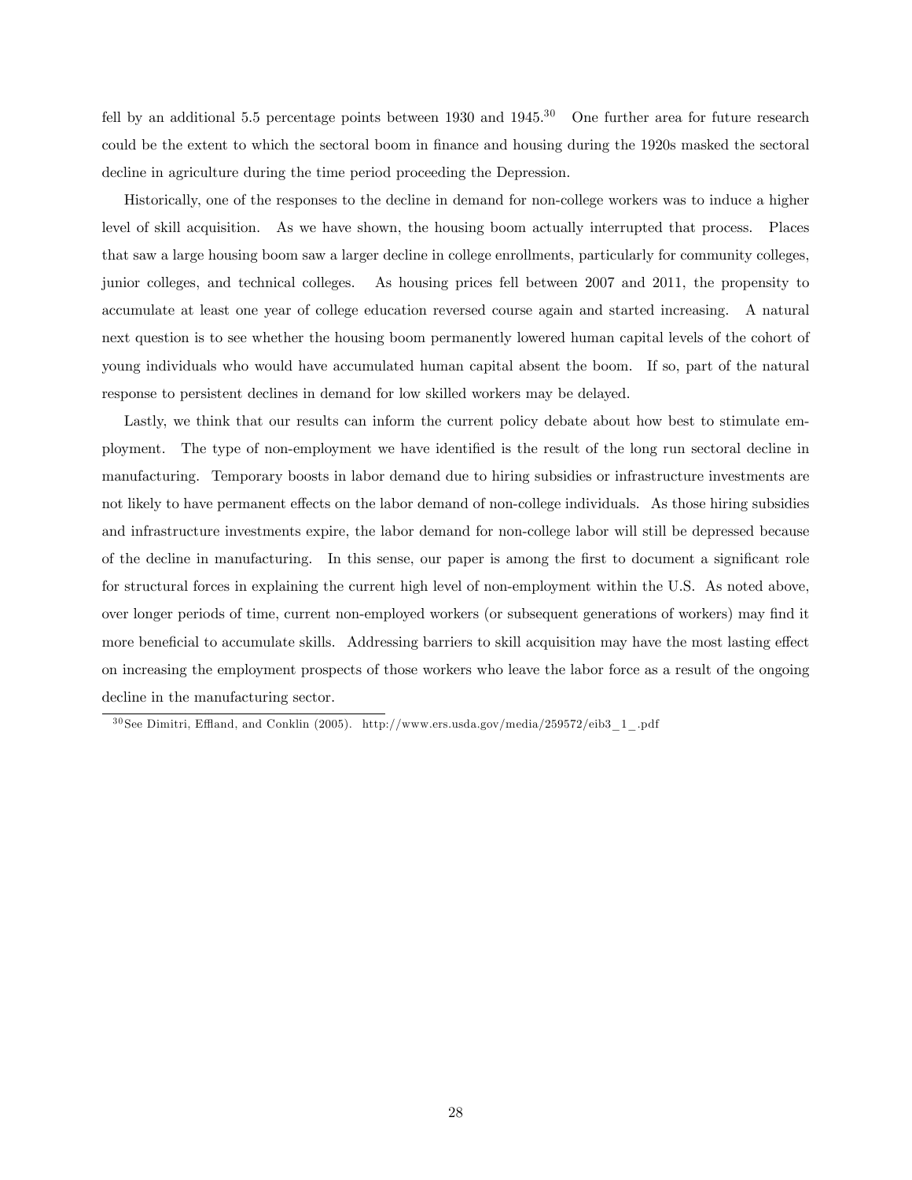fell by an additional 5.5 percentage points between 1930 and 1945.[30] One further area for future research could be the extent to which the sectoral boom in finance and housing during the 1920s masked the sectoral decline in agriculture during the time period proceeding the Depression.

Historically, one of the responses to the decline in demand for non-college workers was to induce a higher level of skill acquisition. As we have shown, the housing boom actually interrupted that process. Places that saw a large housing boom saw a larger decline in college enrollments, particularly for community colleges, junior colleges, and technical colleges. As housing prices fell between 2007 and 2011, the propensity to accumulate at least one year of college education reversed course again and started increasing. A natural next question is to see whether the housing boom permanently lowered human capital levels of the cohort of young individuals who would have accumulated human capital absent the boom. If so, part of the natural response to persistent declines in demand for low skilled workers may be delayed.

Lastly, we think that our results can inform the current policy debate about how best to stimulate employment. The type of non-employment we have identified is the result of the long run sectoral decline in manufacturing. Temporary boosts in labor demand due to hiring subsidies or infrastructure investments are not likely to have permanent effects on the labor demand of non-college individuals. As those hiring subsidies and infrastructure investments expire, the labor demand for non-college labor will still be depressed because of the decline in manufacturing. In this sense, our paper is among the first to document a significant role for structural forces in explaining the current high level of non-employment within the U.S. As noted above, over longer periods of time, current non-employed workers (or subsequent generations of workers) may find it more beneficial to accumulate skills. Addressing barriers to skill acquisition may have the most lasting effect on increasing the employment prospects of those workers who leave the labor force as a result of the ongoing decline in the manufacturing sector.

[30] See Dimitri, Effland, and Conklin (2005). http://www.ers.usda.gov/media/259572/eib3_1_.pdf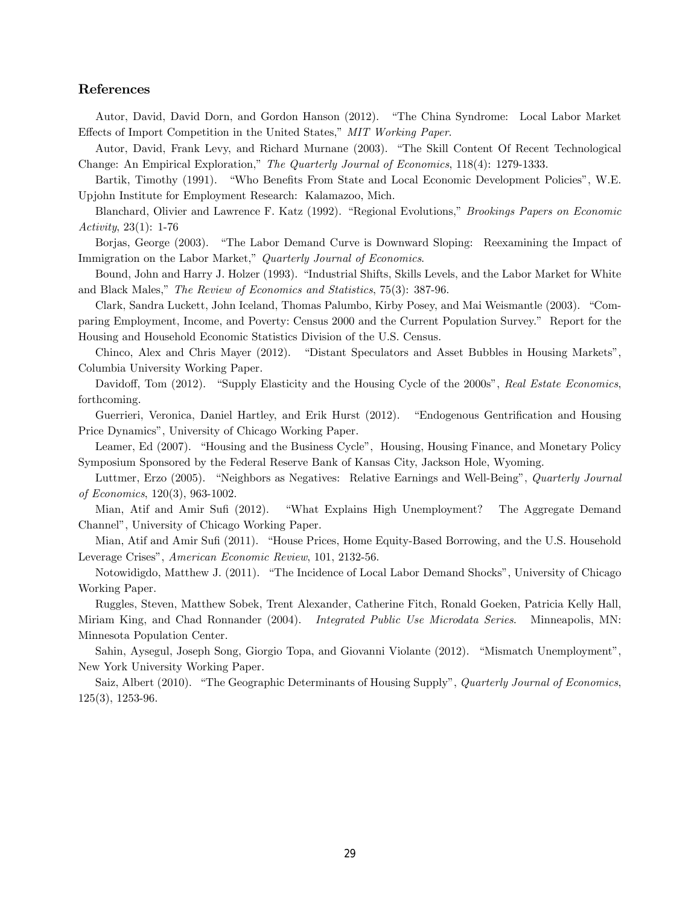## References

Autor, David, David Dorn, and Gordon Hanson (2012). "The China Syndrome: Local Labor Market Effects of Import Competition in the United States," *MIT Working Paper*.

Autor, David, Frank Levy, and Richard Murnane (2003). "The Skill Content Of Recent Technological Change: An Empirical Exploration," *The Quarterly Journal of Economics*, 118(4): 1279-1333.

Bartik, Timothy (1991). "Who Benefits From State and Local Economic Development Policies", W.E. Upjohn Institute for Employment Research: Kalamazoo, Mich.

Blanchard, Olivier and Lawrence F. Katz (1992). "Regional Evolutions," *Brookings Papers on Economic Activity*, 23(1): 1-76

Borjas, George (2003). "The Labor Demand Curve is Downward Sloping: Reexamining the Impact of Immigration on the Labor Market," *Quarterly Journal of Economics*.

Bound, John and Harry J. Holzer (1993). "Industrial Shifts, Skills Levels, and the Labor Market for White and Black Males," *The Review of Economics and Statistics*, 75(3): 387-96.

Clark, Sandra Luckett, John Iceland, Thomas Palumbo, Kirby Posey, and Mai Weismantle (2003). "Comparing Employment, Income, and Poverty: Census 2000 and the Current Population Survey." Report for the Housing and Household Economic Statistics Division of the U.S. Census.

Chinco, Alex and Chris Mayer (2012). "Distant Speculators and Asset Bubbles in Housing Markets", Columbia University Working Paper.

Davidoff, Tom (2012). "Supply Elasticity and the Housing Cycle of the 2000s", *Real Estate Economics*, forthcoming.

Guerrieri, Veronica, Daniel Hartley, and Erik Hurst (2012). "Endogenous Gentrification and Housing Price Dynamics", University of Chicago Working Paper.

Leamer, Ed (2007). "Housing and the Business Cycle", Housing, Housing Finance, and Monetary Policy Symposium Sponsored by the Federal Reserve Bank of Kansas City, Jackson Hole, Wyoming.

Luttmer, Erzo (2005). "Neighbors as Negatives: Relative Earnings and Well-Being", *Quarterly Journal of Economics*, 120(3), 963-1002.

Mian, Atif and Amir Sufi (2012). "What Explains High Unemployment? The Aggregate Demand Channel", University of Chicago Working Paper.

Mian, Atif and Amir Sufi (2011). "House Prices, Home Equity-Based Borrowing, and the U.S. Household Leverage Crises", *American Economic Review*, 101, 2132-56.

Notowidigdo, Matthew J. (2011). "The Incidence of Local Labor Demand Shocks", University of Chicago Working Paper.

Ruggles, Steven, Matthew Sobek, Trent Alexander, Catherine Fitch, Ronald Goeken, Patricia Kelly Hall, Miriam King, and Chad Ronnander (2004). *Integrated Public Use Microdata Series*. Minneapolis, MN: Minnesota Population Center.

Sahin, Aysegul, Joseph Song, Giorgio Topa, and Giovanni Violante (2012). "Mismatch Unemployment", New York University Working Paper.

Saiz, Albert (2010). "The Geographic Determinants of Housing Supply", *Quarterly Journal of Economics*, 125(3), 1253-96.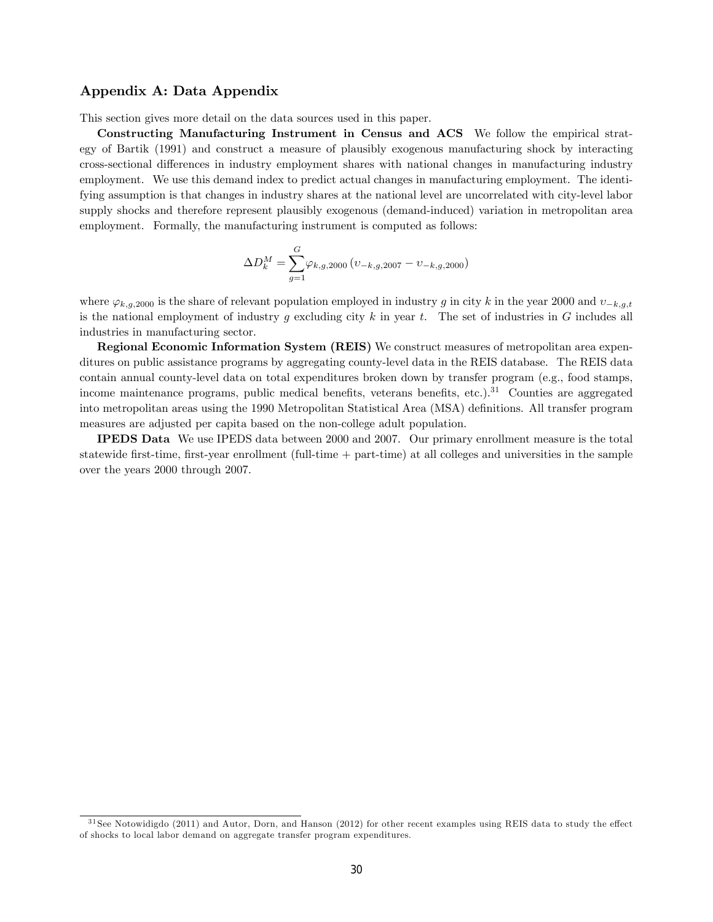## Appendix A: Data Appendix

This section gives more detail on the data sources used in this paper.

**Constructing Manufacturing Instrument in Census and ACS** We follow the empirical strategy of Bartik (1991) and construct a measure of plausibly exogenous manufacturing shock by interacting cross-sectional differences in industry employment shares with national changes in manufacturing industry employment. We use this demand index to predict actual changes in manufacturing employment. The identifying assumption is that changes in industry shares at the national level are uncorrelated with city-level labor supply shocks and therefore represent plausibly exogenous (demand-induced) variation in metropolitan area employment. Formally, the manufacturing instrument is computed as follows:

$$\Delta D_k^M = \sum_{g=1}^{G} \varphi_{k,g,2000} \left( \upsilon_{-k,g,2007} - \upsilon_{-k,g,2000} \right)$$

where $\varphi_{k,g,2000}$ is the share of relevant population employed in industry $g$ in city $k$ in the year 2000 and $\upsilon_{-k,g,t}$ is the national employment of industry $g$ excluding city $k$ in year $t$. The set of industries in $G$ includes all industries in manufacturing sector.

**Regional Economic Information System (REIS)** We construct measures of metropolitan area expenditures on public assistance programs by aggregating county-level data in the REIS database. The REIS data contain annual county-level data on total expenditures broken down by transfer program (e.g., food stamps, income maintenance programs, public medical benefits, veterans benefits, etc.).[31] Counties are aggregated into metropolitan areas using the 1990 Metropolitan Statistical Area (MSA) definitions. All transfer program measures are adjusted per capita based on the non-college adult population.

**IPEDS Data** We use IPEDS data between 2000 and 2007. Our primary enrollment measure is the total statewide first-time, first-year enrollment (full-time + part-time) at all colleges and universities in the sample over the years 2000 through 2007.

[31] See Notowidigdo (2011) and Autor, Dorn, and Hanson (2012) for other recent examples using REIS data to study the effect of shocks to local labor demand on aggregate transfer program expenditures.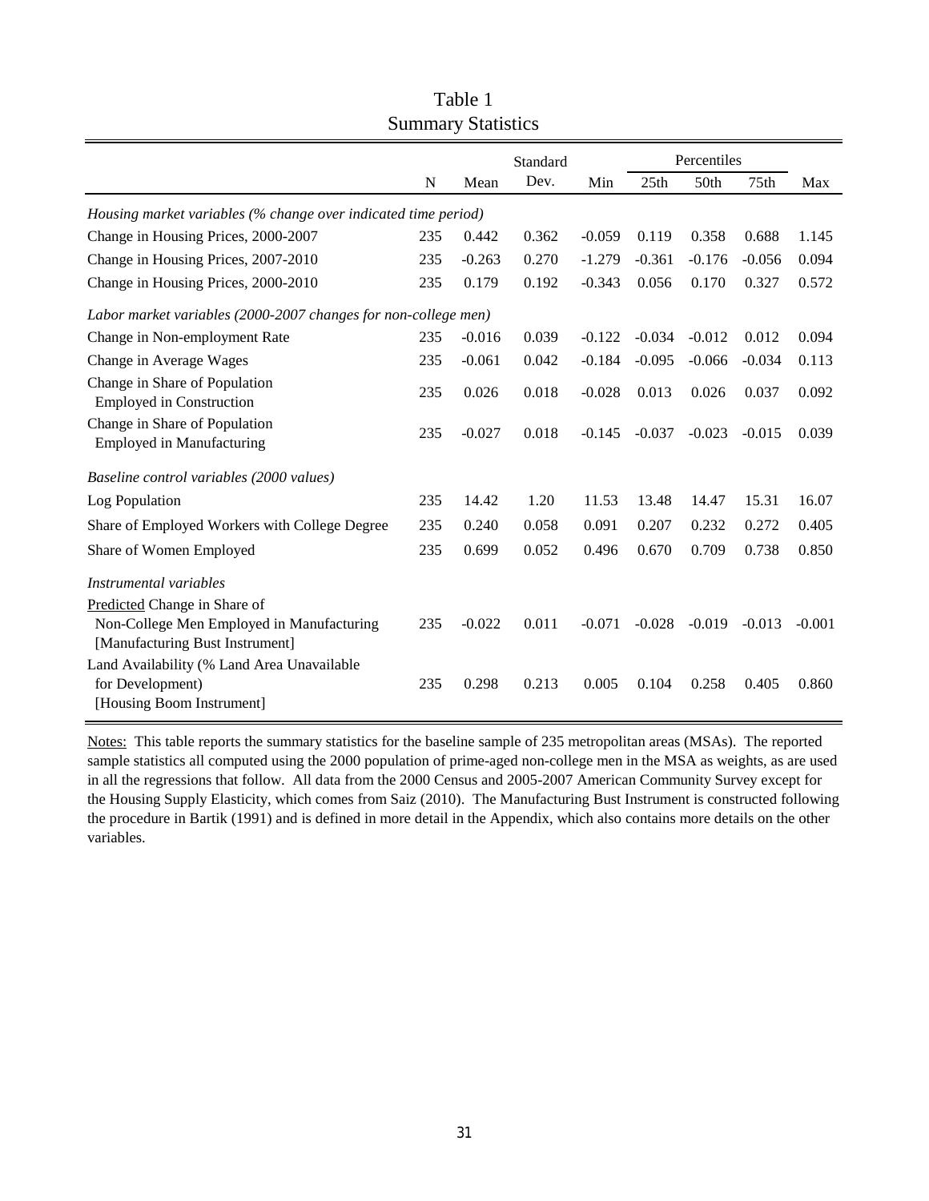# Table 1
## Summary Statistics

| | N | Mean | Standard Dev. | Min | Percentiles 25th | 50th | 75th | Max |
|---|---|---|---|---|---|---|---|---|
| *Housing market variables (% change over indicated time period)* | | | | | | | | |
| Change in Housing Prices, 2000-2007 | 235 | 0.442 | 0.362 | -0.059 | 0.119 | 0.358 | 0.688 | 1.145 |
| Change in Housing Prices, 2007-2010 | 235 | -0.263 | 0.270 | -1.279 | -0.361 | -0.176 | -0.056 | 0.094 |
| Change in Housing Prices, 2000-2010 | 235 | 0.179 | 0.192 | -0.343 | 0.056 | 0.170 | 0.327 | 0.572 |
| *Labor market variables (2000-2007 changes for non-college men)* | | | | | | | | |
| Change in Non-employment Rate | 235 | -0.016 | 0.039 | -0.122 | -0.034 | -0.012 | 0.012 | 0.094 |
| Change in Average Wages | 235 | -0.061 | 0.042 | -0.184 | -0.095 | -0.066 | -0.034 | 0.113 |
| Change in Share of Population Employed in Construction | 235 | 0.026 | 0.018 | -0.028 | 0.013 | 0.026 | 0.037 | 0.092 |
| Change in Share of Population Employed in Manufacturing | 235 | -0.027 | 0.018 | -0.145 | -0.037 | -0.023 | -0.015 | 0.039 |
| *Baseline control variables (2000 values)* | | | | | | | | |
| Log Population | 235 | 14.42 | 1.20 | 11.53 | 13.48 | 14.47 | 15.31 | 16.07 |
| Share of Employed Workers with College Degree | 235 | 0.240 | 0.058 | 0.091 | 0.207 | 0.232 | 0.272 | 0.405 |
| Share of Women Employed | 235 | 0.699 | 0.052 | 0.496 | 0.670 | 0.709 | 0.738 | 0.850 |
| *Instrumental variables* | | | | | | | | |
| Predicted Change in Share of Non-College Men Employed in Manufacturing [Manufacturing Bust Instrument] | 235 | -0.022 | 0.011 | -0.071 | -0.028 | -0.019 | -0.013 | -0.001 |
| Land Availability (% Land Area Unavailable for Development) [Housing Boom Instrument] | 235 | 0.298 | 0.213 | 0.005 | 0.104 | 0.258 | 0.405 | 0.860 |

Notes: This table reports the summary statistics for the baseline sample of 235 metropolitan areas (MSAs). The reported sample statistics all computed using the 2000 population of prime-aged non-college men in the MSA as weights, as are used in all the regressions that follow. All data from the 2000 Census and 2005-2007 American Community Survey except for the Housing Supply Elasticity, which comes from Saiz (2010). The Manufacturing Bust Instrument is constructed following the procedure in Bartik (1991) and is defined in more detail in the Appendix, which also contains more details on the other variables.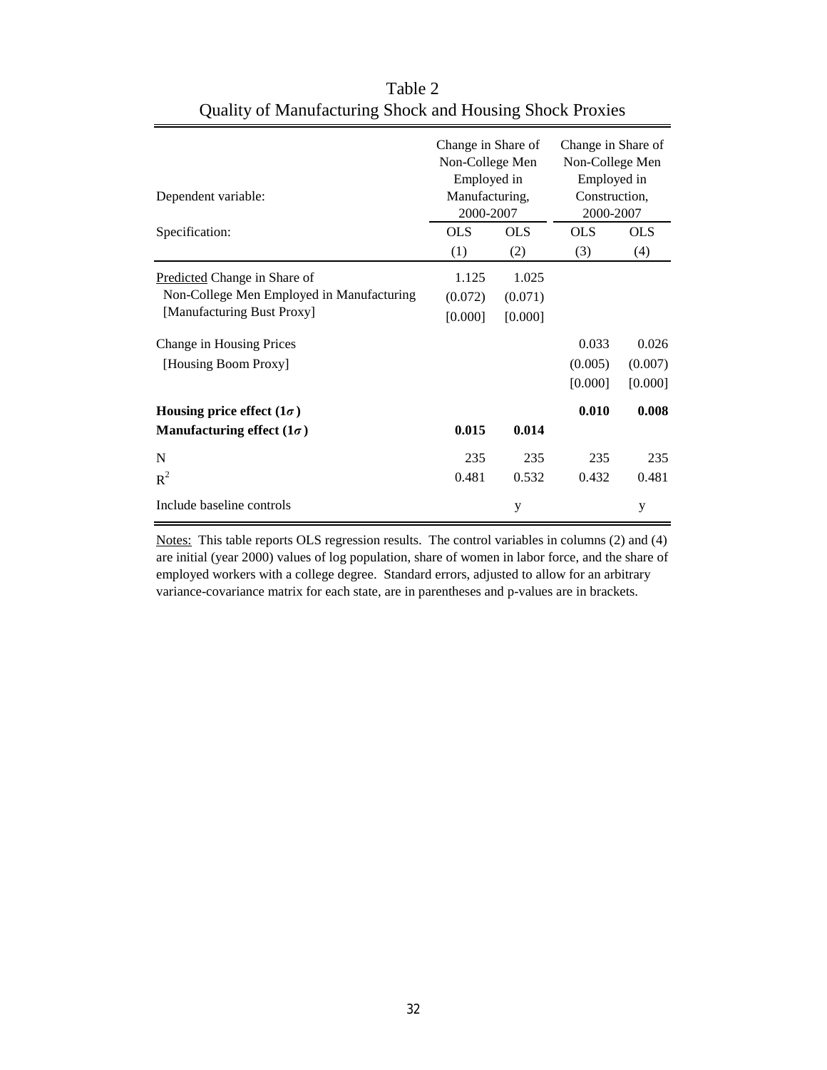# Table 2
## Quality of Manufacturing Shock and Housing Shock Proxies

| Dependent variable: | Change in Share of Non-College Men Employed in Manufacturing, 2000-2007 | | Change in Share of Non-College Men Employed in Construction, 2000-2007 | |
|---|---|---|---|---|
| Specification: | OLS | OLS | OLS | OLS |
| | (1) | (2) | (3) | (4) |
| Predicted Change in Share of Non-College Men Employed in Manufacturing [Manufacturing Bust Proxy] | 1.125 | 1.025 | | |
| | (0.072) | (0.071) | | |
| | [0.000] | [0.000] | | |
| Change in Housing Prices [Housing Boom Proxy] | | | 0.033 | 0.026 |
| | | | (0.005) | (0.007) |
| | | | [0.000] | [0.000] |
| **Housing price effect ($1\sigma$)** | | | **0.010** | **0.008** |
| **Manufacturing effect ($1\sigma$)** | **0.015** | **0.014** | | |
| N | 235 | 235 | 235 | 235 |
| $R^2$ | 0.481 | 0.532 | 0.432 | 0.481 |
| Include baseline controls | | y | | y |

Notes: This table reports OLS regression results. The control variables in columns (2) and (4) are initial (year 2000) values of log population, share of women in labor force, and the share of employed workers with a college degree. Standard errors, adjusted to allow for an arbitrary variance-covariance matrix for each state, are in parentheses and p-values are in brackets.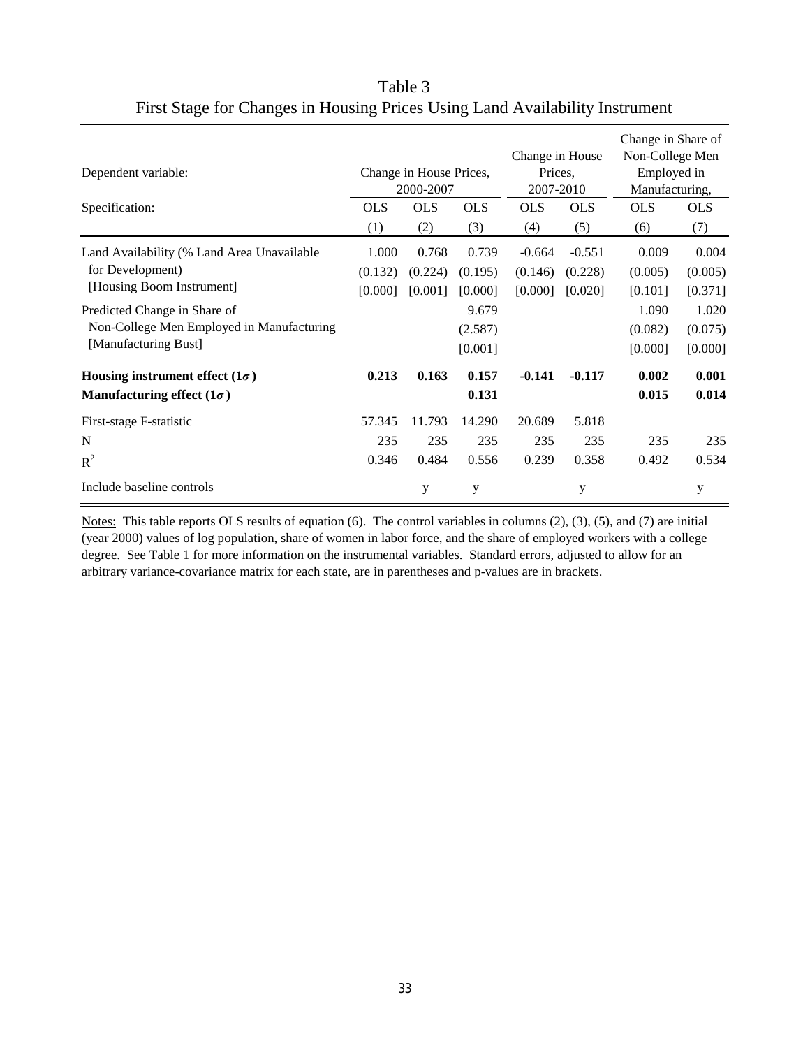# Table 3
## First Stage for Changes in Housing Prices Using Land Availability Instrument

| Dependent variable: | Change in House Prices, 2000-2007 | | | Change in House Prices, 2007-2010 | | Change in Share of Non-College Men Employed in Manufacturing, | |
|---|---|---|---|---|---|---|---|
| Specification: | OLS | OLS | OLS | OLS | OLS | OLS | OLS |
| | (1) | (2) | (3) | (4) | (5) | (6) | (7) |
| Land Availability (% Land Area Unavailable for Development) | 1.000 | 0.768 | 0.739 | -0.664 | -0.551 | 0.009 | 0.004 |
| | (0.132) | (0.224) | (0.195) | (0.146) | (0.228) | (0.005) | (0.005) |
| [Housing Boom Instrument] | [0.000] | [0.001] | [0.000] | [0.000] | [0.020] | [0.101] | [0.371] |
| Predicted Change in Share of Non-College Men Employed in Manufacturing | | | 9.679 | | | 1.090 | 1.020 |
| | | | (2.587) | | | (0.082) | (0.075) |
| [Manufacturing Bust] | | | [0.001] | | | [0.000] | [0.000] |
| **Housing instrument effect ($1\sigma$)** | **0.213** | **0.163** | **0.157** | **-0.141** | **-0.117** | **0.002** | **0.001** |
| **Manufacturing effect ($1\sigma$)** | | | **0.131** | | | **0.015** | **0.014** |
| First-stage F-statistic | 57.345 | 11.793 | 14.290 | 20.689 | 5.818 | | |
| N | 235 | 235 | 235 | 235 | 235 | 235 | 235 |
| $R^2$ | 0.346 | 0.484 | 0.556 | 0.239 | 0.358 | 0.492 | 0.534 |
| Include baseline controls | | y | y | | y | | y |

Notes: This table reports OLS results of equation (6). The control variables in columns (2), (3), (5), and (7) are initial (year 2000) values of log population, share of women in labor force, and the share of employed workers with a college degree. See Table 1 for more information on the instrumental variables. Standard errors, adjusted to allow for an arbitrary variance-covariance matrix for each state, are in parentheses and p-values are in brackets.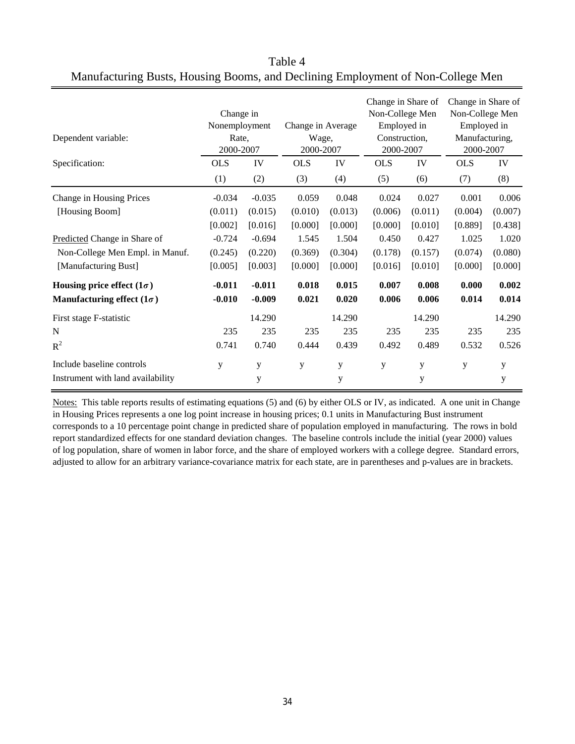# Table 4
## Manufacturing Busts, Housing Booms, and Declining Employment of Non-College Men

| Dependent variable: | Change in Nonemployment Rate, 2000-2007 | | Change in Average Wage, 2000-2007 | | Change in Share of Non-College Men Employed in Construction, 2000-2007 | | Change in Share of Non-College Men Employed in Manufacturing, 2000-2007 | |
|---|---|---|---|---|---|---|---|---|
| Specification: | OLS | IV | OLS | IV | OLS | IV | OLS | IV |
| | (1) | (2) | (3) | (4) | (5) | (6) | (7) | (8) |
| Change in Housing Prices | -0.034 | -0.035 | 0.059 | 0.048 | 0.024 | 0.027 | 0.001 | 0.006 |
| [Housing Boom] | (0.011) | (0.015) | (0.010) | (0.013) | (0.006) | (0.011) | (0.004) | (0.007) |
| | [0.002] | [0.016] | [0.000] | [0.000] | [0.000] | [0.010] | [0.889] | [0.438] |
| Predicted Change in Share of | -0.724 | -0.694 | 1.545 | 1.504 | 0.450 | 0.427 | 1.025 | 1.020 |
| Non-College Men Empl. in Manuf. | (0.245) | (0.220) | (0.369) | (0.304) | (0.178) | (0.157) | (0.074) | (0.080) |
| [Manufacturing Bust] | [0.005] | [0.003] | [0.000] | [0.000] | [0.016] | [0.010] | [0.000] | [0.000] |
| **Housing price effect ($1\sigma$)** | **-0.011** | **-0.011** | **0.018** | **0.015** | **0.007** | **0.008** | **0.000** | **0.002** |
| **Manufacturing effect ($1\sigma$)** | **-0.010** | **-0.009** | **0.021** | **0.020** | **0.006** | **0.006** | **0.014** | **0.014** |
| First stage F-statistic | | 14.290 | | 14.290 | | 14.290 | | 14.290 |
| N | 235 | 235 | 235 | 235 | 235 | 235 | 235 | 235 |
| $R^2$ | 0.741 | 0.740 | 0.444 | 0.439 | 0.492 | 0.489 | 0.532 | 0.526 |
| Include baseline controls | y | y | y | y | y | y | y | y |
| Instrument with land availability | | y | | y | | y | | y |

Notes: This table reports results of estimating equations (5) and (6) by either OLS or IV, as indicated. A one unit in Change in Housing Prices represents a one log point increase in housing prices; 0.1 units in Manufacturing Bust instrument corresponds to a 10 percentage point change in predicted share of population employed in manufacturing. The rows in bold report standardized effects for one standard deviation changes. The baseline controls include the initial (year 2000) values of log population, share of women in labor force, and the share of employed workers with a college degree. Standard errors, adjusted to allow for an arbitrary variance-covariance matrix for each state, are in parentheses and p-values are in brackets.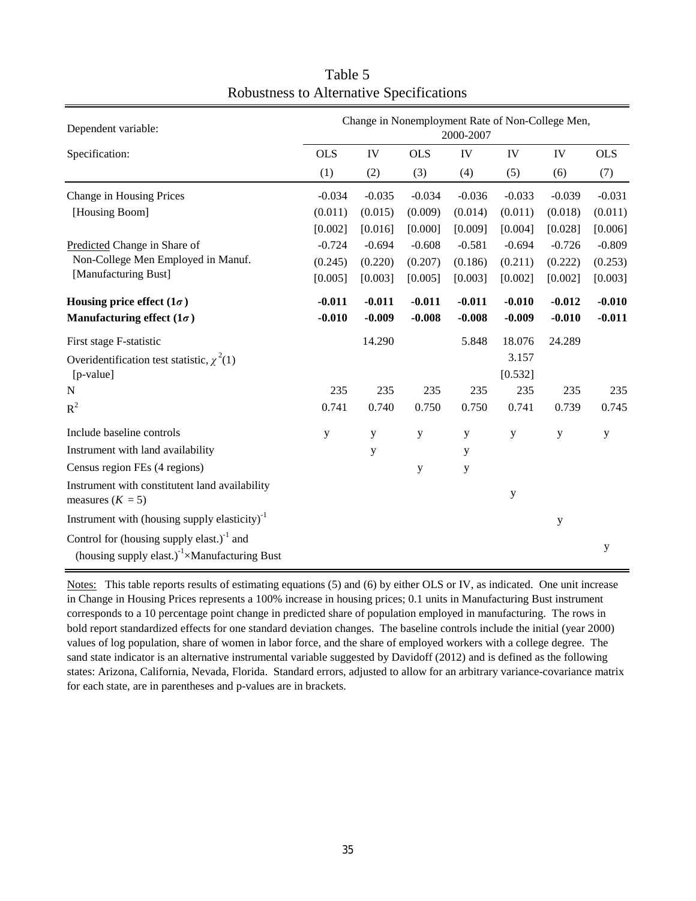# Table 5
## Robustness to Alternative Specifications

| Dependent variable: | Change in Nonemployment Rate of Non-College Men, 2000-2007 | | | | | | |
|---|---|---|---|---|---|---|---|
| Specification: | OLS | IV | OLS | IV | IV | IV | OLS |
| | (1) | (2) | (3) | (4) | (5) | (6) | (7) |
| Change in Housing Prices | -0.034 | -0.035 | -0.034 | -0.036 | -0.033 | -0.039 | -0.031 |
| [Housing Boom] | (0.011) | (0.015) | (0.009) | (0.014) | (0.011) | (0.018) | (0.011) |
| | [0.002] | [0.016] | [0.000] | [0.009] | [0.004] | [0.028] | [0.006] |
| Predicted Change in Share of Non-College Men Employed in Manuf. | -0.724 | -0.694 | -0.608 | -0.581 | -0.694 | -0.726 | -0.809 |
| [Manufacturing Bust] | (0.245) | (0.220) | (0.207) | (0.186) | (0.211) | (0.222) | (0.253) |
| | [0.005] | [0.003] | [0.005] | [0.003] | [0.002] | [0.002] | [0.003] |
| **Housing price effect ($1\sigma$)** | **-0.011** | **-0.011** | **-0.011** | **-0.011** | **-0.010** | **-0.012** | **-0.010** |
| **Manufacturing effect ($1\sigma$)** | **-0.010** | **-0.009** | **-0.008** | **-0.008** | **-0.009** | **-0.010** | **-0.011** |
| First stage F-statistic | | 14.290 | | 5.848 | 18.076 | 24.289 | |
| Overidentification test statistic, $\chi^2(1)$ | | | | | 3.157 | | |
| [p-value] | | | | | [0.532] | | |
| N | 235 | 235 | 235 | 235 | 235 | 235 | 235 |
| $R^2$ | 0.741 | 0.740 | 0.750 | 0.750 | 0.741 | 0.739 | 0.745 |
| Include baseline controls | y | y | y | y | y | y | y |
| Instrument with land availability | | y | | y | | | |
| Census region FEs (4 regions) | | | y | y | | | |
| Instrument with constitutent land availability measures ($K$ = 5) | | | | | y | | |
| Instrument with (housing supply elasticity)$^{-1}$ | | | | | | y | |
| Control for (housing supply elast.)$^{-1}$ and (housing supply elast.)$^{-1}$×Manufacturing Bust | | | | | | | y |

Notes: This table reports results of estimating equations (5) and (6) by either OLS or IV, as indicated. One unit increase in Change in Housing Prices represents a 100% increase in housing prices; 0.1 units in Manufacturing Bust instrument corresponds to a 10 percentage point change in predicted share of population employed in manufacturing. The rows in bold report standardized effects for one standard deviation changes. The baseline controls include the initial (year 2000) values of log population, share of women in labor force, and the share of employed workers with a college degree. The sand state indicator is an alternative instrumental variable suggested by Davidoff (2012) and is defined as the following states: Arizona, California, Nevada, Florida. Standard errors, adjusted to allow for an arbitrary variance-covariance matrix for each state, are in parentheses and p-values are in brackets.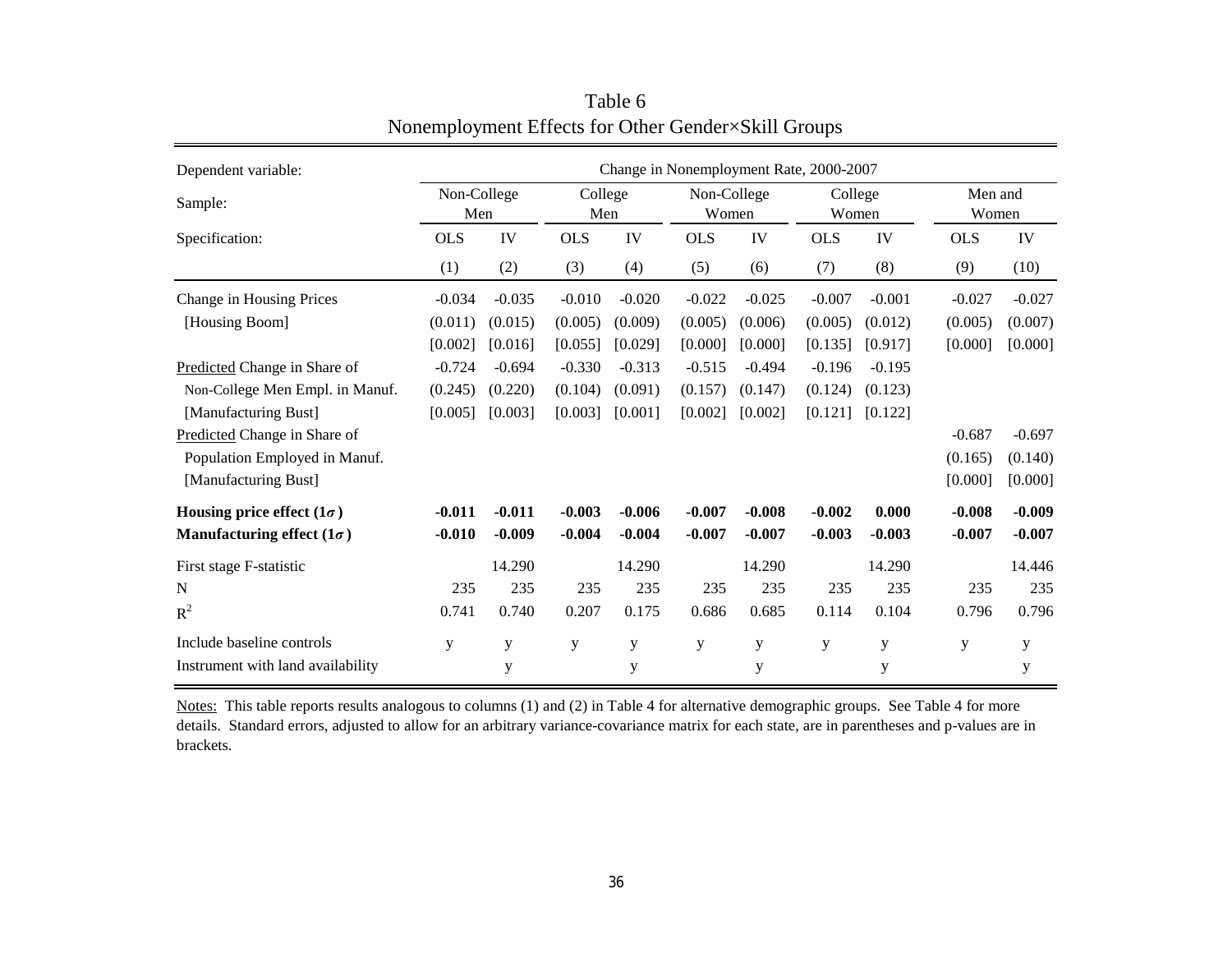# Table 6
## Nonemployment Effects for Other Gender×Skill Groups

| Dependent variable: | Change in Nonemployment Rate, 2000-2007 | | | | | | | | | |
|---|---|---|---|---|---|---|---|---|---|---|
| Sample: | Non-College Men | | College Men | | Non-College Women | | College Women | | Men and Women | |
| Specification: | OLS | IV | OLS | IV | OLS | IV | OLS | IV | OLS | IV |
| | (1) | (2) | (3) | (4) | (5) | (6) | (7) | (8) | (9) | (10) |
| Change in Housing Prices | -0.034 | -0.035 | -0.010 | -0.020 | -0.022 | -0.025 | -0.007 | -0.001 | -0.027 | -0.027 |
| [Housing Boom] | (0.011) | (0.015) | (0.005) | (0.009) | (0.005) | (0.006) | (0.005) | (0.012) | (0.005) | (0.007) |
| | [0.002] | [0.016] | [0.055] | [0.029] | [0.000] | [0.000] | [0.135] | [0.917] | [0.000] | [0.000] |
| Predicted Change in Share of | -0.724 | -0.694 | -0.330 | -0.313 | -0.515 | -0.494 | -0.196 | -0.195 | | |
| Non-College Men Empl. in Manuf. | (0.245) | (0.220) | (0.104) | (0.091) | (0.157) | (0.147) | (0.124) | (0.123) | | |
| [Manufacturing Bust] | [0.005] | [0.003] | [0.003] | [0.001] | [0.002] | [0.002] | [0.121] | [0.122] | | |
| Predicted Change in Share of | | | | | | | | | -0.687 | -0.697 |
| Population Employed in Manuf. | | | | | | | | | (0.165) | (0.140) |
| [Manufacturing Bust] | | | | | | | | | [0.000] | [0.000] |
| **Housing price effect ($1\sigma$)** | **-0.011** | **-0.011** | **-0.003** | **-0.006** | **-0.007** | **-0.008** | **-0.002** | **0.000** | **-0.008** | **-0.009** |
| **Manufacturing effect ($1\sigma$)** | **-0.010** | **-0.009** | **-0.004** | **-0.004** | **-0.007** | **-0.007** | **-0.003** | **-0.003** | **-0.007** | **-0.007** |
| First stage F-statistic | | 14.290 | | 14.290 | | 14.290 | | 14.290 | | 14.446 |
| N | 235 | 235 | 235 | 235 | 235 | 235 | 235 | 235 | 235 | 235 |
| $R^2$ | 0.741 | 0.740 | 0.207 | 0.175 | 0.686 | 0.685 | 0.114 | 0.104 | 0.796 | 0.796 |
| Include baseline controls | y | y | y | y | y | y | y | y | y | y |
| Instrument with land availability | | y | | y | | y | | y | | y |

Notes: This table reports results analogous to columns (1) and (2) in Table 4 for alternative demographic groups. See Table 4 for more details. Standard errors, adjusted to allow for an arbitrary variance-covariance matrix for each state, are in parentheses and p-values are in brackets.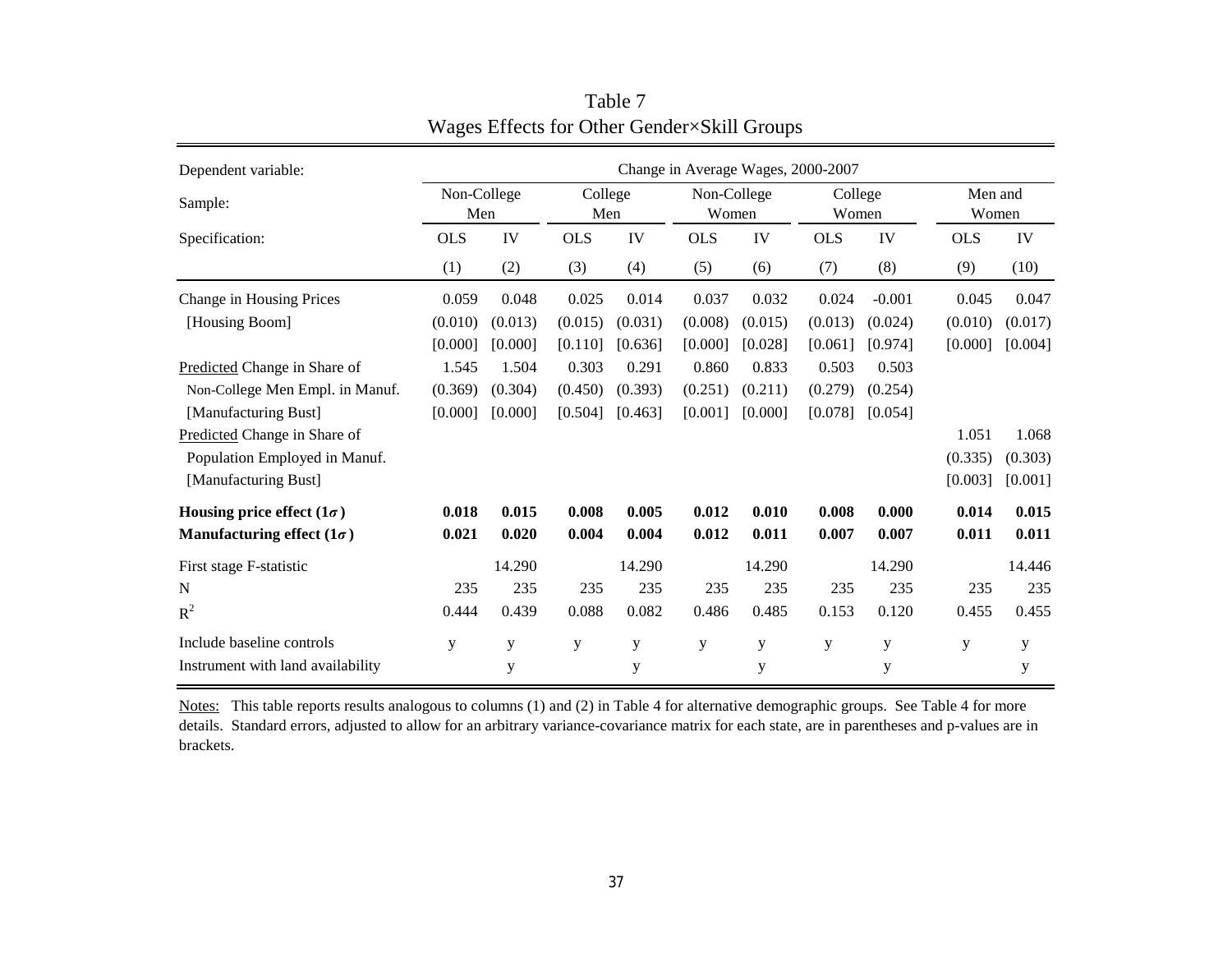# Table 7
## Wages Effects for Other Gender×Skill Groups

| Dependent variable: | Change in Average Wages, 2000-2007 | | | | | | | | | |
|---|---|---|---|---|---|---|---|---|---|---|
| Sample: | Non-College Men | | College Men | | Non-College Women | | College Women | | Men and Women | |
| Specification: | OLS | IV | OLS | IV | OLS | IV | OLS | IV | OLS | IV |
| | (1) | (2) | (3) | (4) | (5) | (6) | (7) | (8) | (9) | (10) |
| Change in Housing Prices | 0.059 | 0.048 | 0.025 | 0.014 | 0.037 | 0.032 | 0.024 | -0.001 | 0.045 | 0.047 |
| [Housing Boom] | (0.010) | (0.013) | (0.015) | (0.031) | (0.008) | (0.015) | (0.013) | (0.024) | (0.010) | (0.017) |
| | [0.000] | [0.000] | [0.110] | [0.636] | [0.000] | [0.028] | [0.061] | [0.974] | [0.000] | [0.004] |
| Predicted Change in Share of | 1.545 | 1.504 | 0.303 | 0.291 | 0.860 | 0.833 | 0.503 | 0.503 | | |
| Non-College Men Empl. in Manuf. | (0.369) | (0.304) | (0.450) | (0.393) | (0.251) | (0.211) | (0.279) | (0.254) | | |
| [Manufacturing Bust] | [0.000] | [0.000] | [0.504] | [0.463] | [0.001] | [0.000] | [0.078] | [0.054] | | |
| Predicted Change in Share of | | | | | | | | | 1.051 | 1.068 |
| Population Employed in Manuf. | | | | | | | | | (0.335) | (0.303) |
| [Manufacturing Bust] | | | | | | | | | [0.003] | [0.001] |
| **Housing price effect ($1\sigma$)** | **0.018** | **0.015** | **0.008** | **0.005** | **0.012** | **0.010** | **0.008** | **0.000** | **0.014** | **0.015** |
| **Manufacturing effect ($1\sigma$)** | **0.021** | **0.020** | **0.004** | **0.004** | **0.012** | **0.011** | **0.007** | **0.007** | **0.011** | **0.011** |
| First stage F-statistic | | 14.290 | | 14.290 | | 14.290 | | 14.290 | | 14.446 |
| N | 235 | 235 | 235 | 235 | 235 | 235 | 235 | 235 | 235 | 235 |
| $R^2$ | 0.444 | 0.439 | 0.088 | 0.082 | 0.486 | 0.485 | 0.153 | 0.120 | 0.455 | 0.455 |
| Include baseline controls | y | y | y | y | y | y | y | y | y | y |
| Instrument with land availability | | y | | y | | y | | y | | y |

Notes: This table reports results analogous to columns (1) and (2) in Table 4 for alternative demographic groups. See Table 4 for more details. Standard errors, adjusted to allow for an arbitrary variance-covariance matrix for each state, are in parentheses and p-values are in brackets.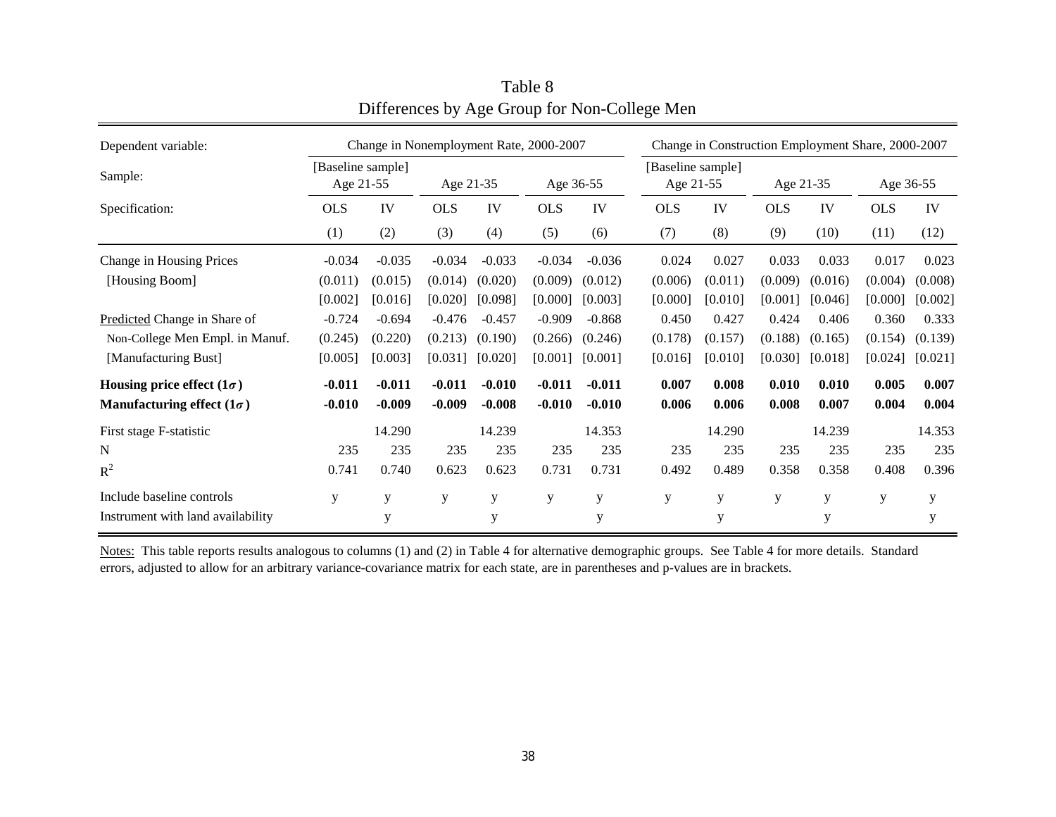# Table 8
## Differences by Age Group for Non-College Men

| Dependent variable: | Change in Nonemployment Rate, 2000-2007 | | | | | | Change in Construction Employment Share, 2000-2007 | | | | | |
|---|---|---|---|---|---|---|---|---|---|---|---|---|
| Sample: | [Baseline sample] Age 21-55 | | Age 21-35 | | Age 36-55 | | [Baseline sample] Age 21-55 | | Age 21-35 | | Age 36-55 | |
| Specification: | OLS | IV | OLS | IV | OLS | IV | OLS | IV | OLS | IV | OLS | IV |
| | (1) | (2) | (3) | (4) | (5) | (6) | (7) | (8) | (9) | (10) | (11) | (12) |
| Change in Housing Prices | -0.034 | -0.035 | -0.034 | -0.033 | -0.034 | -0.036 | 0.024 | 0.027 | 0.033 | 0.033 | 0.017 | 0.023 |
| [Housing Boom] | (0.011) | (0.015) | (0.014) | (0.020) | (0.009) | (0.012) | (0.006) | (0.011) | (0.009) | (0.016) | (0.004) | (0.008) |
| | [0.002] | [0.016] | [0.020] | [0.098] | [0.000] | [0.003] | [0.000] | [0.010] | [0.001] | [0.046] | [0.000] | [0.002] |
| Predicted Change in Share of | -0.724 | -0.694 | -0.476 | -0.457 | -0.909 | -0.868 | 0.450 | 0.427 | 0.424 | 0.406 | 0.360 | 0.333 |
| Non-College Men Empl. in Manuf. | (0.245) | (0.220) | (0.213) | (0.190) | (0.266) | (0.246) | (0.178) | (0.157) | (0.188) | (0.165) | (0.154) | (0.139) |
| [Manufacturing Bust] | [0.005] | [0.003] | [0.031] | [0.020] | [0.001] | [0.001] | [0.016] | [0.010] | [0.030] | [0.018] | [0.024] | [0.021] |
| **Housing price effect ($1\sigma$)** | **-0.011** | **-0.011** | **-0.011** | **-0.010** | **-0.011** | **-0.011** | **0.007** | **0.008** | **0.010** | **0.010** | **0.005** | **0.007** |
| **Manufacturing effect ($1\sigma$)** | **-0.010** | **-0.009** | **-0.009** | **-0.008** | **-0.010** | **-0.010** | **0.006** | **0.006** | **0.008** | **0.007** | **0.004** | **0.004** |
| First stage F-statistic | | 14.290 | | 14.239 | | 14.353 | | 14.290 | | 14.239 | | 14.353 |
| N | 235 | 235 | 235 | 235 | 235 | 235 | 235 | 235 | 235 | 235 | 235 | 235 |
| $R^2$ | 0.741 | 0.740 | 0.623 | 0.623 | 0.731 | 0.731 | 0.492 | 0.489 | 0.358 | 0.358 | 0.408 | 0.396 |
| Include baseline controls | y | y | y | y | y | y | y | y | y | y | y | y |
| Instrument with land availability | | y | | y | | y | | y | | y | | y |

Notes: This table reports results analogous to columns (1) and (2) in Table 4 for alternative demographic groups. See Table 4 for more details. Standard errors, adjusted to allow for an arbitrary variance-covariance matrix for each state, are in parentheses and p-values are in brackets.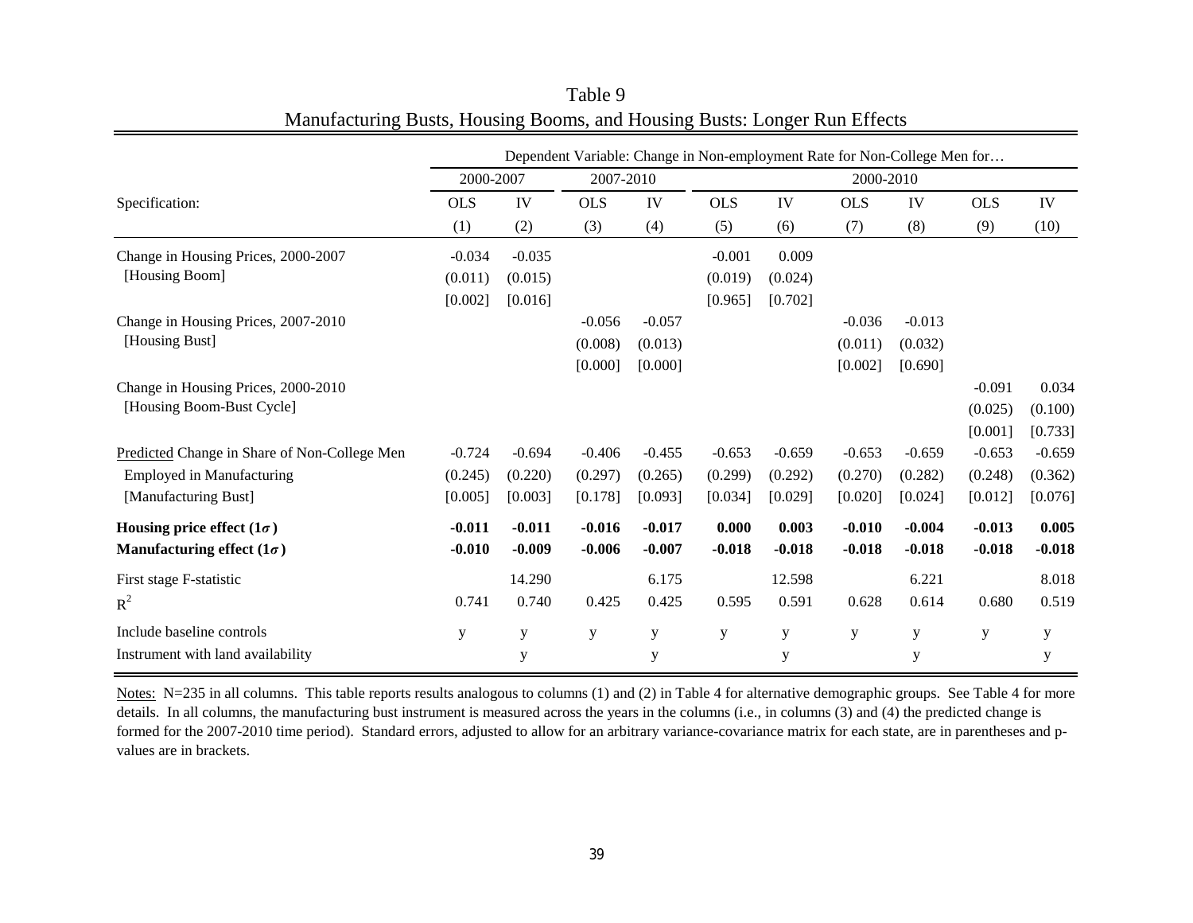# Table 9

## Manufacturing Busts, Housing Booms, and Housing Busts: Longer Run Effects

| | Dependent Variable: Change in Non-employment Rate for Non-College Men for… | | | | | | | | | |
|---|---|---|---|---|---|---|---|---|---|---|
| | 2000-2007 | | 2007-2010 | | 2000-2010 | | | | | |
| Specification: | OLS | IV | OLS | IV | OLS | IV | OLS | IV | OLS | IV |
| | (1) | (2) | (3) | (4) | (5) | (6) | (7) | (8) | (9) | (10) |
| Change in Housing Prices, 2000-2007 | -0.034 | -0.035 | | | -0.001 | 0.009 | | | | |
| [Housing Boom] | (0.011) | (0.015) | | | (0.019) | (0.024) | | | | |
| | [0.002] | [0.016] | | | [0.965] | [0.702] | | | | |
| Change in Housing Prices, 2007-2010 | | | -0.056 | -0.057 | | | -0.036 | -0.013 | | |
| [Housing Bust] | | | (0.008) | (0.013) | | | (0.011) | (0.032) | | |
| | | | [0.000] | [0.000] | | | [0.002] | [0.690] | | |
| Change in Housing Prices, 2000-2010 | | | | | | | | | -0.091 | 0.034 |
| [Housing Boom-Bust Cycle] | | | | | | | | | (0.025) | (0.100) |
| | | | | | | | | | [0.001] | [0.733] |
| Predicted Change in Share of Non-College Men | -0.724 | -0.694 | -0.406 | -0.455 | -0.653 | -0.659 | -0.653 | -0.659 | -0.653 | -0.659 |
| Employed in Manufacturing | (0.245) | (0.220) | (0.297) | (0.265) | (0.299) | (0.292) | (0.270) | (0.282) | (0.248) | (0.362) |
| [Manufacturing Bust] | [0.005] | [0.003] | [0.178] | [0.093] | [0.034] | [0.029] | [0.020] | [0.024] | [0.012] | [0.076] |
| **Housing price effect ($1\sigma$)** | **-0.011** | **-0.011** | **-0.016** | **-0.017** | **0.000** | **0.003** | **-0.010** | **-0.004** | **-0.013** | **0.005** |
| **Manufacturing effect ($1\sigma$)** | **-0.010** | **-0.009** | **-0.006** | **-0.007** | **-0.018** | **-0.018** | **-0.018** | **-0.018** | **-0.018** | **-0.018** |
| First stage F-statistic | | 14.290 | | 6.175 | | 12.598 | | 6.221 | | 8.018 |
| $R^2$ | 0.741 | 0.740 | 0.425 | 0.425 | 0.595 | 0.591 | 0.628 | 0.614 | 0.680 | 0.519 |
| Include baseline controls | y | y | y | y | y | y | y | y | y | y |
| Instrument with land availability | | y | | y | | y | | y | | y |

Notes: N=235 in all columns. This table reports results analogous to columns (1) and (2) in Table 4 for alternative demographic groups. See Table 4 for more details. In all columns, the manufacturing bust instrument is measured across the years in the columns (i.e., in columns (3) and (4) the predicted change is formed for the 2007-2010 time period). Standard errors, adjusted to allow for an arbitrary variance-covariance matrix for each state, are in parentheses and p-values are in brackets.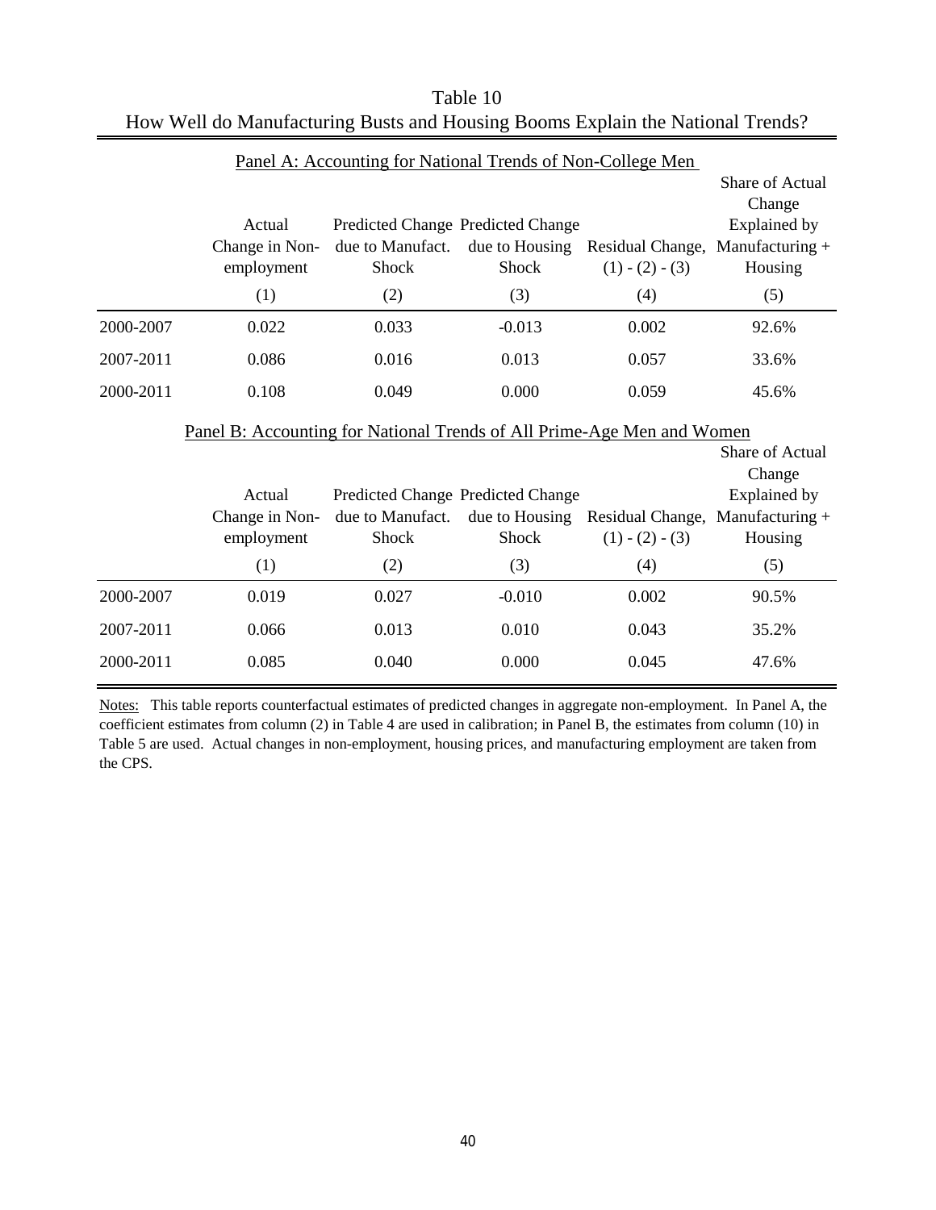Table 10

How Well do Manufacturing Busts and Housing Booms Explain the National Trends?

Panel A: Accounting for National Trends of Non-College Men

| | Actual Change in Non-employment | Predicted Change due to Manufact. Shock | Predicted Change due to Housing Shock | Residual Change, (1) - (2) - (3) | Share of Actual Change Explained by Manufacturing + Housing |
|---|---|---|---|---|---|
| | (1) | (2) | (3) | (4) | (5) |
| 2000-2007 | 0.022 | 0.033 | -0.013 | 0.002 | 92.6% |
| 2007-2011 | 0.086 | 0.016 | 0.013 | 0.057 | 33.6% |
| 2000-2011 | 0.108 | 0.049 | 0.000 | 0.059 | 45.6% |

Panel B: Accounting for National Trends of All Prime-Age Men and Women

| | Actual Change in Non-employment | Predicted Change due to Manufact. Shock | Predicted Change due to Housing Shock | Residual Change, (1) - (2) - (3) | Share of Actual Change Explained by Manufacturing + Housing |
|---|---|---|---|---|---|
| | (1) | (2) | (3) | (4) | (5) |
| 2000-2007 | 0.019 | 0.027 | -0.010 | 0.002 | 90.5% |
| 2007-2011 | 0.066 | 0.013 | 0.010 | 0.043 | 35.2% |
| 2000-2011 | 0.085 | 0.040 | 0.000 | 0.045 | 47.6% |

Notes: This table reports counterfactual estimates of predicted changes in aggregate non-employment. In Panel A, the coefficient estimates from column (2) in Table 4 are used in calibration; in Panel B, the estimates from column (10) in Table 5 are used. Actual changes in non-employment, housing prices, and manufacturing employment are taken from the CPS.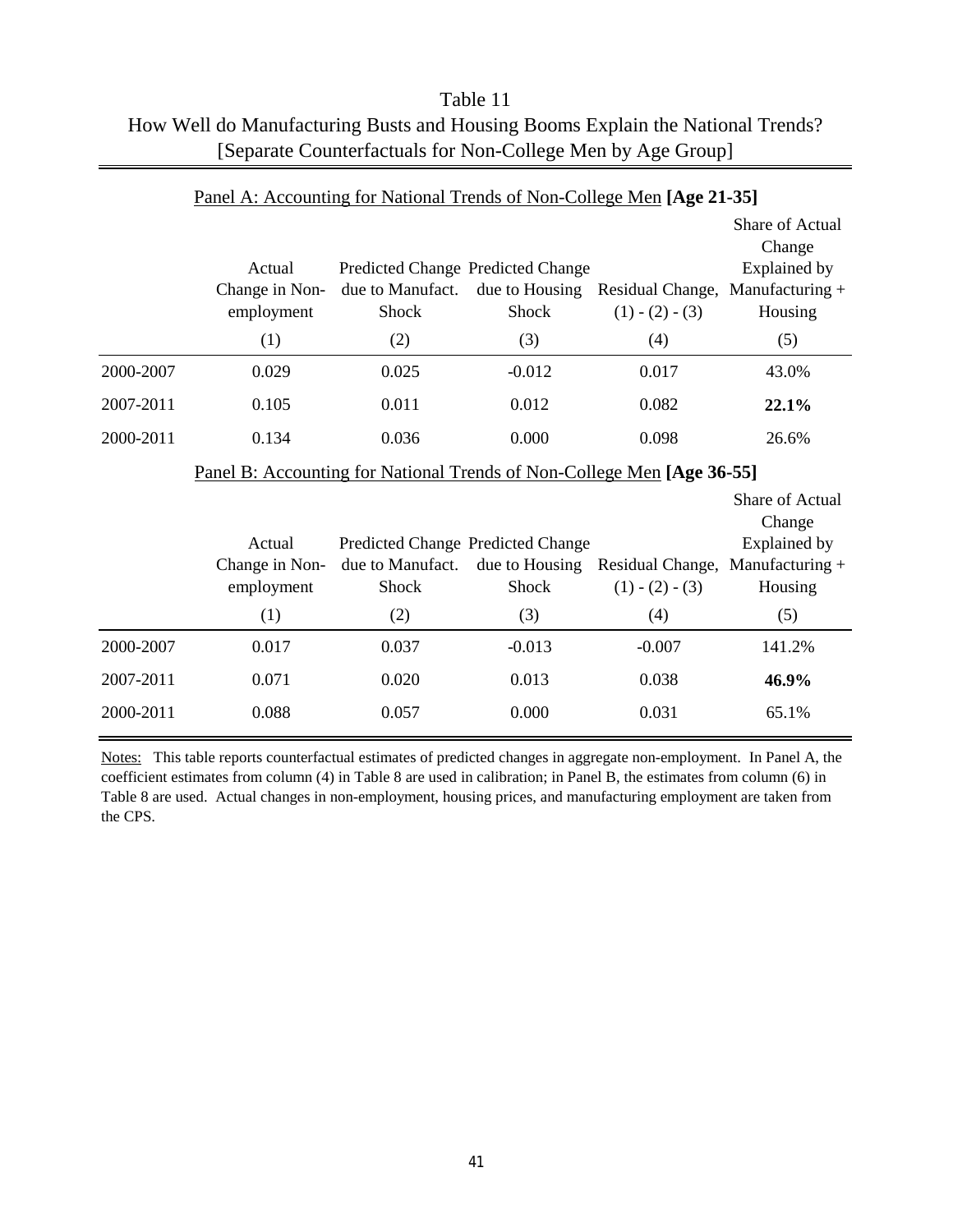Table 11

How Well do Manufacturing Busts and Housing Booms Explain the National Trends?

[Separate Counterfactuals for Non-College Men by Age Group]

Panel A: Accounting for National Trends of Non-College Men **[Age 21-35]**

| | Actual Change in Non-employment | Predicted Change due to Manufact. Shock | Predicted Change due to Housing Shock | Residual Change, (1) - (2) - (3) | Share of Actual Change Explained by Manufacturing + Housing |
|---|---|---|---|---|---|
| | (1) | (2) | (3) | (4) | (5) |
| 2000-2007 | 0.029 | 0.025 | -0.012 | 0.017 | 43.0% |
| 2007-2011 | 0.105 | 0.011 | 0.012 | 0.082 | **22.1%** |
| 2000-2011 | 0.134 | 0.036 | 0.000 | 0.098 | 26.6% |

Panel B: Accounting for National Trends of Non-College Men **[Age 36-55]**

| | Actual Change in Non-employment | Predicted Change due to Manufact. Shock | Predicted Change due to Housing Shock | Residual Change, (1) - (2) - (3) | Share of Actual Change Explained by Manufacturing + Housing |
|---|---|---|---|---|---|
| | (1) | (2) | (3) | (4) | (5) |
| 2000-2007 | 0.017 | 0.037 | -0.013 | -0.007 | 141.2% |
| 2007-2011 | 0.071 | 0.020 | 0.013 | 0.038 | **46.9%** |
| 2000-2011 | 0.088 | 0.057 | 0.000 | 0.031 | 65.1% |

Notes: This table reports counterfactual estimates of predicted changes in aggregate non-employment. In Panel A, the coefficient estimates from column (4) in Table 8 are used in calibration; in Panel B, the estimates from column (6) in Table 8 are used. Actual changes in non-employment, housing prices, and manufacturing employment are taken from the CPS.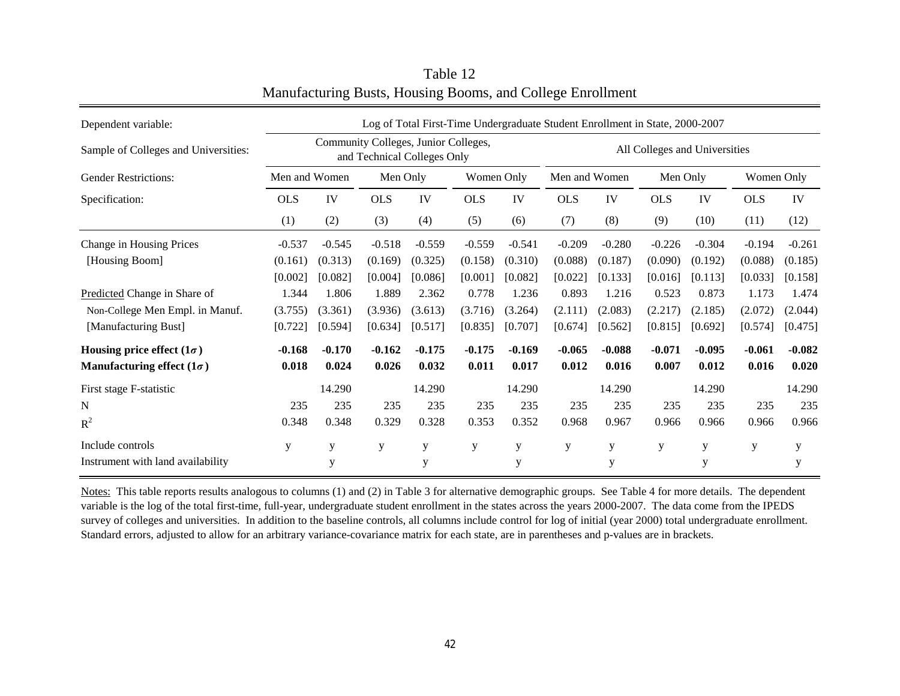# Table 12
## Manufacturing Busts, Housing Booms, and College Enrollment

| Dependent variable: | Log of Total First-Time Undergraduate Student Enrollment in State, 2000-2007 | | | | | | | | | | | |
|---|---|---|---|---|---|---|---|---|---|---|---|---|
| Sample of Colleges and Universities: | Community Colleges, Junior Colleges, and Technical Colleges Only | | | | | | All Colleges and Universities | | | | | |
| Gender Restrictions: | Men and Women | | Men Only | | Women Only | | Men and Women | | Men Only | | Women Only | |
| Specification: | OLS | IV | OLS | IV | OLS | IV | OLS | IV | OLS | IV | OLS | IV |
| | (1) | (2) | (3) | (4) | (5) | (6) | (7) | (8) | (9) | (10) | (11) | (12) |
| Change in Housing Prices | -0.537 | -0.545 | -0.518 | -0.559 | -0.559 | -0.541 | -0.209 | -0.280 | -0.226 | -0.304 | -0.194 | -0.261 |
| [Housing Boom] | (0.161) | (0.313) | (0.169) | (0.325) | (0.158) | (0.310) | (0.088) | (0.187) | (0.090) | (0.192) | (0.088) | (0.185) |
| | [0.002] | [0.082] | [0.004] | [0.086] | [0.001] | [0.082] | [0.022] | [0.133] | [0.016] | [0.113] | [0.033] | [0.158] |
| Predicted Change in Share of | 1.344 | 1.806 | 1.889 | 2.362 | 0.778 | 1.236 | 0.893 | 1.216 | 0.523 | 0.873 | 1.173 | 1.474 |
| Non-College Men Empl. in Manuf. | (3.755) | (3.361) | (3.936) | (3.613) | (3.716) | (3.264) | (2.111) | (2.083) | (2.217) | (2.185) | (2.072) | (2.044) |
| [Manufacturing Bust] | [0.722] | [0.594] | [0.634] | [0.517] | [0.835] | [0.707] | [0.674] | [0.562] | [0.815] | [0.692] | [0.574] | [0.475] |
| **Housing price effect ($1\sigma$)** | **-0.168** | **-0.170** | **-0.162** | **-0.175** | **-0.175** | **-0.169** | **-0.065** | **-0.088** | **-0.071** | **-0.095** | **-0.061** | **-0.082** |
| **Manufacturing effect ($1\sigma$)** | **0.018** | **0.024** | **0.026** | **0.032** | **0.011** | **0.017** | **0.012** | **0.016** | **0.007** | **0.012** | **0.016** | **0.020** |
| First stage F-statistic | | 14.290 | | 14.290 | | 14.290 | | 14.290 | | 14.290 | | 14.290 |
| N | 235 | 235 | 235 | 235 | 235 | 235 | 235 | 235 | 235 | 235 | 235 | 235 |
| $R^2$ | 0.348 | 0.348 | 0.329 | 0.328 | 0.353 | 0.352 | 0.968 | 0.967 | 0.966 | 0.966 | 0.966 | 0.966 |
| Include controls | y | y | y | y | y | y | y | y | y | y | y | y |
| Instrument with land availability | | y | | y | | y | | y | | y | | y |

Notes: This table reports results analogous to columns (1) and (2) in Table 3 for alternative demographic groups. See Table 4 for more details. The dependent variable is the log of the total first-time, full-year, undergraduate student enrollment in the states across the years 2000-2007. The data come from the IPEDS survey of colleges and universities. In addition to the baseline controls, all columns include control for log of initial (year 2000) total undergraduate enrollment. Standard errors, adjusted to allow for an arbitrary variance-covariance matrix for each state, are in parentheses and p-values are in brackets.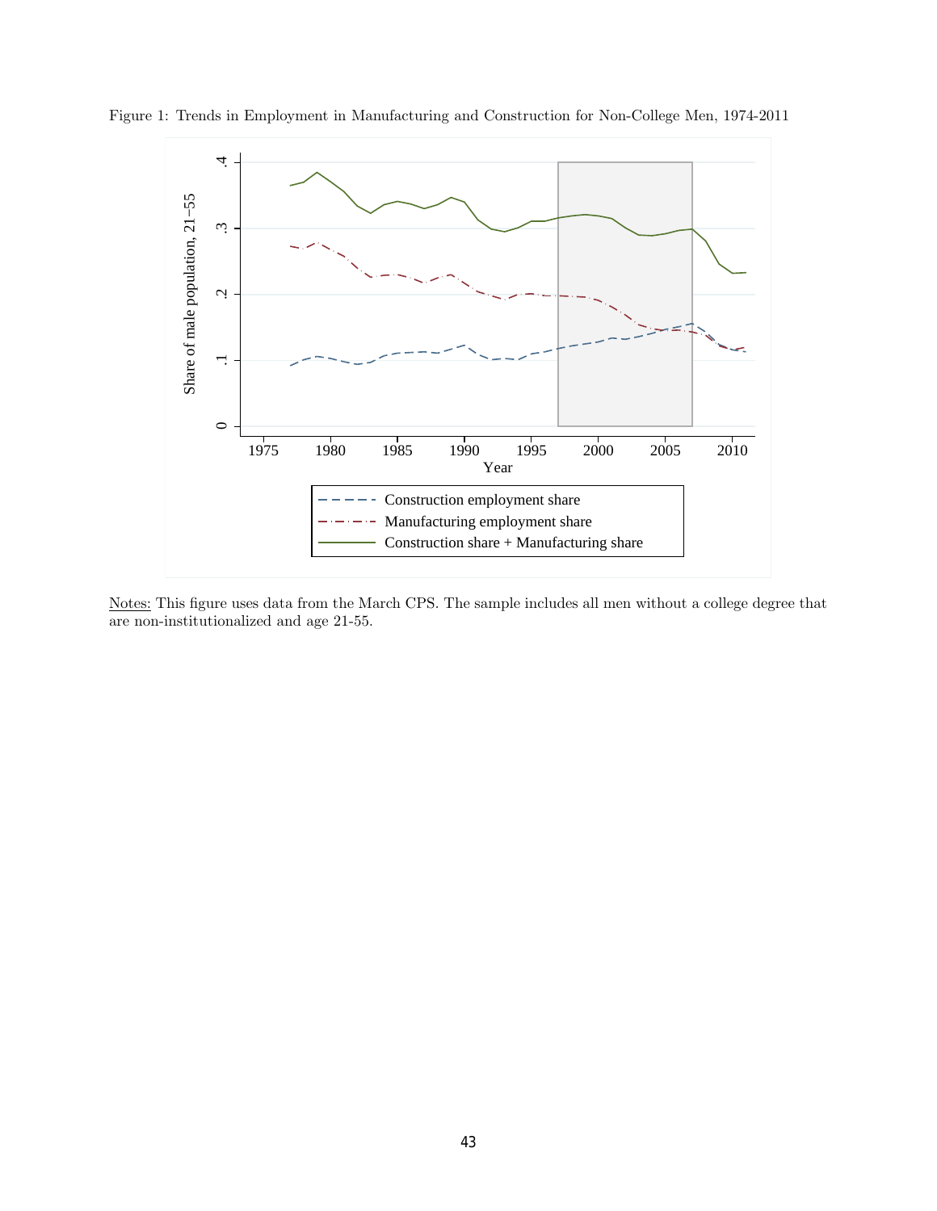Figure 1: Trends in Employment in Manufacturing and Construction for Non-College Men, 1974-2011

Notes: This figure uses data from the March CPS. The sample includes all men without a college degree that are non-institutionalized and age 21-55.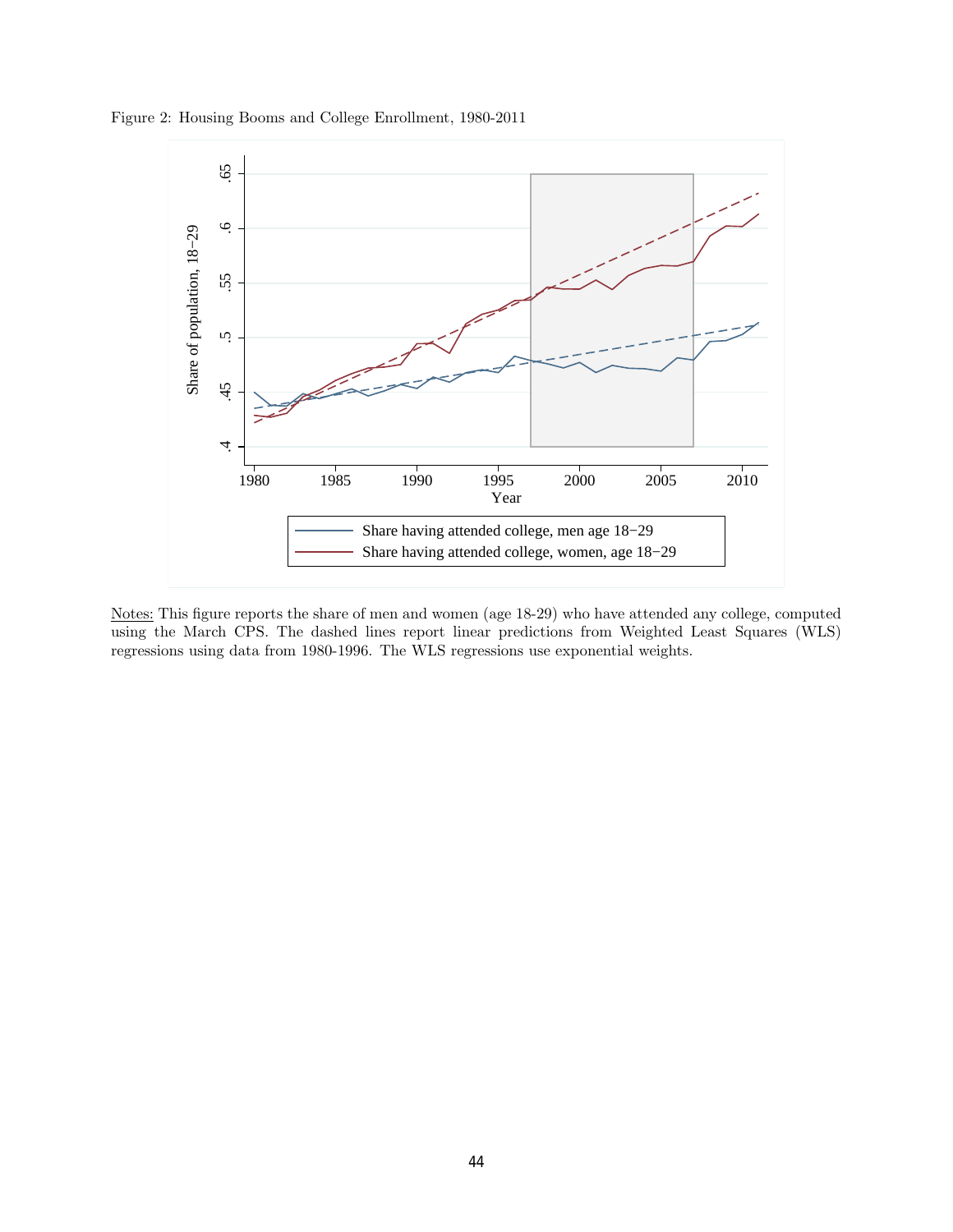Figure 2: Housing Booms and College Enrollment, 1980-2011

Notes: This figure reports the share of men and women (age 18-29) who have attended any college, computed using the March CPS. The dashed lines report linear predictions from Weighted Least Squares (WLS) regressions using data from 1980-1996. The WLS regressions use exponential weights.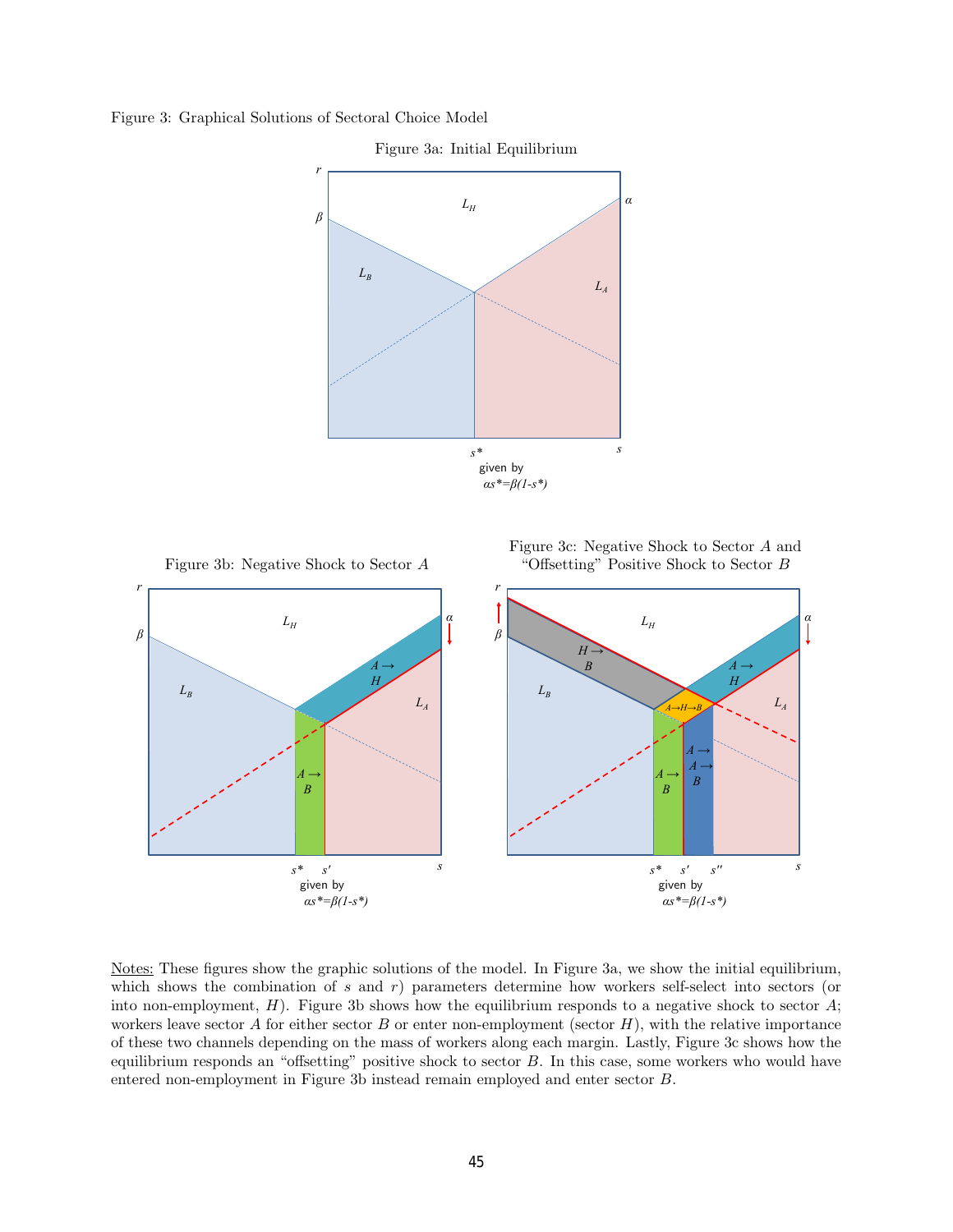Figure 3: Graphical Solutions of Sectoral Choice Model

Figure 3a: Initial Equilibrium

Figure 3b: Negative Shock to Sector $A$

Figure 3c: Negative Shock to Sector $A$ and "Offsetting" Positive Shock to Sector $B$

Notes: These figures show the graphic solutions of the model. In Figure 3a, we show the initial equilibrium, which shows the combination of $s$ and $r$) parameters determine how workers self-select into sectors (or into non-employment, $H$). Figure 3b shows how the equilibrium responds to a negative shock to sector $A$; workers leave sector $A$ for either sector $B$ or enter non-employment (sector $H$), with the relative importance of these two channels depending on the mass of workers along each margin. Lastly, Figure 3c shows how the equilibrium responds an "offsetting" positive shock to sector $B$. In this case, some workers who would have entered non-employment in Figure 3b instead remain employed and enter sector $B$.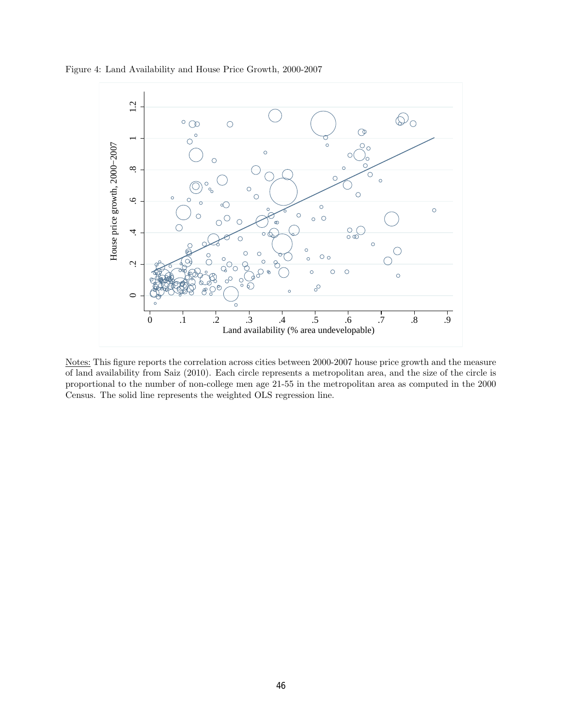Figure 4: Land Availability and House Price Growth, 2000-2007

Notes: This figure reports the correlation across cities between 2000-2007 house price growth and the measure of land availability from Saiz (2010). Each circle represents a metropolitan area, and the size of the circle is proportional to the number of non-college men age 21-55 in the metropolitan area as computed in the 2000 Census. The solid line represents the weighted OLS regression line.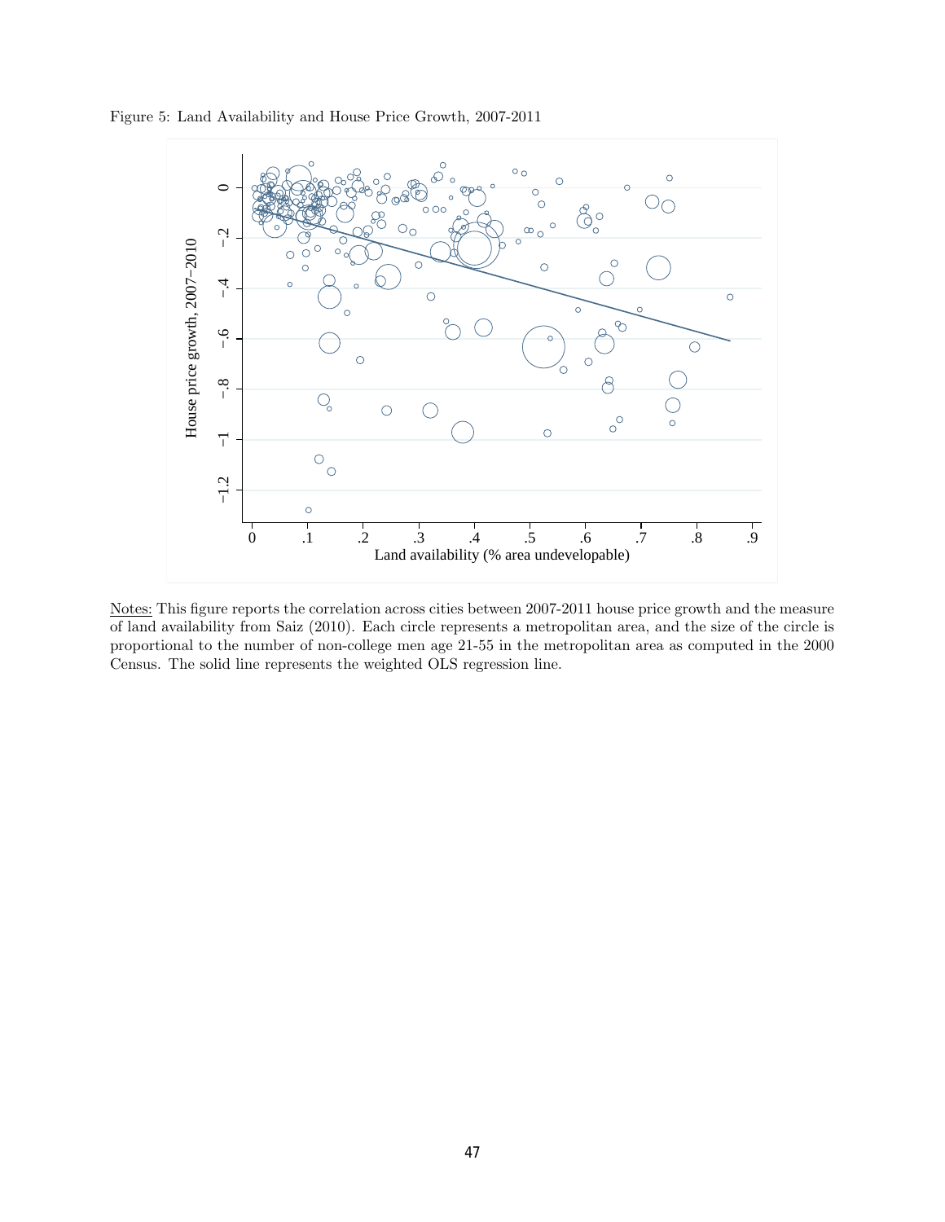Figure 5: Land Availability and House Price Growth, 2007-2011

Notes: This figure reports the correlation across cities between 2007-2011 house price growth and the measure of land availability from Saiz (2010). Each circle represents a metropolitan area, and the size of the circle is proportional to the number of non-college men age 21-55 in the metropolitan area as computed in the 2000 Census. The solid line represents the weighted OLS regression line.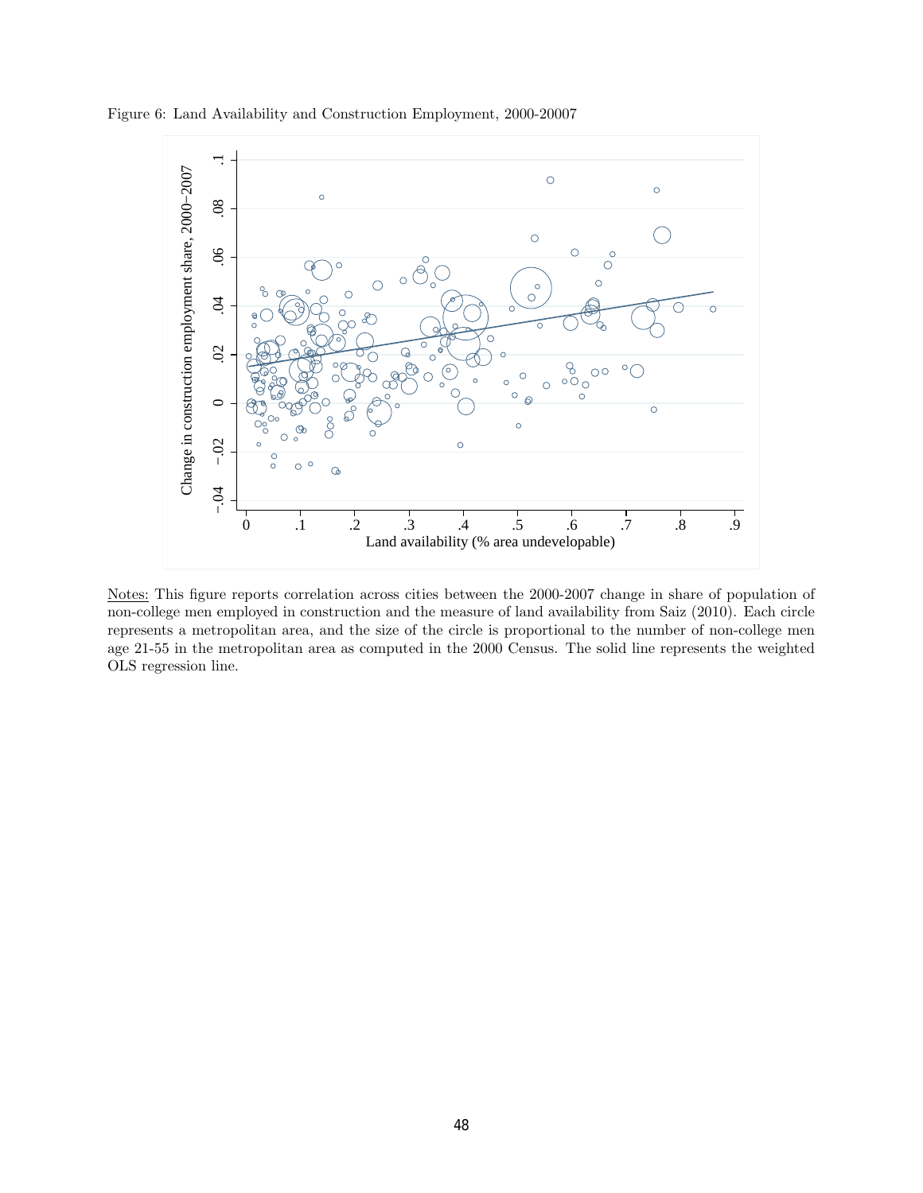Figure 6: Land Availability and Construction Employment, 2000-20007

Notes: This figure reports correlation across cities between the 2000-2007 change in share of population of non-college men employed in construction and the measure of land availability from Saiz (2010). Each circle represents a metropolitan area, and the size of the circle is proportional to the number of non-college men age 21-55 in the metropolitan area as computed in the 2000 Census. The solid line represents the weighted OLS regression line.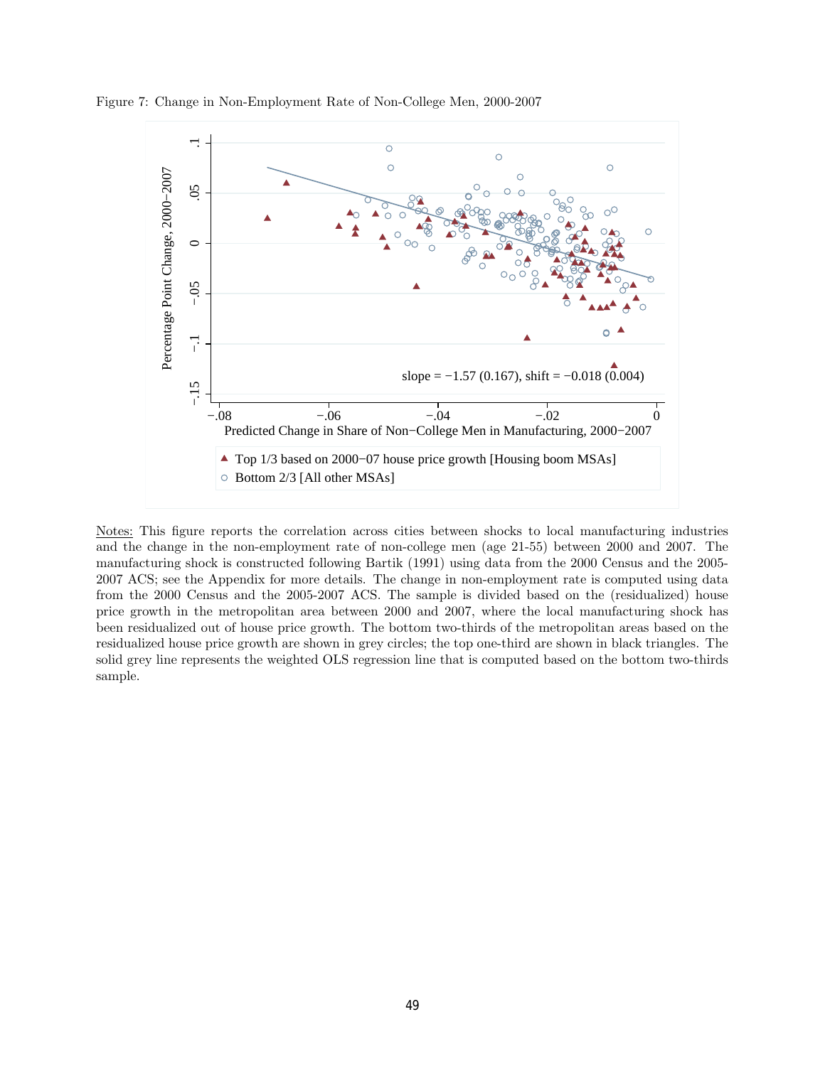Figure 7: Change in Non-Employment Rate of Non-College Men, 2000-2007

Notes: This figure reports the correlation across cities between shocks to local manufacturing industries and the change in the non-employment rate of non-college men (age 21-55) between 2000 and 2007. The manufacturing shock is constructed following Bartik (1991) using data from the 2000 Census and the 2005-2007 ACS; see the Appendix for more details. The change in non-employment rate is computed using data from the 2000 Census and the 2005-2007 ACS. The sample is divided based on the (residualized) house price growth in the metropolitan area between 2000 and 2007, where the local manufacturing shock has been residualized out of house price growth. The bottom two-thirds of the metropolitan areas based on the residualized house price growth are shown in grey circles; the top one-third are shown in black triangles. The solid grey line represents the weighted OLS regression line that is computed based on the bottom two-thirds sample.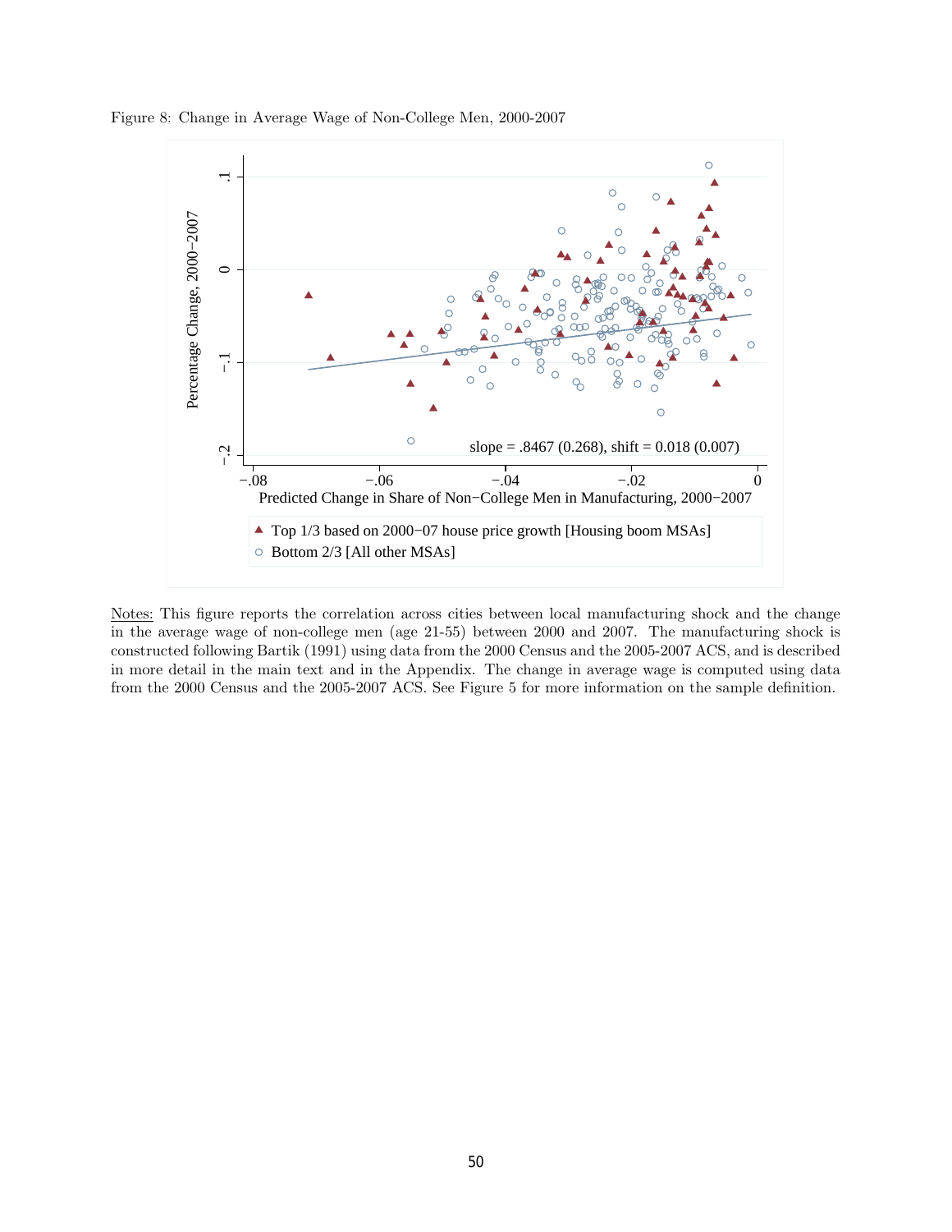Figure 8: Change in Average Wage of Non-College Men, 2000-2007

Notes: This figure reports the correlation across cities between local manufacturing shock and the change in the average wage of non-college men (age 21-55) between 2000 and 2007. The manufacturing shock is constructed following Bartik (1991) using data from the 2000 Census and the 2005-2007 ACS, and is described in more detail in the main text and in the Appendix. The change in average wage is computed using data from the 2000 Census and the 2005-2007 ACS. See Figure 5 for more information on the sample definition.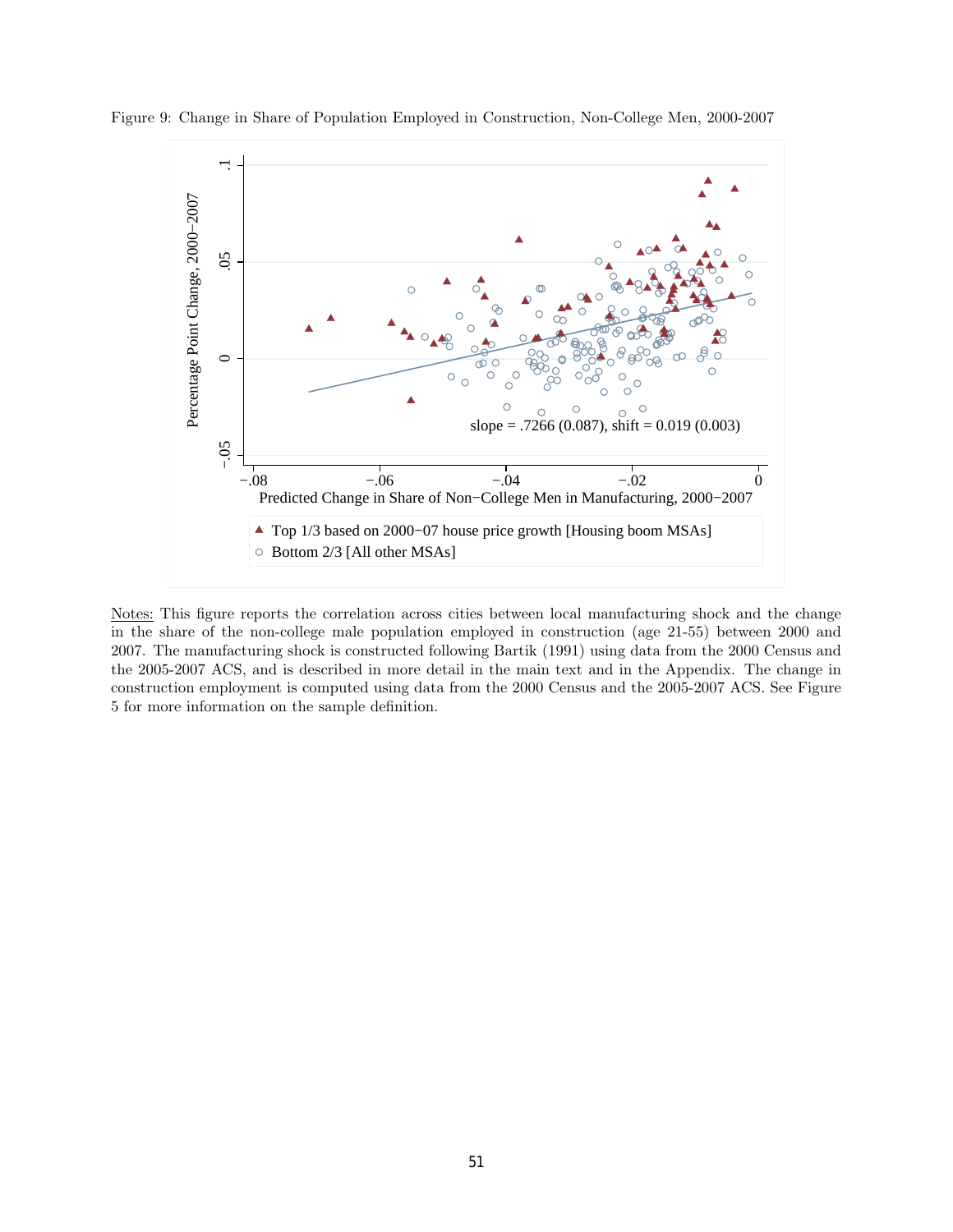Figure 9: Change in Share of Population Employed in Construction, Non-College Men, 2000-2007

Notes: This figure reports the correlation across cities between local manufacturing shock and the change in the share of the non-college male population employed in construction (age 21-55) between 2000 and 2007. The manufacturing shock is constructed following Bartik (1991) using data from the 2000 Census and the 2005-2007 ACS, and is described in more detail in the main text and in the Appendix. The change in construction employment is computed using data from the 2000 Census and the 2005-2007 ACS. See Figure 5 for more information on the sample definition.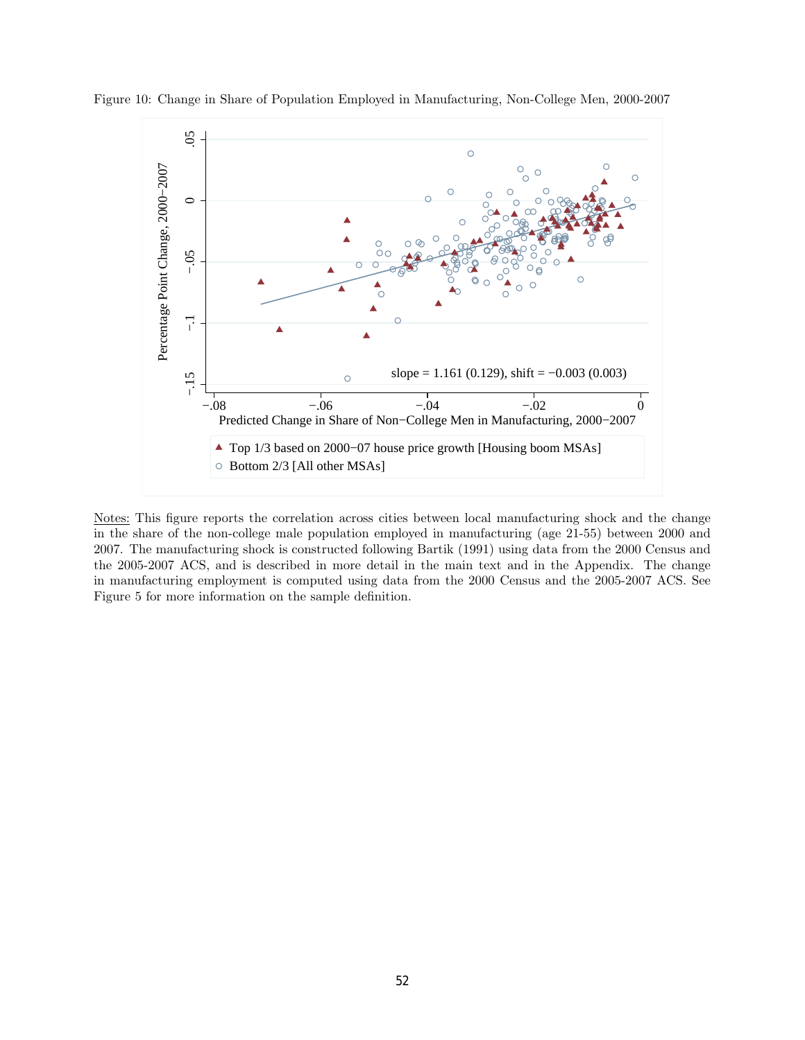Figure 10: Change in Share of Population Employed in Manufacturing, Non-College Men, 2000-2007

Notes: This figure reports the correlation across cities between local manufacturing shock and the change in the share of the non-college male population employed in manufacturing (age 21-55) between 2000 and 2007. The manufacturing shock is constructed following Bartik (1991) using data from the 2000 Census and the 2005-2007 ACS, and is described in more detail in the main text and in the Appendix. The change in manufacturing employment is computed using data from the 2000 Census and the 2005-2007 ACS. See Figure 5 for more information on the sample definition.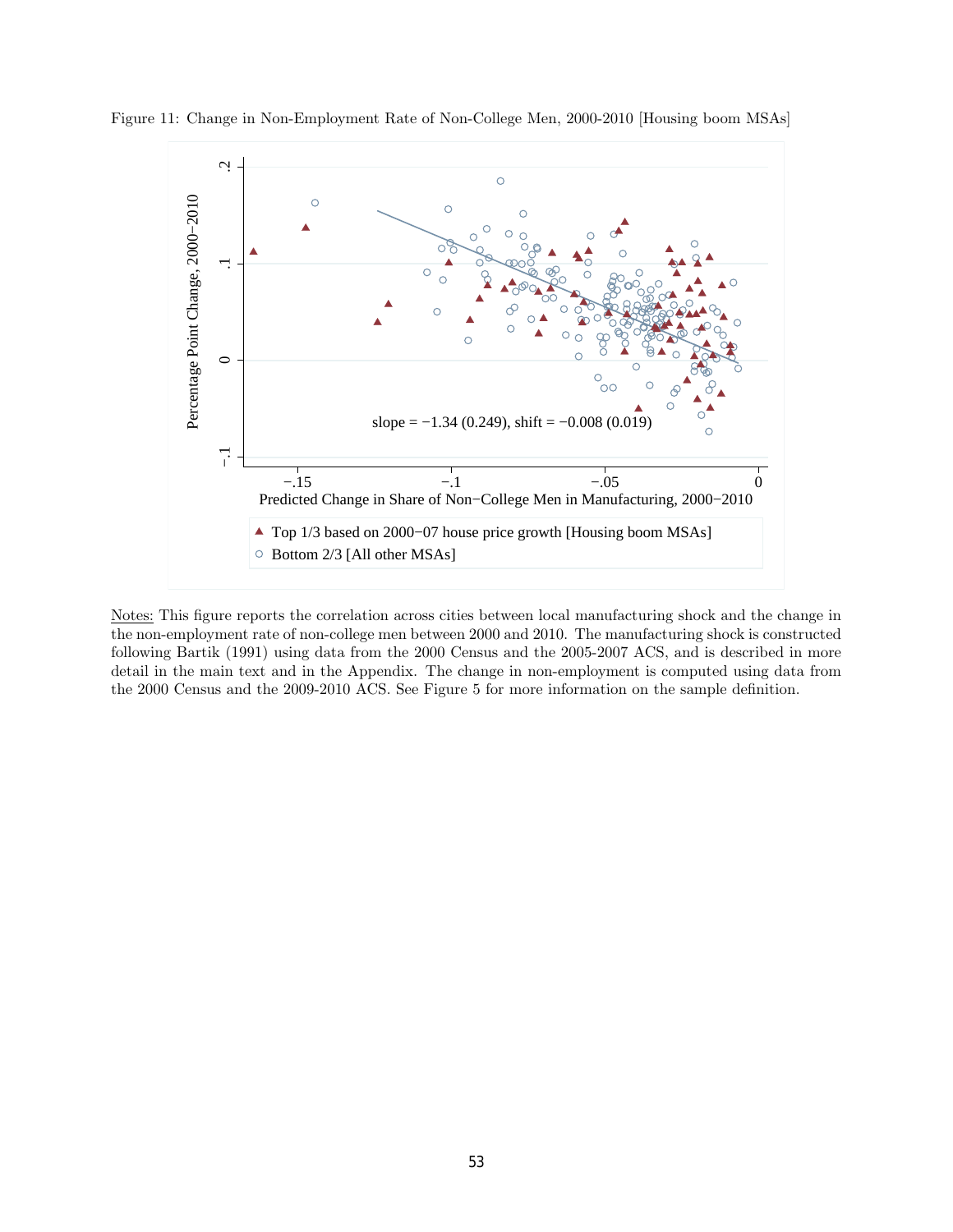Figure 11: Change in Non-Employment Rate of Non-College Men, 2000-2010 [Housing boom MSAs]

Notes: This figure reports the correlation across cities between local manufacturing shock and the change in the non-employment rate of non-college men between 2000 and 2010. The manufacturing shock is constructed following Bartik (1991) using data from the 2000 Census and the 2005-2007 ACS, and is described in more detail in the main text and in the Appendix. The change in non-employment is computed using data from the 2000 Census and the 2009-2010 ACS. See Figure 5 for more information on the sample definition.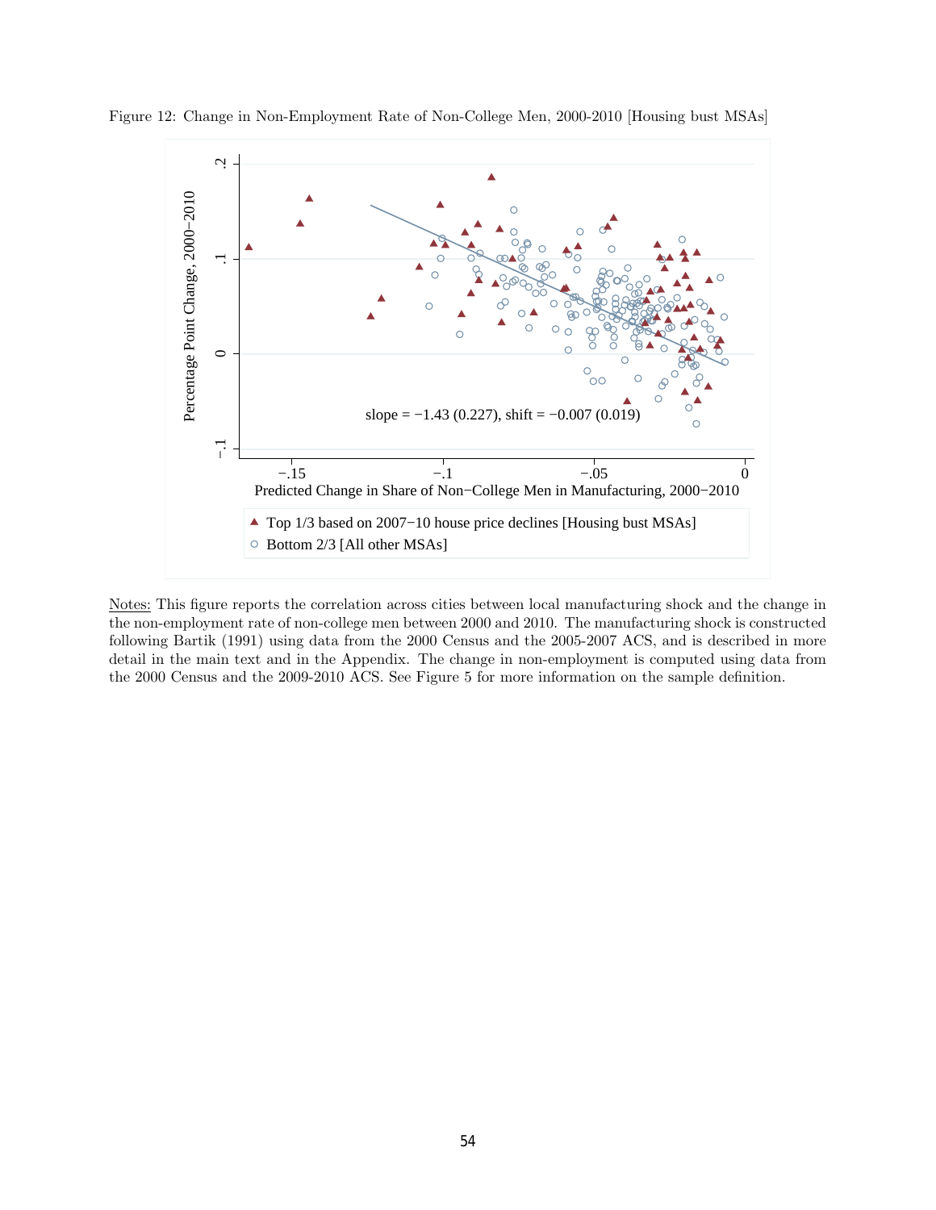Figure 12: Change in Non-Employment Rate of Non-College Men, 2000-2010 [Housing bust MSAs]

Notes: This figure reports the correlation across cities between local manufacturing shock and the change in the non-employment rate of non-college men between 2000 and 2010. The manufacturing shock is constructed following Bartik (1991) using data from the 2000 Census and the 2005-2007 ACS, and is described in more detail in the main text and in the Appendix. The change in non-employment is computed using data from the 2000 Census and the 2009-2010 ACS. See Figure 5 for more information on the sample definition.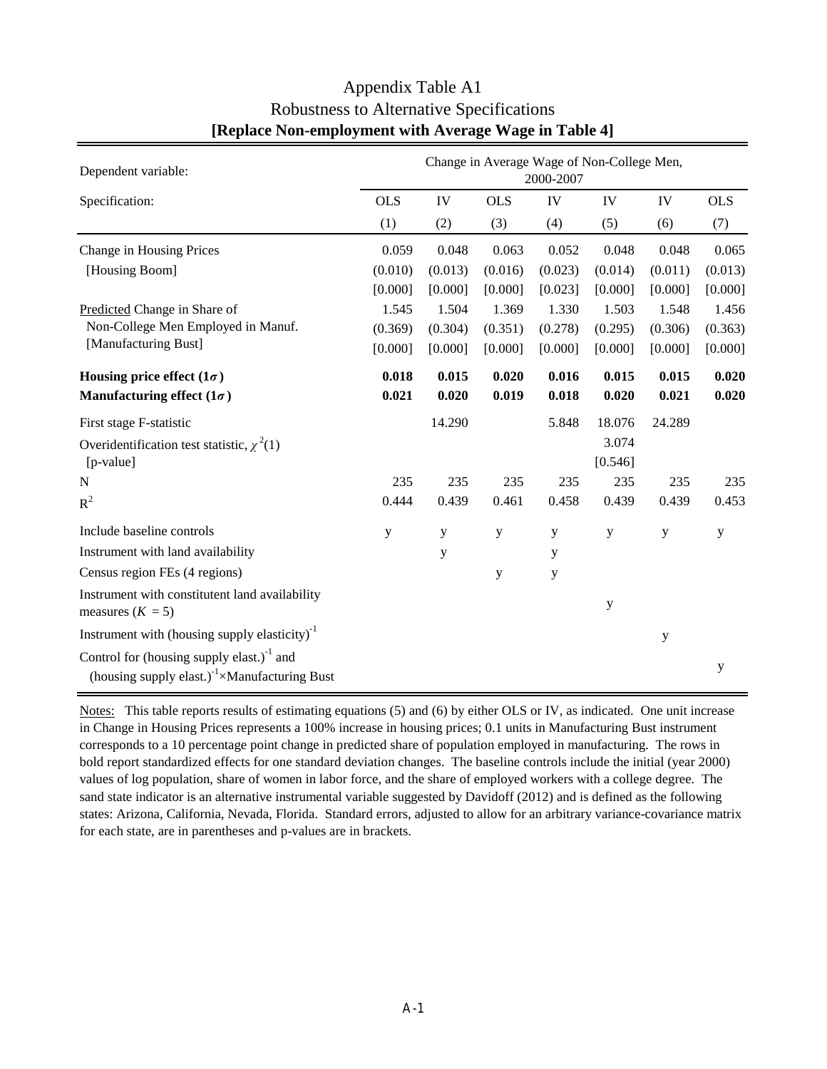# Appendix Table A1
## Robustness to Alternative Specifications
### [Replace Non-employment with Average Wage in Table 4]

| Dependent variable: | Change in Average Wage of Non-College Men, 2000-2007 | | | | | | |
|---|---|---|---|---|---|---|---|
| Specification: | OLS | IV | OLS | IV | IV | IV | OLS |
| | (1) | (2) | (3) | (4) | (5) | (6) | (7) |
| Change in Housing Prices | 0.059 | 0.048 | 0.063 | 0.052 | 0.048 | 0.048 | 0.065 |
| [Housing Boom] | (0.010) | (0.013) | (0.016) | (0.023) | (0.014) | (0.011) | (0.013) |
| | [0.000] | [0.000] | [0.000] | [0.023] | [0.000] | [0.000] | [0.000] |
| Predicted Change in Share of Non-College Men Employed in Manuf. | 1.545 | 1.504 | 1.369 | 1.330 | 1.503 | 1.548 | 1.456 |
| [Manufacturing Bust] | (0.369) | (0.304) | (0.351) | (0.278) | (0.295) | (0.306) | (0.363) |
| | [0.000] | [0.000] | [0.000] | [0.000] | [0.000] | [0.000] | [0.000] |
| **Housing price effect ($1\sigma$)** | **0.018** | **0.015** | **0.020** | **0.016** | **0.015** | **0.015** | **0.020** |
| **Manufacturing effect ($1\sigma$)** | **0.021** | **0.020** | **0.019** | **0.018** | **0.020** | **0.021** | **0.020** |
| First stage F-statistic | | 14.290 | | 5.848 | 18.076 | 24.289 | |
| Overidentification test statistic, $\chi^2(1)$ | | | | | 3.074 | | |
| [p-value] | | | | | [0.546] | | |
| N | 235 | 235 | 235 | 235 | 235 | 235 | 235 |
| $R^2$ | 0.444 | 0.439 | 0.461 | 0.458 | 0.439 | 0.439 | 0.453 |
| Include baseline controls | y | y | y | y | y | y | y |
| Instrument with land availability | | y | | y | | | |
| Census region FEs (4 regions) | | | y | y | | | |
| Instrument with constitutent land availability measures ($K$ = 5) | | | | | y | | |
| Instrument with (housing supply elasticity)$^{-1}$ | | | | | | y | |
| Control for (housing supply elast.)$^{-1}$ and (housing supply elast.)$^{-1}\times$Manufacturing Bust | | | | | | | y |

Notes: This table reports results of estimating equations (5) and (6) by either OLS or IV, as indicated. One unit increase in Change in Housing Prices represents a 100% increase in housing prices; 0.1 units in Manufacturing Bust instrument corresponds to a 10 percentage point change in predicted share of population employed in manufacturing. The rows in bold report standardized effects for one standard deviation changes. The baseline controls include the initial (year 2000) values of log population, share of women in labor force, and the share of employed workers with a college degree. The sand state indicator is an alternative instrumental variable suggested by Davidoff (2012) and is defined as the following states: Arizona, California, Nevada, Florida. Standard errors, adjusted to allow for an arbitrary variance-covariance matrix for each state, are in parentheses and p-values are in brackets.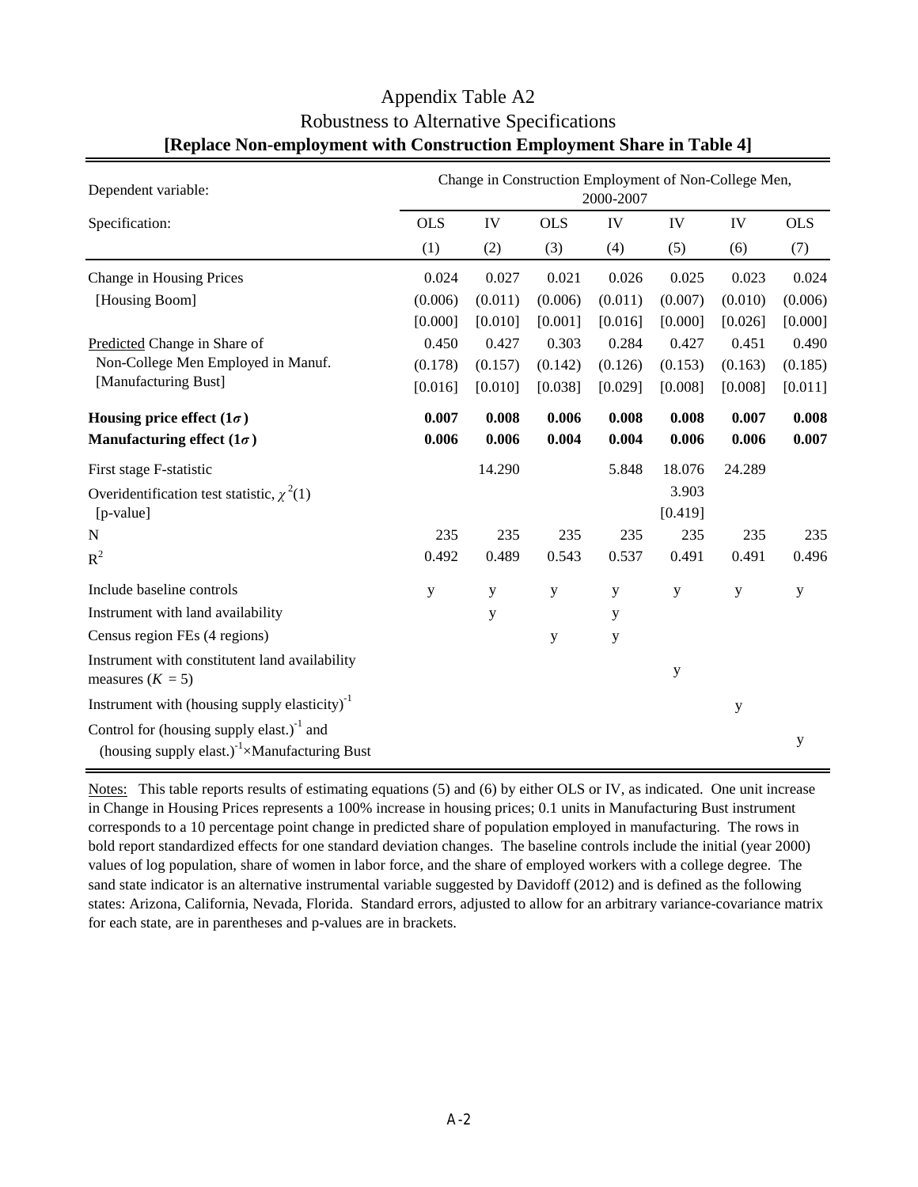# Appendix Table A2
## Robustness to Alternative Specifications
### [Replace Non-employment with Construction Employment Share in Table 4]

| Dependent variable: | Change in Construction Employment of Non-College Men, 2000-2007 | | | | | | |
|---|---|---|---|---|---|---|---|
| Specification: | OLS | IV | OLS | IV | IV | IV | OLS |
| | (1) | (2) | (3) | (4) | (5) | (6) | (7) |
| Change in Housing Prices | 0.024 | 0.027 | 0.021 | 0.026 | 0.025 | 0.023 | 0.024 |
| [Housing Boom] | (0.006) | (0.011) | (0.006) | (0.011) | (0.007) | (0.010) | (0.006) |
| | [0.000] | [0.010] | [0.001] | [0.016] | [0.000] | [0.026] | [0.000] |
| Predicted Change in Share of Non-College Men Employed in Manuf. | 0.450 | 0.427 | 0.303 | 0.284 | 0.427 | 0.451 | 0.490 |
| [Manufacturing Bust] | (0.178) | (0.157) | (0.142) | (0.126) | (0.153) | (0.163) | (0.185) |
| | [0.016] | [0.010] | [0.038] | [0.029] | [0.008] | [0.008] | [0.011] |
| **Housing price effect (1$\sigma$)** | **0.007** | **0.008** | **0.006** | **0.008** | **0.008** | **0.007** | **0.008** |
| **Manufacturing effect (1$\sigma$)** | **0.006** | **0.006** | **0.004** | **0.004** | **0.006** | **0.006** | **0.007** |
| First stage F-statistic | | 14.290 | | 5.848 | 18.076 | 24.289 | |
| Overidentification test statistic, $\chi^2(1)$ | | | | | 3.903 | | |
| [p-value] | | | | | [0.419] | | |
| N | 235 | 235 | 235 | 235 | 235 | 235 | 235 |
| $R^2$ | 0.492 | 0.489 | 0.543 | 0.537 | 0.491 | 0.491 | 0.496 |
| Include baseline controls | y | y | y | y | y | y | y |
| Instrument with land availability | | y | | y | | | |
| Census region FEs (4 regions) | | | y | y | | | |
| Instrument with constitutent land availability measures ($K$ = 5) | | | | | y | | |
| Instrument with (housing supply elasticity)$^{-1}$ | | | | | | y | |
| Control for (housing supply elast.)$^{-1}$ and (housing supply elast.)$^{-1}$×Manufacturing Bust | | | | | | | y |

Notes: This table reports results of estimating equations (5) and (6) by either OLS or IV, as indicated. One unit increase in Change in Housing Prices represents a 100% increase in housing prices; 0.1 units in Manufacturing Bust instrument corresponds to a 10 percentage point change in predicted share of population employed in manufacturing. The rows in bold report standardized effects for one standard deviation changes. The baseline controls include the initial (year 2000) values of log population, share of women in labor force, and the share of employed workers with a college degree. The sand state indicator is an alternative instrumental variable suggested by Davidoff (2012) and is defined as the following states: Arizona, California, Nevada, Florida. Standard errors, adjusted to allow for an arbitrary variance-covariance matrix for each state, are in parentheses and p-values are in brackets.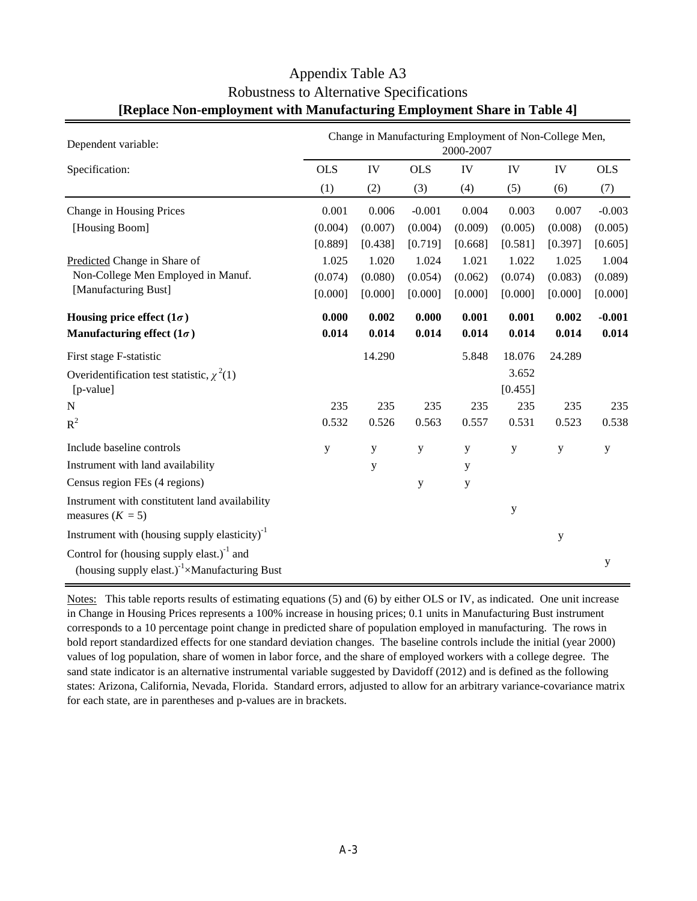# Appendix Table A3
## Robustness to Alternative Specifications
### [Replace Non-employment with Manufacturing Employment Share in Table 4]

| Dependent variable: | Change in Manufacturing Employment of Non-College Men, 2000-2007 | | | | | | |
|---|---|---|---|---|---|---|---|
| Specification: | OLS | IV | OLS | IV | IV | IV | OLS |
| | (1) | (2) | (3) | (4) | (5) | (6) | (7) |
| Change in Housing Prices | 0.001 | 0.006 | -0.001 | 0.004 | 0.003 | 0.007 | -0.003 |
| [Housing Boom] | (0.004) | (0.007) | (0.004) | (0.009) | (0.005) | (0.008) | (0.005) |
| | [0.889] | [0.438] | [0.719] | [0.668] | [0.581] | [0.397] | [0.605] |
| Predicted Change in Share of Non-College Men Employed in Manuf. | 1.025 | 1.020 | 1.024 | 1.021 | 1.022 | 1.025 | 1.004 |
| [Manufacturing Bust] | (0.074) | (0.080) | (0.054) | (0.062) | (0.074) | (0.083) | (0.089) |
| | [0.000] | [0.000] | [0.000] | [0.000] | [0.000] | [0.000] | [0.000] |
| **Housing price effect ($1\sigma$)** | **0.000** | **0.002** | **0.000** | **0.001** | **0.001** | **0.002** | **-0.001** |
| **Manufacturing effect ($1\sigma$)** | **0.014** | **0.014** | **0.014** | **0.014** | **0.014** | **0.014** | **0.014** |
| First stage F-statistic | | 14.290 | | 5.848 | 18.076 | 24.289 | |
| Overidentification test statistic, $\chi^2(1)$ | | | | | 3.652 | | |
| [p-value] | | | | | [0.455] | | |
| N | 235 | 235 | 235 | 235 | 235 | 235 | 235 |
| $R^2$ | 0.532 | 0.526 | 0.563 | 0.557 | 0.531 | 0.523 | 0.538 |
| Include baseline controls | y | y | y | y | y | y | y |
| Instrument with land availability | | y | | y | | | |
| Census region FEs (4 regions) | | | y | y | | | |
| Instrument with constitutent land availability measures ($K$ = 5) | | | | | y | | |
| Instrument with (housing supply elasticity)$^{-1}$ | | | | | | y | |
| Control for (housing supply elast.)$^{-1}$ and (housing supply elast.)$^{-1}$×Manufacturing Bust | | | | | | | y |

Notes: This table reports results of estimating equations (5) and (6) by either OLS or IV, as indicated. One unit increase in Change in Housing Prices represents a 100% increase in housing prices; 0.1 units in Manufacturing Bust instrument corresponds to a 10 percentage point change in predicted share of population employed in manufacturing. The rows in bold report standardized effects for one standard deviation changes. The baseline controls include the initial (year 2000) values of log population, share of women in labor force, and the share of employed workers with a college degree. The sand state indicator is an alternative instrumental variable suggested by Davidoff (2012) and is defined as the following states: Arizona, California, Nevada, Florida. Standard errors, adjusted to allow for an arbitrary variance-covariance matrix for each state, are in parentheses and p-values are in brackets.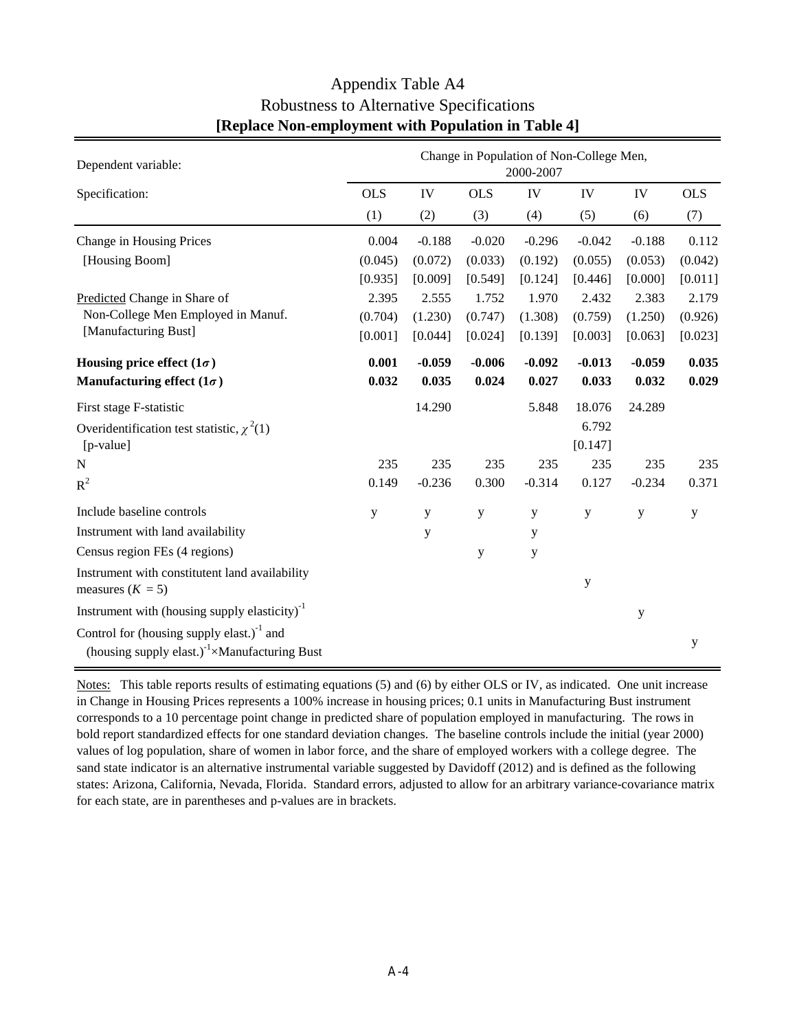# Appendix Table A4
## Robustness to Alternative Specifications
### [Replace Non-employment with Population in Table 4]

| Dependent variable: | Change in Population of Non-College Men, 2000-2007 | | | | | | |
|---|---|---|---|---|---|---|---|
| Specification: | OLS | IV | OLS | IV | IV | IV | OLS |
| | (1) | (2) | (3) | (4) | (5) | (6) | (7) |
| Change in Housing Prices | 0.004 | -0.188 | -0.020 | -0.296 | -0.042 | -0.188 | 0.112 |
| [Housing Boom] | (0.045) | (0.072) | (0.033) | (0.192) | (0.055) | (0.053) | (0.042) |
| | [0.935] | [0.009] | [0.549] | [0.124] | [0.446] | [0.000] | [0.011] |
| Predicted Change in Share of Non-College Men Employed in Manuf. | 2.395 | 2.555 | 1.752 | 1.970 | 2.432 | 2.383 | 2.179 |
| [Manufacturing Bust] | (0.704) | (1.230) | (0.747) | (1.308) | (0.759) | (1.250) | (0.926) |
| | [0.001] | [0.044] | [0.024] | [0.139] | [0.003] | [0.063] | [0.023] |
| **Housing price effect ($1\sigma$)** | **0.001** | **-0.059** | **-0.006** | **-0.092** | **-0.013** | **-0.059** | **0.035** |
| **Manufacturing effect ($1\sigma$)** | **0.032** | **0.035** | **0.024** | **0.027** | **0.033** | **0.032** | **0.029** |
| First stage F-statistic | | 14.290 | | 5.848 | 18.076 | 24.289 | |
| Overidentification test statistic, $\chi^2(1)$ | | | | | 6.792 | | |
| [p-value] | | | | | [0.147] | | |
| N | 235 | 235 | 235 | 235 | 235 | 235 | 235 |
| $R^2$ | 0.149 | -0.236 | 0.300 | -0.314 | 0.127 | -0.234 | 0.371 |
| Include baseline controls | y | y | y | y | y | y | y |
| Instrument with land availability | | y | | y | | | |
| Census region FEs (4 regions) | | | y | y | | | |
| Instrument with constitutent land availability measures ($K$ = 5) | | | | | y | | |
| Instrument with (housing supply elasticity)$^{-1}$ | | | | | | y | |
| Control for (housing supply elast.)$^{-1}$ and (housing supply elast.)$^{-1}$×Manufacturing Bust | | | | | | | y |

Notes: This table reports results of estimating equations (5) and (6) by either OLS or IV, as indicated. One unit increase in Change in Housing Prices represents a 100% increase in housing prices; 0.1 units in Manufacturing Bust instrument corresponds to a 10 percentage point change in predicted share of population employed in manufacturing. The rows in bold report standardized effects for one standard deviation changes. The baseline controls include the initial (year 2000) values of log population, share of women in labor force, and the share of employed workers with a college degree. The sand state indicator is an alternative instrumental variable suggested by Davidoff (2012) and is defined as the following states: Arizona, California, Nevada, Florida. Standard errors, adjusted to allow for an arbitrary variance-covariance matrix for each state, are in parentheses and p-values are in brackets.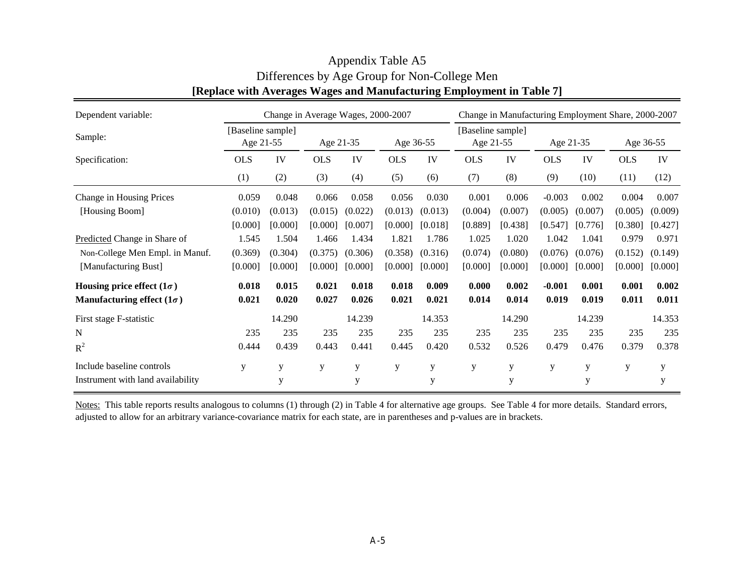# Appendix Table A5
## Differences by Age Group for Non-College Men
**[Replace with Averages Wages and Manufacturing Employment in Table 7]**

| Dependent variable: | Change in Average Wages, 2000-2007 | | | | | | Change in Manufacturing Employment Share, 2000-2007 | | | | | |
|---|---|---|---|---|---|---|---|---|---|---|---|---|
| Sample: | [Baseline sample] Age 21-55 | | Age 21-35 | | Age 36-55 | | [Baseline sample] Age 21-55 | | Age 21-35 | | Age 36-55 | |
| Specification: | OLS | IV | OLS | IV | OLS | IV | OLS | IV | OLS | IV | OLS | IV |
| | (1) | (2) | (3) | (4) | (5) | (6) | (7) | (8) | (9) | (10) | (11) | (12) |
| Change in Housing Prices | 0.059 | 0.048 | 0.066 | 0.058 | 0.056 | 0.030 | 0.001 | 0.006 | -0.003 | 0.002 | 0.004 | 0.007 |
| [Housing Boom] | (0.010) | (0.013) | (0.015) | (0.022) | (0.013) | (0.013) | (0.004) | (0.007) | (0.005) | (0.007) | (0.005) | (0.009) |
| | [0.000] | [0.000] | [0.000] | [0.007] | [0.000] | [0.018] | [0.889] | [0.438] | [0.547] | [0.776] | [0.380] | [0.427] |
| Predicted Change in Share of | 1.545 | 1.504 | 1.466 | 1.434 | 1.821 | 1.786 | 1.025 | 1.020 | 1.042 | 1.041 | 0.979 | 0.971 |
| Non-College Men Empl. in Manuf. | (0.369) | (0.304) | (0.375) | (0.306) | (0.358) | (0.316) | (0.074) | (0.080) | (0.076) | (0.076) | (0.152) | (0.149) |
| [Manufacturing Bust] | [0.000] | [0.000] | [0.000] | [0.000] | [0.000] | [0.000] | [0.000] | [0.000] | [0.000] | [0.000] | [0.000] | [0.000] |
| **Housing price effect ($1\sigma$)** | **0.018** | **0.015** | **0.021** | **0.018** | **0.018** | **0.009** | **0.000** | **0.002** | **-0.001** | **0.001** | **0.001** | **0.002** |
| **Manufacturing effect ($1\sigma$)** | **0.021** | **0.020** | **0.027** | **0.026** | **0.021** | **0.021** | **0.014** | **0.014** | **0.019** | **0.019** | **0.011** | **0.011** |
| First stage F-statistic | | 14.290 | | 14.239 | | 14.353 | | 14.290 | | 14.239 | | 14.353 |
| N | 235 | 235 | 235 | 235 | 235 | 235 | 235 | 235 | 235 | 235 | 235 | 235 |
| $R^2$ | 0.444 | 0.439 | 0.443 | 0.441 | 0.445 | 0.420 | 0.532 | 0.526 | 0.479 | 0.476 | 0.379 | 0.378 |
| Include baseline controls | y | y | y | y | y | y | y | y | y | y | y | y |
| Instrument with land availability | | y | | y | | y | | y | | y | | y |

Notes: This table reports results analogous to columns (1) through (2) in Table 4 for alternative age groups. See Table 4 for more details. Standard errors, adjusted to allow for an arbitrary variance-covariance matrix for each state, are in parentheses and p-values are in brackets.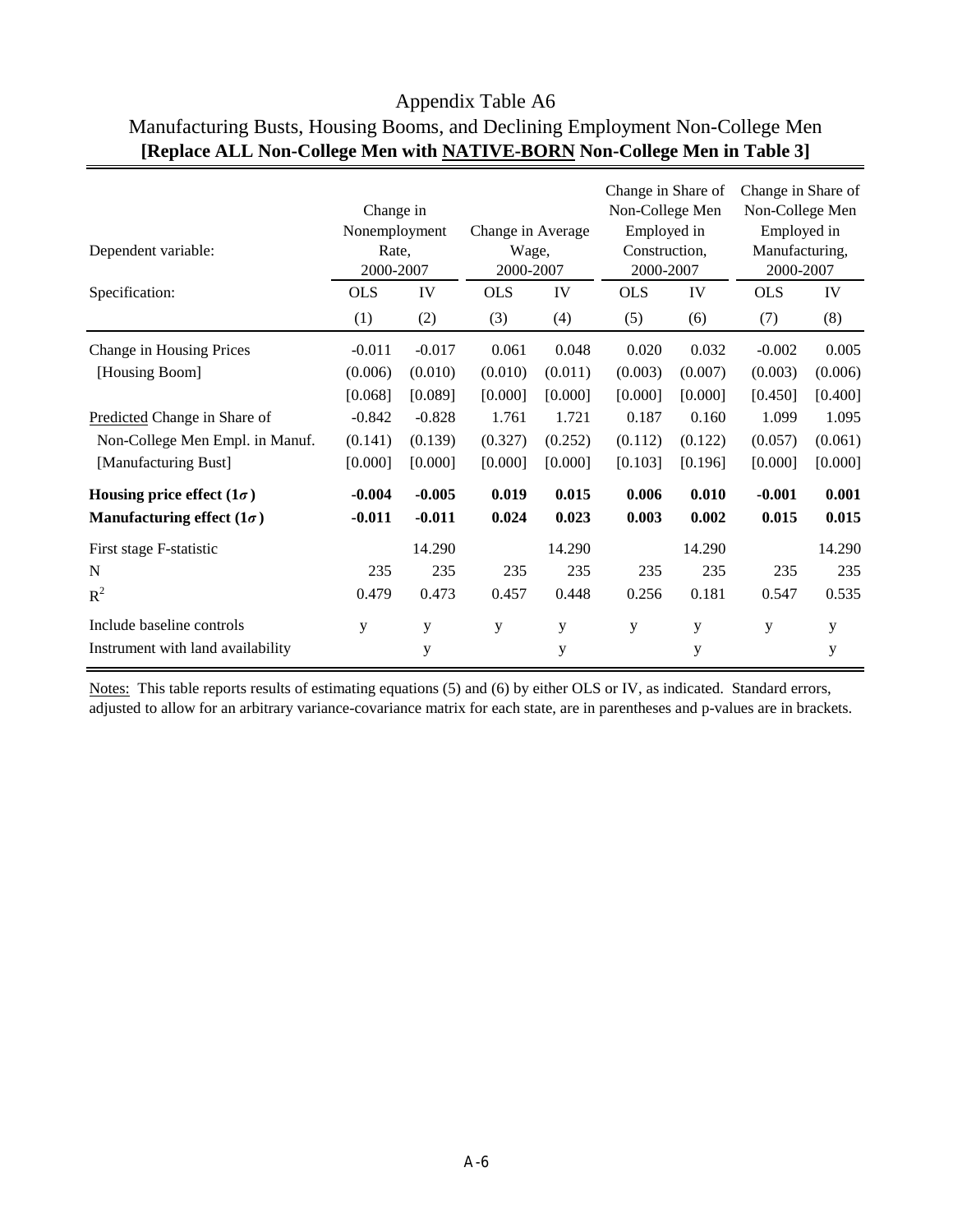# Appendix Table A6

## Manufacturing Busts, Housing Booms, and Declining Employment Non-College Men

**[Replace ALL Non-College Men with NATIVE-BORN Non-College Men in Table 3]**

| Dependent variable: | Change in Nonemployment Rate, 2000-2007 | | Change in Average Wage, 2000-2007 | | Change in Share of Non-College Men Employed in Construction, 2000-2007 | | Change in Share of Non-College Men Employed in Manufacturing, 2000-2007 | |
|---|---|---|---|---|---|---|---|---|
| Specification: | OLS | IV | OLS | IV | OLS | IV | OLS | IV |
| | (1) | (2) | (3) | (4) | (5) | (6) | (7) | (8) |
| Change in Housing Prices | -0.011 | -0.017 | 0.061 | 0.048 | 0.020 | 0.032 | -0.002 | 0.005 |
| [Housing Boom] | (0.006) | (0.010) | (0.010) | (0.011) | (0.003) | (0.007) | (0.003) | (0.006) |
| | [0.068] | [0.089] | [0.000] | [0.000] | [0.000] | [0.000] | [0.450] | [0.400] |
| Predicted Change in Share of | -0.842 | -0.828 | 1.761 | 1.721 | 0.187 | 0.160 | 1.099 | 1.095 |
| Non-College Men Empl. in Manuf. | (0.141) | (0.139) | (0.327) | (0.252) | (0.112) | (0.122) | (0.057) | (0.061) |
| [Manufacturing Bust] | [0.000] | [0.000] | [0.000] | [0.000] | [0.103] | [0.196] | [0.000] | [0.000] |
| **Housing price effect ($1\sigma$)** | **-0.004** | **-0.005** | **0.019** | **0.015** | **0.006** | **0.010** | **-0.001** | **0.001** |
| **Manufacturing effect ($1\sigma$)** | **-0.011** | **-0.011** | **0.024** | **0.023** | **0.003** | **0.002** | **0.015** | **0.015** |
| First stage F-statistic | | 14.290 | | 14.290 | | 14.290 | | 14.290 |
| N | 235 | 235 | 235 | 235 | 235 | 235 | 235 | 235 |
| $R^2$ | 0.479 | 0.473 | 0.457 | 0.448 | 0.256 | 0.181 | 0.547 | 0.535 |
| Include baseline controls | y | y | y | y | y | y | y | y |
| Instrument with land availability | | y | | y | | y | | y |

Notes: This table reports results of estimating equations (5) and (6) by either OLS or IV, as indicated. Standard errors, adjusted to allow for an arbitrary variance-covariance matrix for each state, are in parentheses and p-values are in brackets.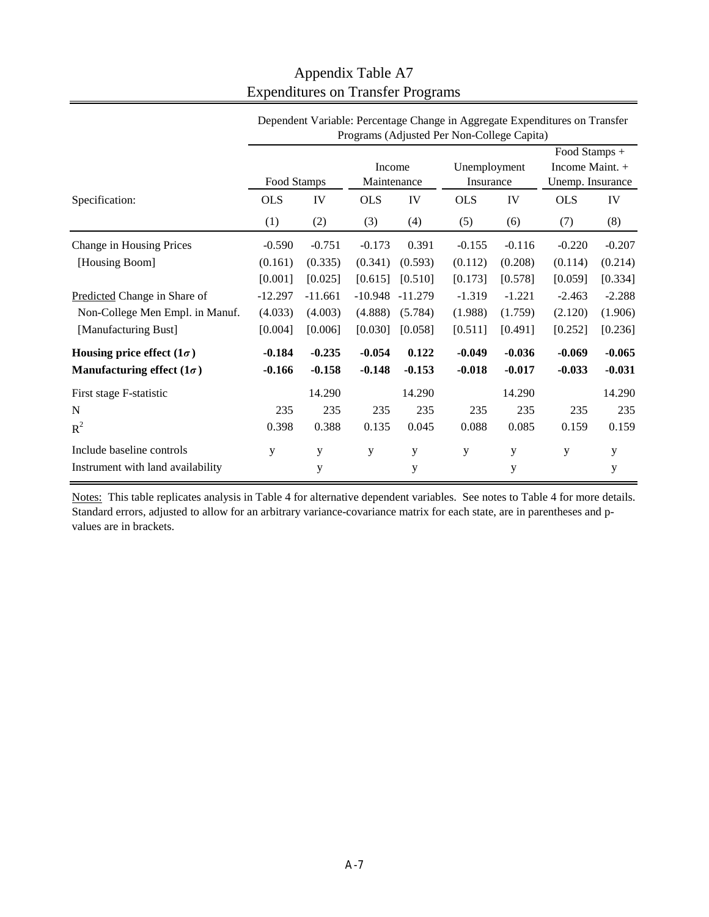# Appendix Table A7
## Expenditures on Transfer Programs

| | Dependent Variable: Percentage Change in Aggregate Expenditures on Transfer Programs (Adjusted Per Non-College Capita) | | | | | | | |
|---|---|---|---|---|---|---|---|---|
| | Food Stamps | | Income Maintenance | | Unemployment Insurance | | Food Stamps + Income Maint. + Unemp. Insurance | |
| Specification: | OLS | IV | OLS | IV | OLS | IV | OLS | IV |
| | (1) | (2) | (3) | (4) | (5) | (6) | (7) | (8) |
| Change in Housing Prices | -0.590 | -0.751 | -0.173 | 0.391 | -0.155 | -0.116 | -0.220 | -0.207 |
| [Housing Boom] | (0.161) | (0.335) | (0.341) | (0.593) | (0.112) | (0.208) | (0.114) | (0.214) |
| | [0.001] | [0.025] | [0.615] | [0.510] | [0.173] | [0.578] | [0.059] | [0.334] |
| Predicted Change in Share of | -12.297 | -11.661 | -10.948 | -11.279 | -1.319 | -1.221 | -2.463 | -2.288 |
| Non-College Men Empl. in Manuf. | (4.033) | (4.003) | (4.888) | (5.784) | (1.988) | (1.759) | (2.120) | (1.906) |
| [Manufacturing Bust] | [0.004] | [0.006] | [0.030] | [0.058] | [0.511] | [0.491] | [0.252] | [0.236] |
| **Housing price effect ($1\sigma$)** | **-0.184** | **-0.235** | **-0.054** | **0.122** | **-0.049** | **-0.036** | **-0.069** | **-0.065** |
| **Manufacturing effect ($1\sigma$)** | **-0.166** | **-0.158** | **-0.148** | **-0.153** | **-0.018** | **-0.017** | **-0.033** | **-0.031** |
| First stage F-statistic | | 14.290 | | 14.290 | | 14.290 | | 14.290 |
| N | 235 | 235 | 235 | 235 | 235 | 235 | 235 | 235 |
| $R^2$ | 0.398 | 0.388 | 0.135 | 0.045 | 0.088 | 0.085 | 0.159 | 0.159 |
| Include baseline controls | y | y | y | y | y | y | y | y |
| Instrument with land availability | | y | | y | | y | | y |

Notes: This table replicates analysis in Table 4 for alternative dependent variables. See notes to Table 4 for more details. Standard errors, adjusted to allow for an arbitrary variance-covariance matrix for each state, are in parentheses and p-values are in brackets.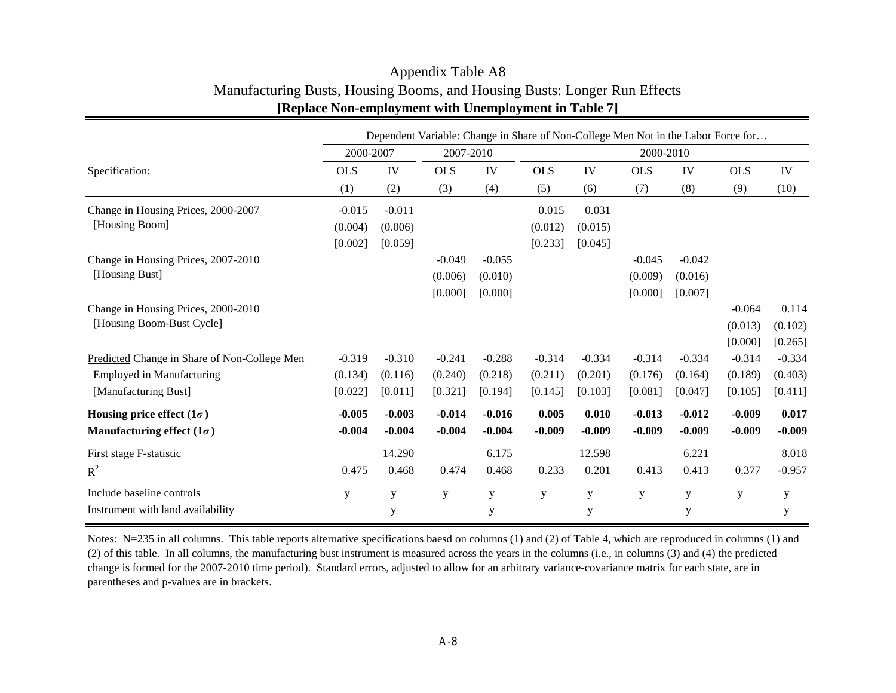# Appendix Table A8

## Manufacturing Busts, Housing Booms, and Housing Busts: Longer Run Effects

**[Replace Non-employment with Unemployment in Table 7]**

| | Dependent Variable: Change in Share of Non-College Men Not in the Labor Force for… | | | | | | | | | |
|---|---|---|---|---|---|---|---|---|---|---|
| | 2000-2007 | | 2007-2010 | | 2000-2010 | | | | | |
| Specification: | OLS | IV | OLS | IV | OLS | IV | OLS | IV | OLS | IV |
| | (1) | (2) | (3) | (4) | (5) | (6) | (7) | (8) | (9) | (10) |
| Change in Housing Prices, 2000-2007 | -0.015 | -0.011 | | | 0.015 | 0.031 | | | | |
| [Housing Boom] | (0.004) | (0.006) | | | (0.012) | (0.015) | | | | |
| | [0.002] | [0.059] | | | [0.233] | [0.045] | | | | |
| Change in Housing Prices, 2007-2010 | | | -0.049 | -0.055 | | | -0.045 | -0.042 | | |
| [Housing Bust] | | | (0.006) | (0.010) | | | (0.009) | (0.016) | | |
| | | | [0.000] | [0.000] | | | [0.000] | [0.007] | | |
| Change in Housing Prices, 2000-2010 | | | | | | | | | -0.064 | 0.114 |
| [Housing Boom-Bust Cycle] | | | | | | | | | (0.013) | (0.102) |
| | | | | | | | | | [0.000] | [0.265] |
| <u>Predicted</u> Change in Share of Non-College Men | -0.319 | -0.310 | -0.241 | -0.288 | -0.314 | -0.334 | -0.314 | -0.334 | -0.314 | -0.334 |
| Employed in Manufacturing | (0.134) | (0.116) | (0.240) | (0.218) | (0.211) | (0.201) | (0.176) | (0.164) | (0.189) | (0.403) |
| [Manufacturing Bust] | [0.022] | [0.011] | [0.321] | [0.194] | [0.145] | [0.103] | [0.081] | [0.047] | [0.105] | [0.411] |
| **Housing price effect ($1\sigma$)** | **-0.005** | **-0.003** | **-0.014** | **-0.016** | **0.005** | **0.010** | **-0.013** | **-0.012** | **-0.009** | **0.017** |
| **Manufacturing effect ($1\sigma$)** | **-0.004** | **-0.004** | **-0.004** | **-0.004** | **-0.009** | **-0.009** | **-0.009** | **-0.009** | **-0.009** | **-0.009** |
| First stage F-statistic | | 14.290 | | 6.175 | | 12.598 | | 6.221 | | 8.018 |
| $R^2$ | 0.475 | 0.468 | 0.474 | 0.468 | 0.233 | 0.201 | 0.413 | 0.413 | 0.377 | -0.957 |
| Include baseline controls | y | y | y | y | y | y | y | y | y | y |
| Instrument with land availability | | y | | y | | y | | y | | y |

<u>Notes:</u> N=235 in all columns. This table reports alternative specifications baesd on columns (1) and (2) of Table 4, which are reproduced in columns (1) and (2) of this table. In all columns, the manufacturing bust instrument is measured across the years in the columns (i.e., in columns (3) and (4) the predicted change is formed for the 2007-2010 time period). Standard errors, adjusted to allow for an arbitrary variance-covariance matrix for each state, are in parentheses and p-values are in brackets.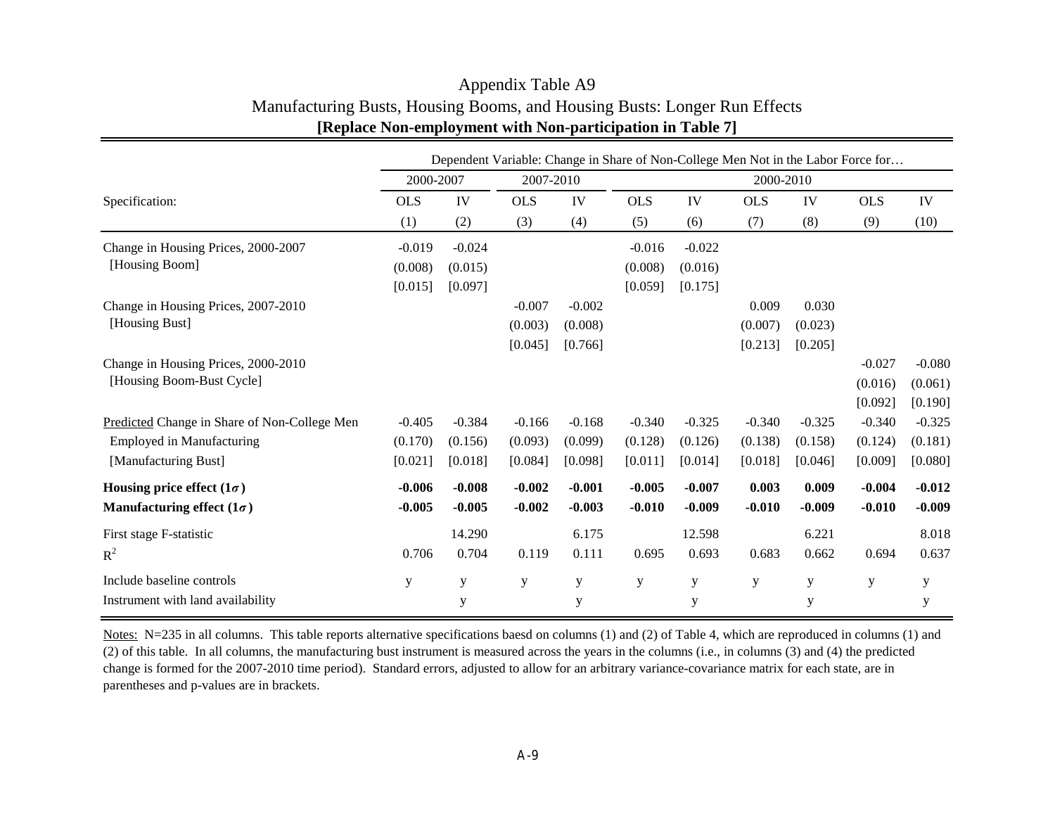# Appendix Table A9

## Manufacturing Busts, Housing Booms, and Housing Busts: Longer Run Effects

**[Replace Non-employment with Non-participation in Table 7]**

| | Dependent Variable: Change in Share of Non-College Men Not in the Labor Force for… | | | | | | | | | |
|---|---|---|---|---|---|---|---|---|---|---|
| | 2000-2007 | | 2007-2010 | | 2000-2010 | | | | | |
| Specification: | OLS | IV | OLS | IV | OLS | IV | OLS | IV | OLS | IV |
| | (1) | (2) | (3) | (4) | (5) | (6) | (7) | (8) | (9) | (10) |
| Change in Housing Prices, 2000-2007 | -0.019 | -0.024 | | | -0.016 | -0.022 | | | | |
| [Housing Boom] | (0.008) | (0.015) | | | (0.008) | (0.016) | | | | |
| | [0.015] | [0.097] | | | [0.059] | [0.175] | | | | |
| Change in Housing Prices, 2007-2010 | | | -0.007 | -0.002 | | | 0.009 | 0.030 | | |
| [Housing Bust] | | | (0.003) | (0.008) | | | (0.007) | (0.023) | | |
| | | | [0.045] | [0.766] | | | [0.213] | [0.205] | | |
| Change in Housing Prices, 2000-2010 | | | | | | | | | -0.027 | -0.080 |
| [Housing Boom-Bust Cycle] | | | | | | | | | (0.016) | (0.061) |
| | | | | | | | | | [0.092] | [0.190] |
| Predicted Change in Share of Non-College Men | -0.405 | -0.384 | -0.166 | -0.168 | -0.340 | -0.325 | -0.340 | -0.325 | -0.340 | -0.325 |
| Employed in Manufacturing | (0.170) | (0.156) | (0.093) | (0.099) | (0.128) | (0.126) | (0.138) | (0.158) | (0.124) | (0.181) |
| [Manufacturing Bust] | [0.021] | [0.018] | [0.084] | [0.098] | [0.011] | [0.014] | [0.018] | [0.046] | [0.009] | [0.080] |
| **Housing price effect ($1\sigma$)** | **-0.006** | **-0.008** | **-0.002** | **-0.001** | **-0.005** | **-0.007** | **0.003** | **0.009** | **-0.004** | **-0.012** |
| **Manufacturing effect ($1\sigma$)** | **-0.005** | **-0.005** | **-0.002** | **-0.003** | **-0.010** | **-0.009** | **-0.010** | **-0.009** | **-0.010** | **-0.009** |
| First stage F-statistic | | 14.290 | | 6.175 | | 12.598 | | 6.221 | | 8.018 |
| $R^2$ | 0.706 | 0.704 | 0.119 | 0.111 | 0.695 | 0.693 | 0.683 | 0.662 | 0.694 | 0.637 |
| Include baseline controls | y | y | y | y | y | y | y | y | y | y |
| Instrument with land availability | | y | | y | | y | | y | | y |

Notes: N=235 in all columns. This table reports alternative specifications baesd on columns (1) and (2) of Table 4, which are reproduced in columns (1) and (2) of this table. In all columns, the manufacturing bust instrument is measured across the years in the columns (i.e., in columns (3) and (4) the predicted change is formed for the 2007-2010 time period). Standard errors, adjusted to allow for an arbitrary variance-covariance matrix for each state, are in parentheses and p-values are in brackets.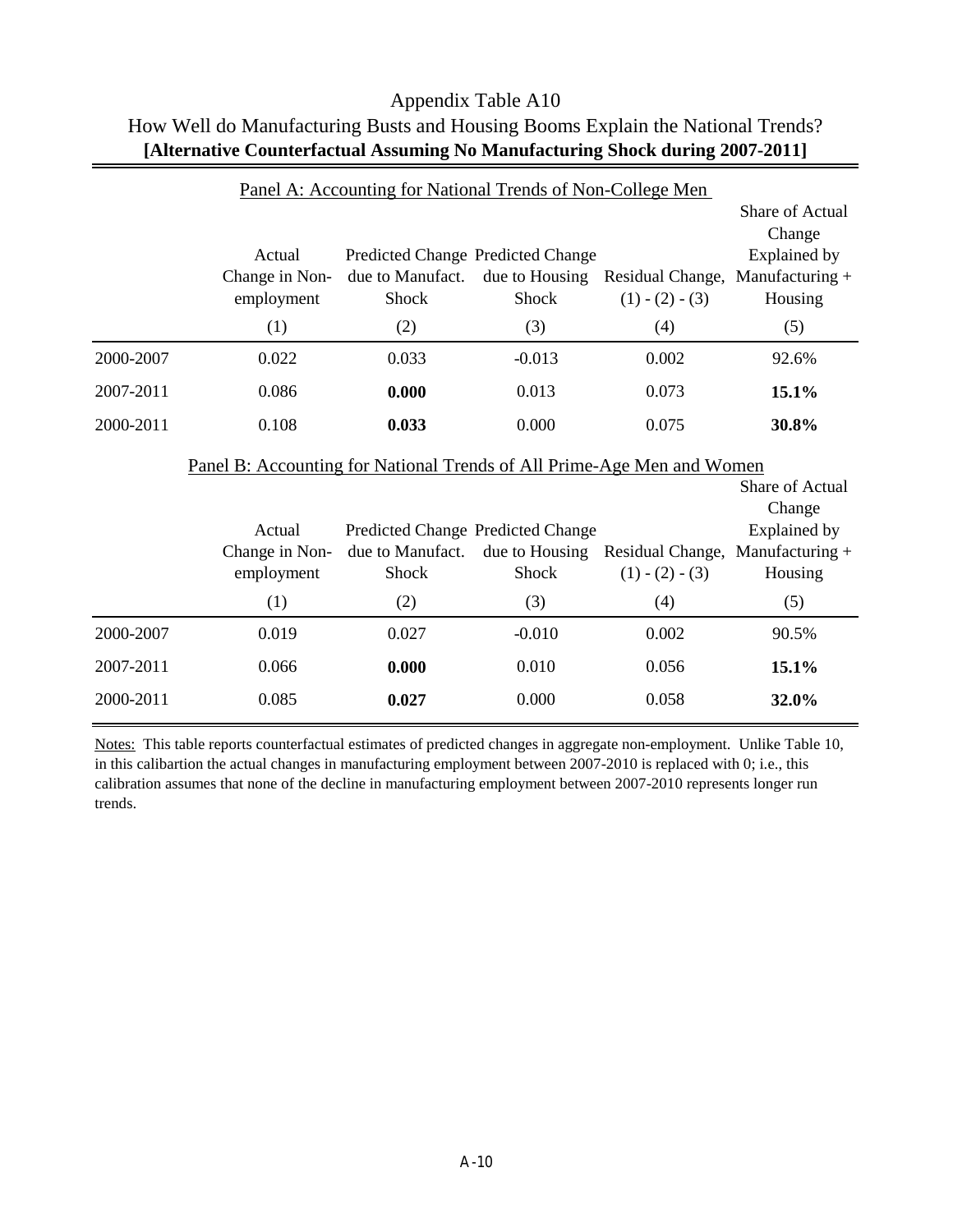# Appendix Table A10

## How Well do Manufacturing Busts and Housing Booms Explain the National Trends?

**[Alternative Counterfactual Assuming No Manufacturing Shock during 2007-2011]**

Panel A: Accounting for National Trends of Non-College Men

| | Actual Change in Non-employment | Predicted Change due to Manufact. Shock | Predicted Change due to Housing Shock | Residual Change, (1) - (2) - (3) | Share of Actual Change Explained by Manufacturing + Housing |
|---|---|---|---|---|---|
| | (1) | (2) | (3) | (4) | (5) |
| 2000-2007 | 0.022 | 0.033 | -0.013 | 0.002 | 92.6% |
| 2007-2011 | 0.086 | **0.000** | 0.013 | 0.073 | **15.1%** |
| 2000-2011 | 0.108 | **0.033** | 0.000 | 0.075 | **30.8%** |

Panel B: Accounting for National Trends of All Prime-Age Men and Women

| | Actual Change in Non-employment | Predicted Change due to Manufact. Shock | Predicted Change due to Housing Shock | Residual Change, (1) - (2) - (3) | Share of Actual Change Explained by Manufacturing + Housing |
|---|---|---|---|---|---|
| | (1) | (2) | (3) | (4) | (5) |
| 2000-2007 | 0.019 | 0.027 | -0.010 | 0.002 | 90.5% |
| 2007-2011 | 0.066 | **0.000** | 0.010 | 0.056 | **15.1%** |
| 2000-2011 | 0.085 | **0.027** | 0.000 | 0.058 | **32.0%** |

Notes: This table reports counterfactual estimates of predicted changes in aggregate non-employment. Unlike Table 10, in this calibartion the actual changes in manufacturing employment between 2007-2010 is replaced with 0; i.e., this calibration assumes that none of the decline in manufacturing employment between 2007-2010 represents longer run trends.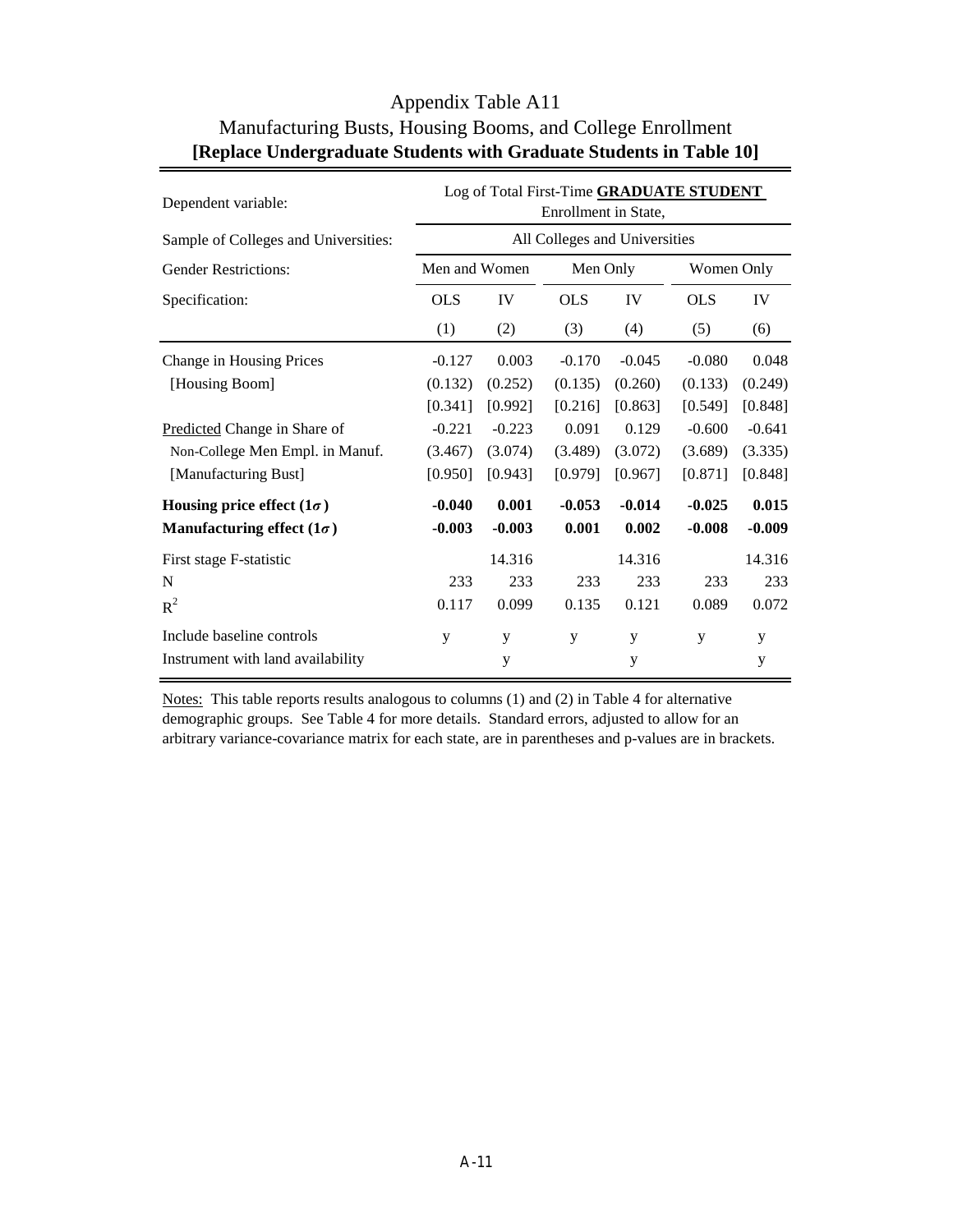# Appendix Table A11

## Manufacturing Busts, Housing Booms, and College Enrollment

**[Replace Undergraduate Students with Graduate Students in Table 10]**

| Dependent variable: | Log of Total First-Time **GRADUATE STUDENT** Enrollment in State, | | | | | |
|---|---|---|---|---|---|---|
| Sample of Colleges and Universities: | All Colleges and Universities | | | | | |
| Gender Restrictions: | Men and Women | | Men Only | | Women Only | |
| Specification: | OLS | IV | OLS | IV | OLS | IV |
| | (1) | (2) | (3) | (4) | (5) | (6) |
| Change in Housing Prices | -0.127 | 0.003 | -0.170 | -0.045 | -0.080 | 0.048 |
| [Housing Boom] | (0.132) | (0.252) | (0.135) | (0.260) | (0.133) | (0.249) |
| | [0.341] | [0.992] | [0.216] | [0.863] | [0.549] | [0.848] |
| Predicted Change in Share of | -0.221 | -0.223 | 0.091 | 0.129 | -0.600 | -0.641 |
| Non-College Men Empl. in Manuf. | (3.467) | (3.074) | (3.489) | (3.072) | (3.689) | (3.335) |
| [Manufacturing Bust] | [0.950] | [0.943] | [0.979] | [0.967] | [0.871] | [0.848] |
| **Housing price effect ($1\sigma$)** | **-0.040** | **0.001** | **-0.053** | **-0.014** | **-0.025** | **0.015** |
| **Manufacturing effect ($1\sigma$)** | **-0.003** | **-0.003** | **0.001** | **0.002** | **-0.008** | **-0.009** |
| First stage F-statistic | | 14.316 | | 14.316 | | 14.316 |
| N | 233 | 233 | 233 | 233 | 233 | 233 |
| $R^2$ | 0.117 | 0.099 | 0.135 | 0.121 | 0.089 | 0.072 |
| Include baseline controls | y | y | y | y | y | y |
| Instrument with land availability | | y | | y | | y |

Notes: This table reports results analogous to columns (1) and (2) in Table 4 for alternative demographic groups. See Table 4 for more details. Standard errors, adjusted to allow for an arbitrary variance-covariance matrix for each state, are in parentheses and p-values are in brackets.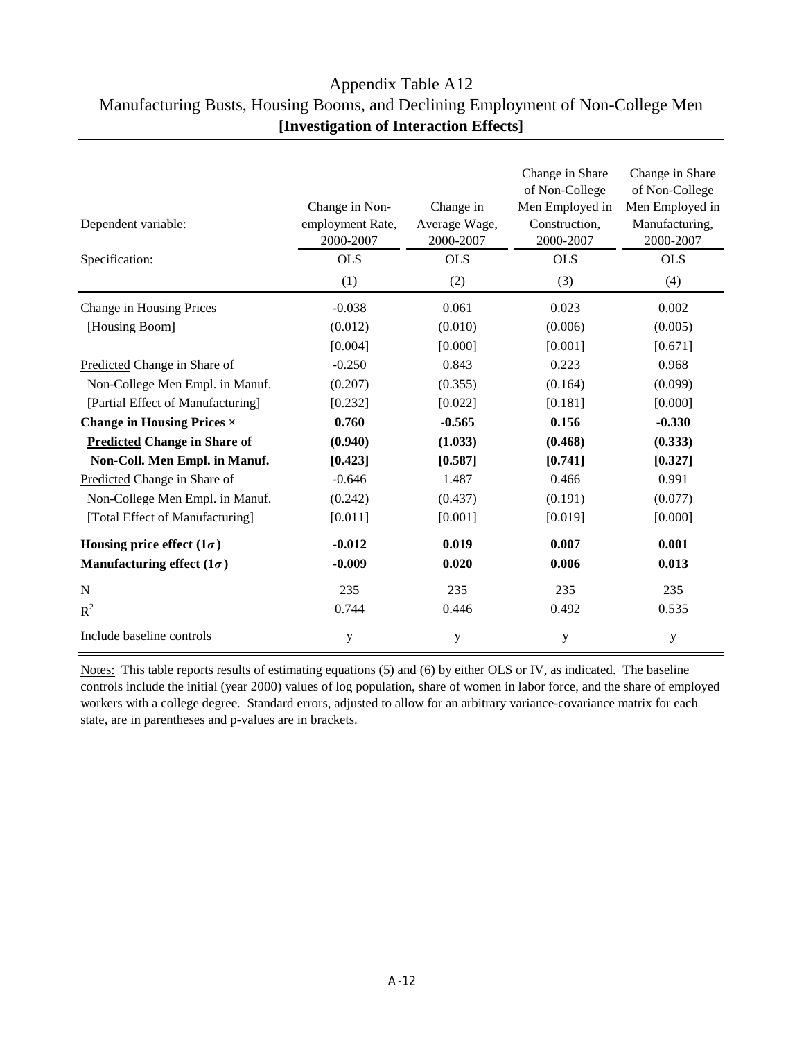# Appendix Table A12

## Manufacturing Busts, Housing Booms, and Declining Employment of Non-College Men

### **[Investigation of Interaction Effects]**

| Dependent variable: | Change in Non-employment Rate, 2000-2007 | Change in Average Wage, 2000-2007 | Change in Share of Non-College Men Employed in Construction, 2000-2007 | Change in Share of Non-College Men Employed in Manufacturing, 2000-2007 |
|---|---|---|---|---|
| Specification: | OLS | OLS | OLS | OLS |
| | (1) | (2) | (3) | (4) |
| Change in Housing Prices | -0.038 | 0.061 | 0.023 | 0.002 |
| [Housing Boom] | (0.012) | (0.010) | (0.006) | (0.005) |
| | [0.004] | [0.000] | [0.001] | [0.671] |
| Predicted Change in Share of | -0.250 | 0.843 | 0.223 | 0.968 |
| Non-College Men Empl. in Manuf. | (0.207) | (0.355) | (0.164) | (0.099) |
| [Partial Effect of Manufacturing] | [0.232] | [0.022] | [0.181] | [0.000] |
| **Change in Housing Prices ×** | **0.760** | **-0.565** | **0.156** | **-0.330** |
| **Predicted Change in Share of** | **(0.940)** | **(1.033)** | **(0.468)** | **(0.333)** |
| **Non-Coll. Men Empl. in Manuf.** | **[0.423]** | **[0.587]** | **[0.741]** | **[0.327]** |
| Predicted Change in Share of | -0.646 | 1.487 | 0.466 | 0.991 |
| Non-College Men Empl. in Manuf. | (0.242) | (0.437) | (0.191) | (0.077) |
| [Total Effect of Manufacturing] | [0.011] | [0.001] | [0.019] | [0.000] |
| **Housing price effect ($1\sigma$)** | **-0.012** | **0.019** | **0.007** | **0.001** |
| **Manufacturing effect ($1\sigma$)** | **-0.009** | **0.020** | **0.006** | **0.013** |
| N | 235 | 235 | 235 | 235 |
| $R^2$ | 0.744 | 0.446 | 0.492 | 0.535 |
| Include baseline controls | y | y | y | y |

Notes: This table reports results of estimating equations (5) and (6) by either OLS or IV, as indicated. The baseline controls include the initial (year 2000) values of log population, share of women in labor force, and the share of employed workers with a college degree. Standard errors, adjusted to allow for an arbitrary variance-covariance matrix for each state, are in parentheses and p-values are in brackets.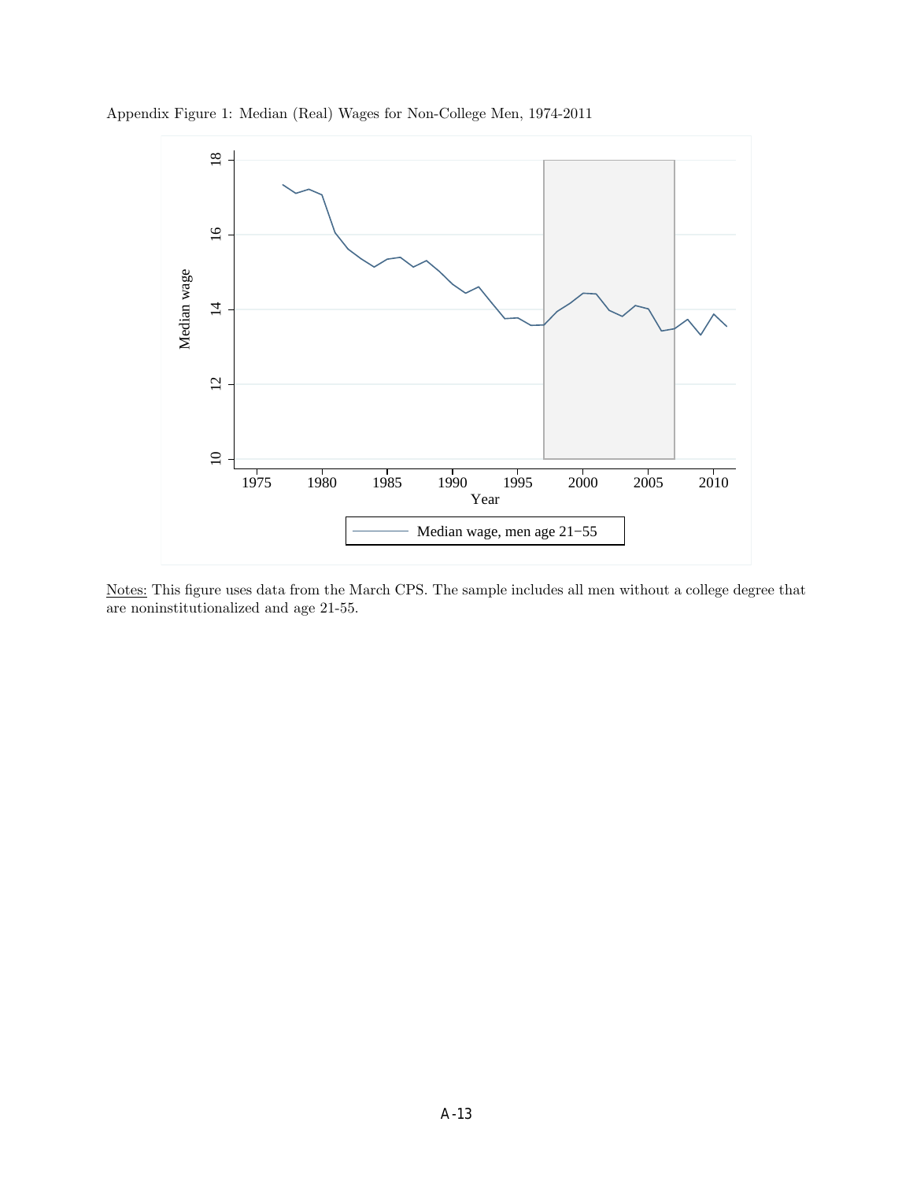Appendix Figure 1: Median (Real) Wages for Non-College Men, 1974-2011

Notes: This figure uses data from the March CPS. The sample includes all men without a college degree that are noninstitutionalized and age 21-55.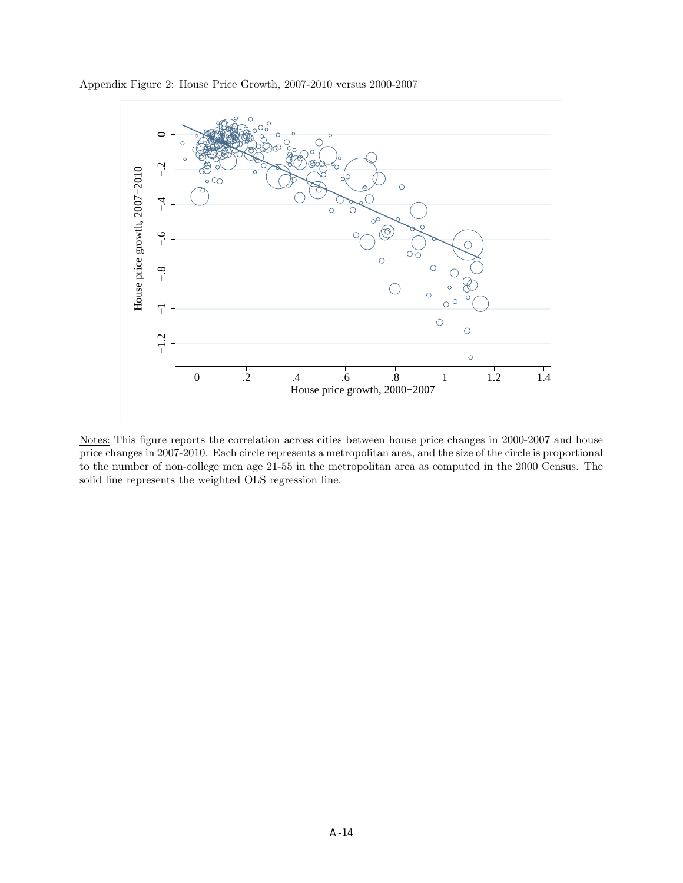Appendix Figure 2: House Price Growth, 2007-2010 versus 2000-2007

Notes: This figure reports the correlation across cities between house price changes in 2000-2007 and house price changes in 2007-2010. Each circle represents a metropolitan area, and the size of the circle is proportional to the number of non-college men age 21-55 in the metropolitan area as computed in the 2000 Census. The solid line represents the weighted OLS regression line.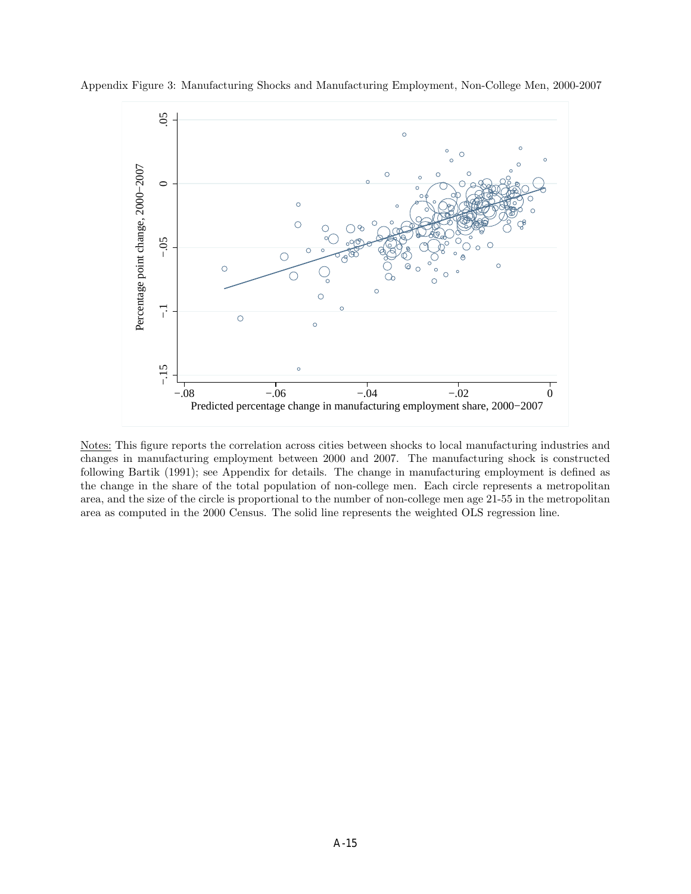Appendix Figure 3: Manufacturing Shocks and Manufacturing Employment, Non-College Men, 2000-2007

Notes: This figure reports the correlation across cities between shocks to local manufacturing industries and changes in manufacturing employment between 2000 and 2007. The manufacturing shock is constructed following Bartik (1991); see Appendix for details. The change in manufacturing employment is defined as the change in the share of the total population of non-college men. Each circle represents a metropolitan area, and the size of the circle is proportional to the number of non-college men age 21-55 in the metropolitan area as computed in the 2000 Census. The solid line represents the weighted OLS regression line.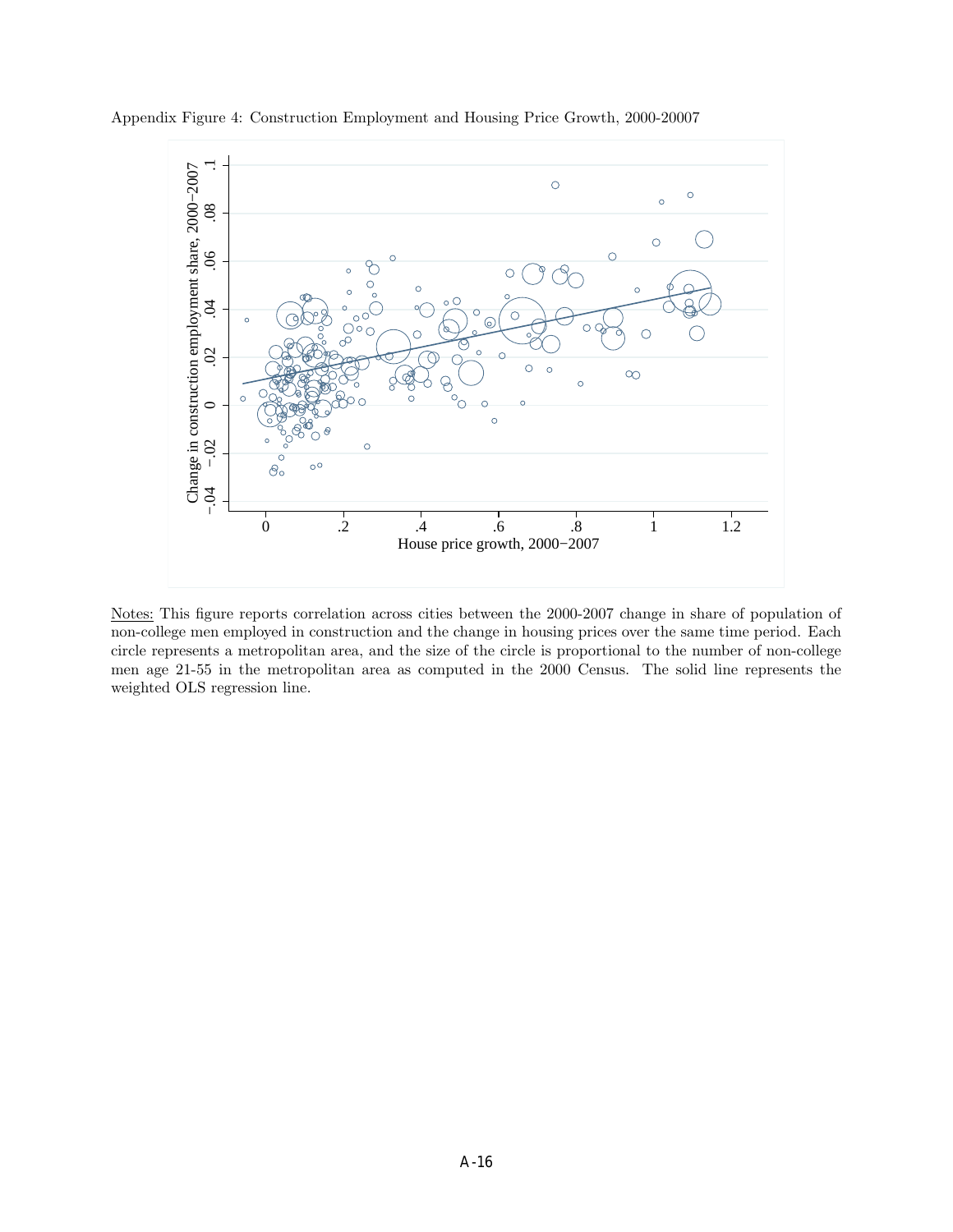Appendix Figure 4: Construction Employment and Housing Price Growth, 2000-20007

Notes: This figure reports correlation across cities between the 2000-2007 change in share of population of non-college men employed in construction and the change in housing prices over the same time period. Each circle represents a metropolitan area, and the size of the circle is proportional to the number of non-college men age 21-55 in the metropolitan area as computed in the 2000 Census. The solid line represents the weighted OLS regression line.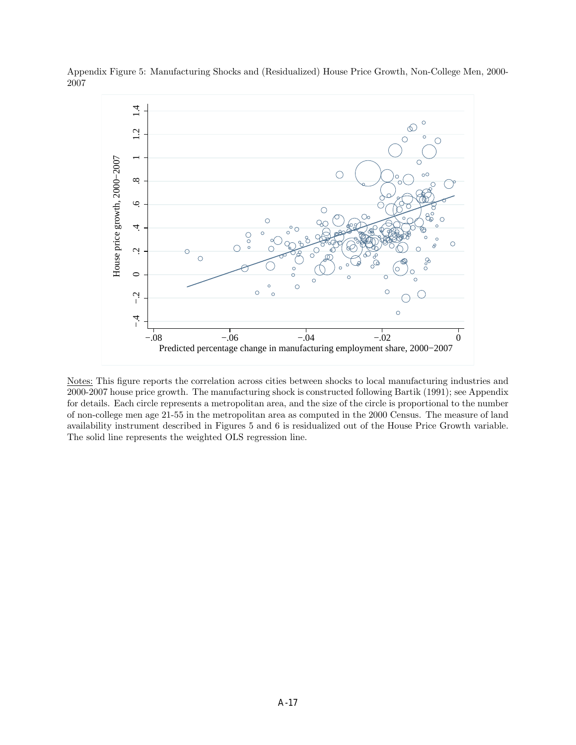Appendix Figure 5: Manufacturing Shocks and (Residualized) House Price Growth, Non-College Men, 2000-2007

Notes: This figure reports the correlation across cities between shocks to local manufacturing industries and 2000-2007 house price growth. The manufacturing shock is constructed following Bartik (1991); see Appendix for details. Each circle represents a metropolitan area, and the size of the circle is proportional to the number of non-college men age 21-55 in the metropolitan area as computed in the 2000 Census. The measure of land availability instrument described in Figures 5 and 6 is residualized out of the House Price Growth variable. The solid line represents the weighted OLS regression line.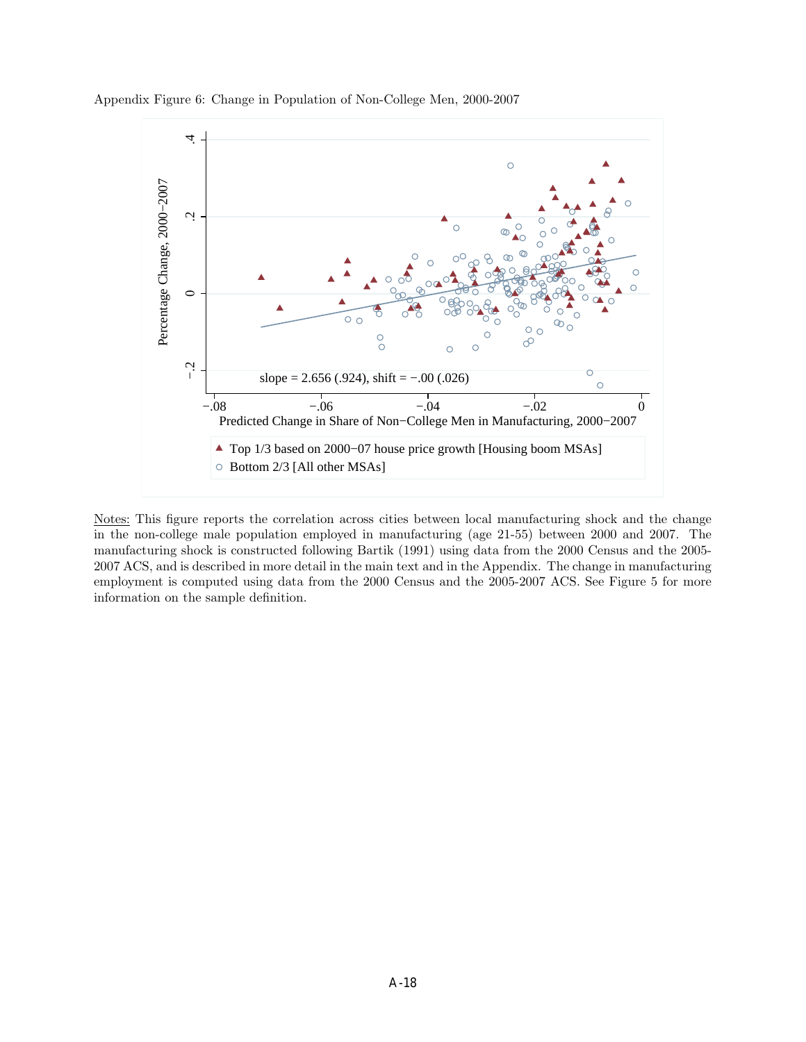Appendix Figure 6: Change in Population of Non-College Men, 2000-2007

Percentage Change, 2000−2007

.4

.2

0

−.2

slope = 2.656 (.924), shift = −.00 (.026)

−.08 −.06 −.04 −.02 0

Predicted Change in Share of Non−College Men in Manufacturing, 2000−2007

Top 1/3 based on 2000−07 house price growth [Housing boom MSAs]

Bottom 2/3 [All other MSAs]

Notes: This figure reports the correlation across cities between local manufacturing shock and the change in the non-college male population employed in manufacturing (age 21-55) between 2000 and 2007. The manufacturing shock is constructed following Bartik (1991) using data from the 2000 Census and the 2005-2007 ACS, and is described in more detail in the main text and in the Appendix. The change in manufacturing employment is computed using data from the 2000 Census and the 2005-2007 ACS. See Figure 5 for more information on the sample definition.